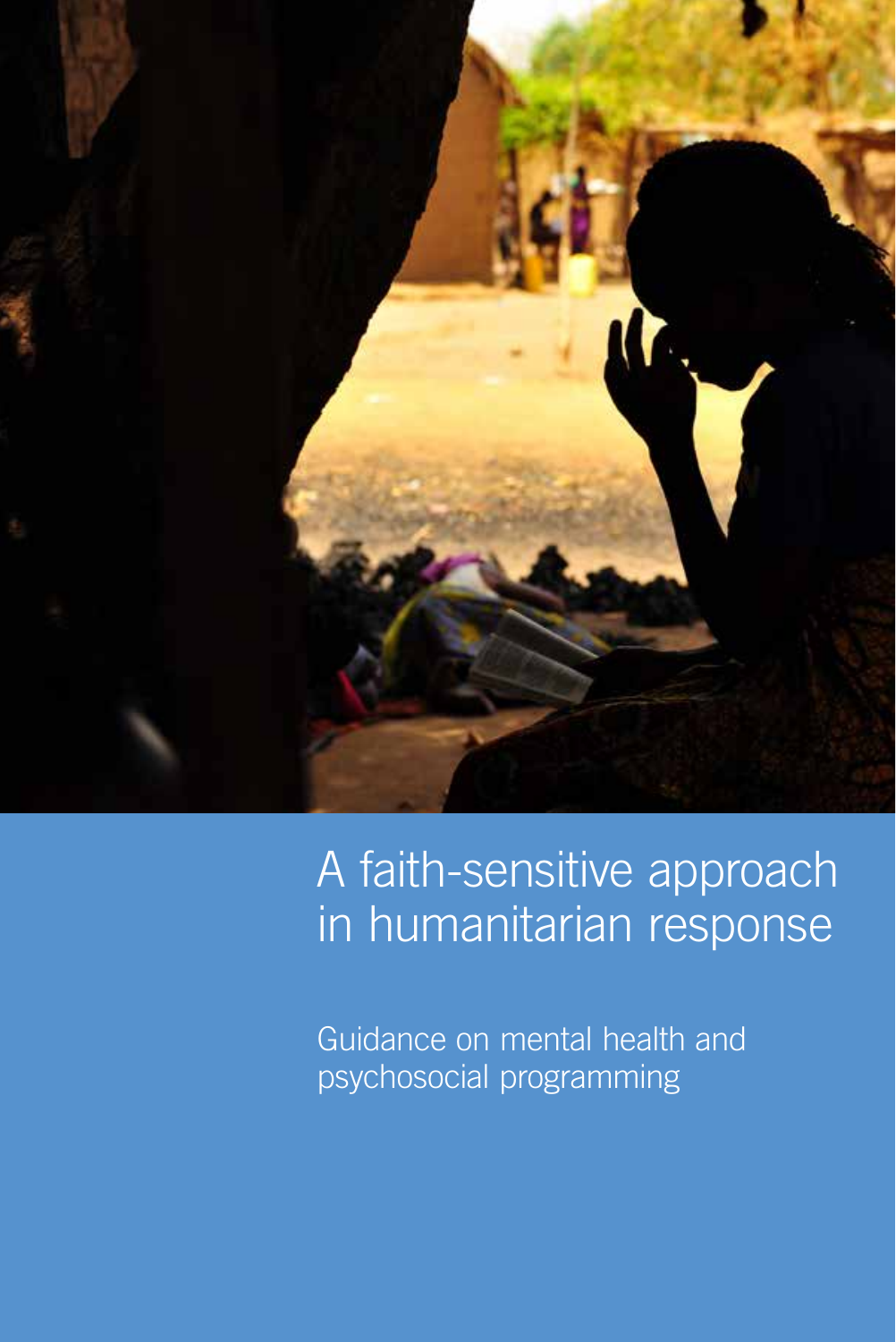# A faith-sensitive approach in humanitarian response

Guidance on mental health and psychosocial programming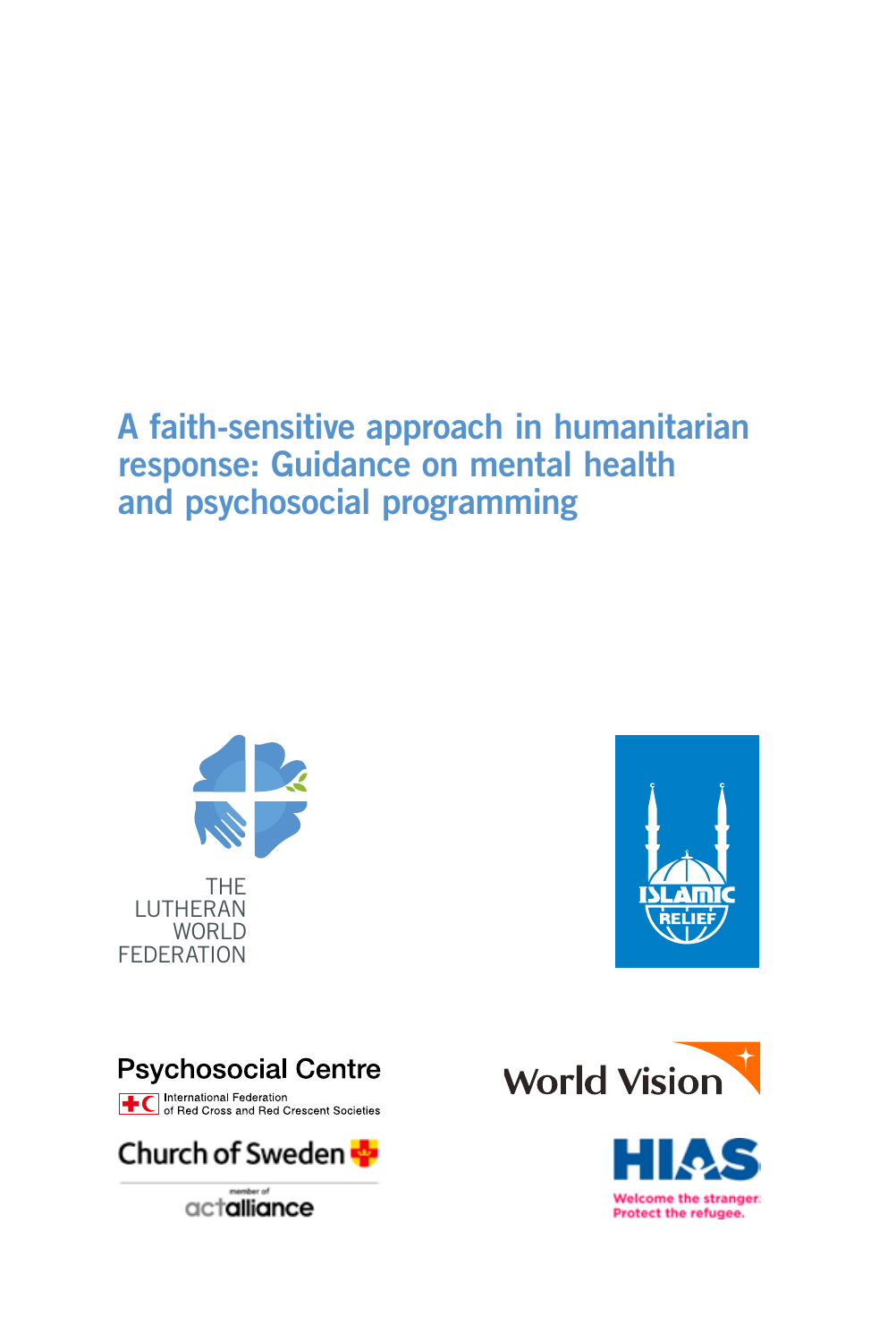# A faith-sensitive approach in humanitarian response: Guidance on mental health and psychosocial programming

THE LUTHERAN WORLD FEDERATION

ISLAMIC RELIEF

Psychosocial Centre

International Federation of Red Cross and Red Crescent Societies

World Vision

Church of Sweden

member of actalliance

HIAS

Welcome the stranger. Protect the refugee.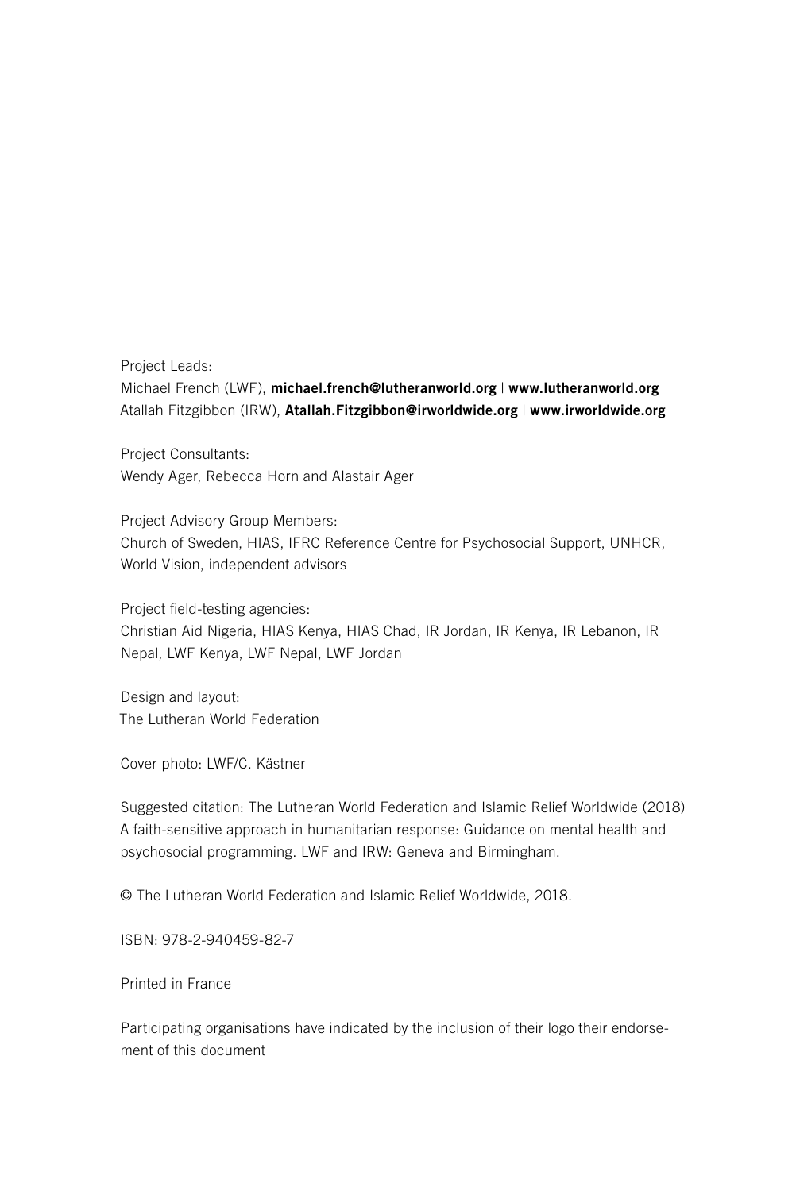Project Leads:
Michael French (LWF), **michael.french@lutheranworld.org** | **www.lutheranworld.org**
Atallah Fitzgibbon (IRW), **Atallah.Fitzgibbon@irworldwide.org** | **www.irworldwide.org**

Project Consultants:
Wendy Ager, Rebecca Horn and Alastair Ager

Project Advisory Group Members:
Church of Sweden, HIAS, IFRC Reference Centre for Psychosocial Support, UNHCR, World Vision, independent advisors

Project field-testing agencies:
Christian Aid Nigeria, HIAS Kenya, HIAS Chad, IR Jordan, IR Kenya, IR Lebanon, IR Nepal, LWF Kenya, LWF Nepal, LWF Jordan

Design and layout:
The Lutheran World Federation

Cover photo: LWF/C. Kästner

Suggested citation: The Lutheran World Federation and Islamic Relief Worldwide (2018) A faith-sensitive approach in humanitarian response: Guidance on mental health and psychosocial programming. LWF and IRW: Geneva and Birmingham.

© The Lutheran World Federation and Islamic Relief Worldwide, 2018.

ISBN: 978-2-940459-82-7

Printed in France

Participating organisations have indicated by the inclusion of their logo their endorsement of this document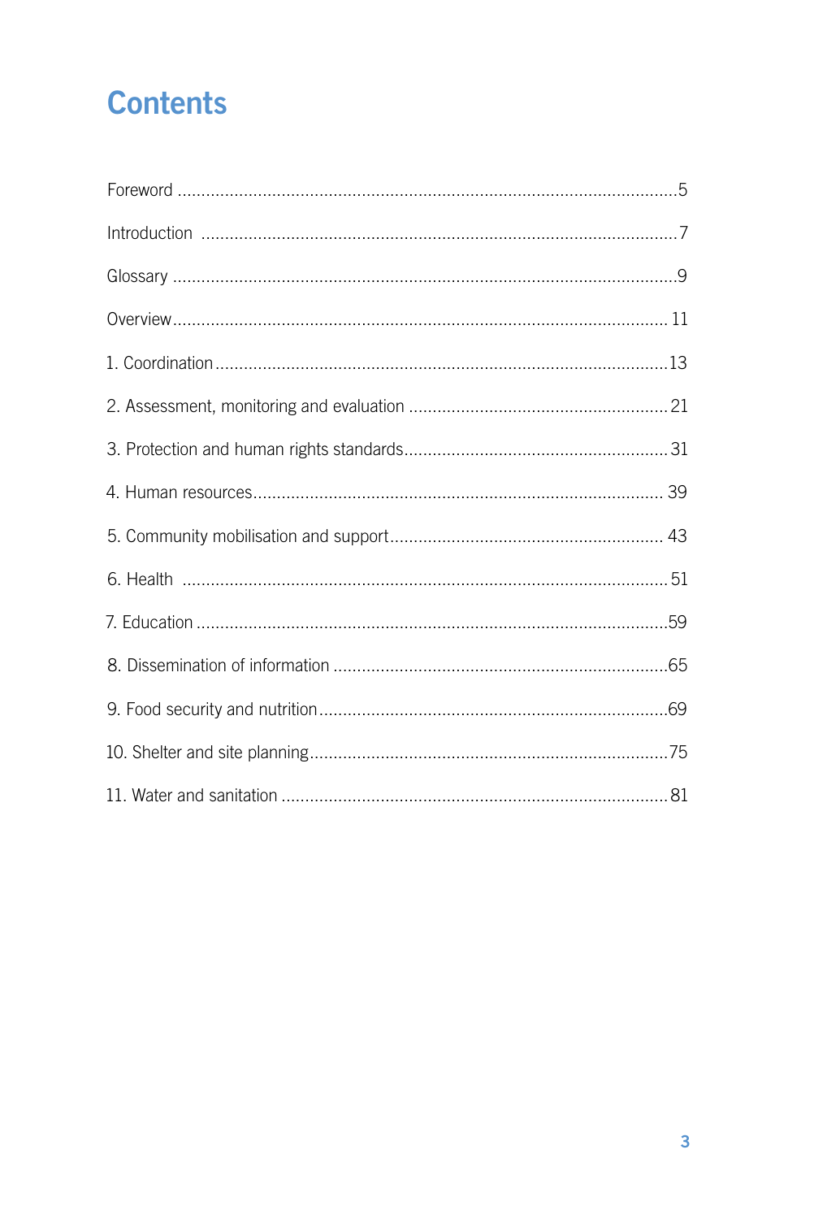# Contents

Foreword ........................................................................................................5

Introduction ....................................................................................................7

Glossary ........................................................................................................9

Overview....................................................................................................... 11

1. Coordination...............................................................................................13

2. Assessment, monitoring and evaluation ......................................................21

3. Protection and human rights standards.......................................................31

4. Human resources...................................................................................... 39

5. Community mobilisation and support......................................................... 43

6. Health .....................................................................................................51

7. Education ..................................................................................................59

8. Dissemination of information .....................................................................65

9. Food security and nutrition.........................................................................69

10. Shelter and site planning..........................................................................75

11. Water and sanitation ................................................................................81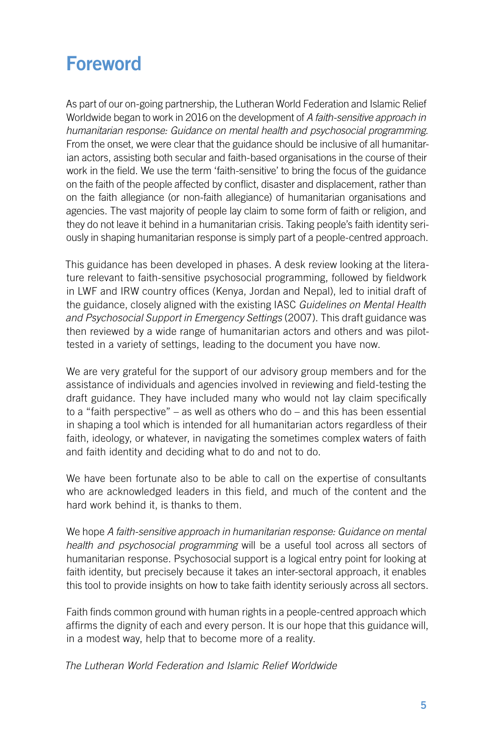# Foreword

As part of our on-going partnership, the Lutheran World Federation and Islamic Relief Worldwide began to work in 2016 on the development of *A faith-sensitive approach in humanitarian response: Guidance on mental health and psychosocial programming*. From the onset, we were clear that the guidance should be inclusive of all humanitarian actors, assisting both secular and faith-based organisations in the course of their work in the field. We use the term 'faith-sensitive' to bring the focus of the guidance on the faith of the people affected by conflict, disaster and displacement, rather than on the faith allegiance (or non-faith allegiance) of humanitarian organisations and agencies. The vast majority of people lay claim to some form of faith or religion, and they do not leave it behind in a humanitarian crisis. Taking people's faith identity seriously in shaping humanitarian response is simply part of a people-centred approach.

This guidance has been developed in phases. A desk review looking at the literature relevant to faith-sensitive psychosocial programming, followed by fieldwork in LWF and IRW country offices (Kenya, Jordan and Nepal), led to initial draft of the guidance, closely aligned with the existing IASC *Guidelines on Mental Health and Psychosocial Support in Emergency Settings* (2007). This draft guidance was then reviewed by a wide range of humanitarian actors and others and was pilot-tested in a variety of settings, leading to the document you have now.

We are very grateful for the support of our advisory group members and for the assistance of individuals and agencies involved in reviewing and field-testing the draft guidance. They have included many who would not lay claim specifically to a "faith perspective" – as well as others who do – and this has been essential in shaping a tool which is intended for all humanitarian actors regardless of their faith, ideology, or whatever, in navigating the sometimes complex waters of faith and faith identity and deciding what to do and not to do.

We have been fortunate also to be able to call on the expertise of consultants who are acknowledged leaders in this field, and much of the content and the hard work behind it, is thanks to them.

We hope *A faith-sensitive approach in humanitarian response: Guidance on mental health and psychosocial programming* will be a useful tool across all sectors of humanitarian response. Psychosocial support is a logical entry point for looking at faith identity, but precisely because it takes an inter-sectoral approach, it enables this tool to provide insights on how to take faith identity seriously across all sectors.

Faith finds common ground with human rights in a people-centred approach which affirms the dignity of each and every person. It is our hope that this guidance will, in a modest way, help that to become more of a reality.

*The Lutheran World Federation and Islamic Relief Worldwide*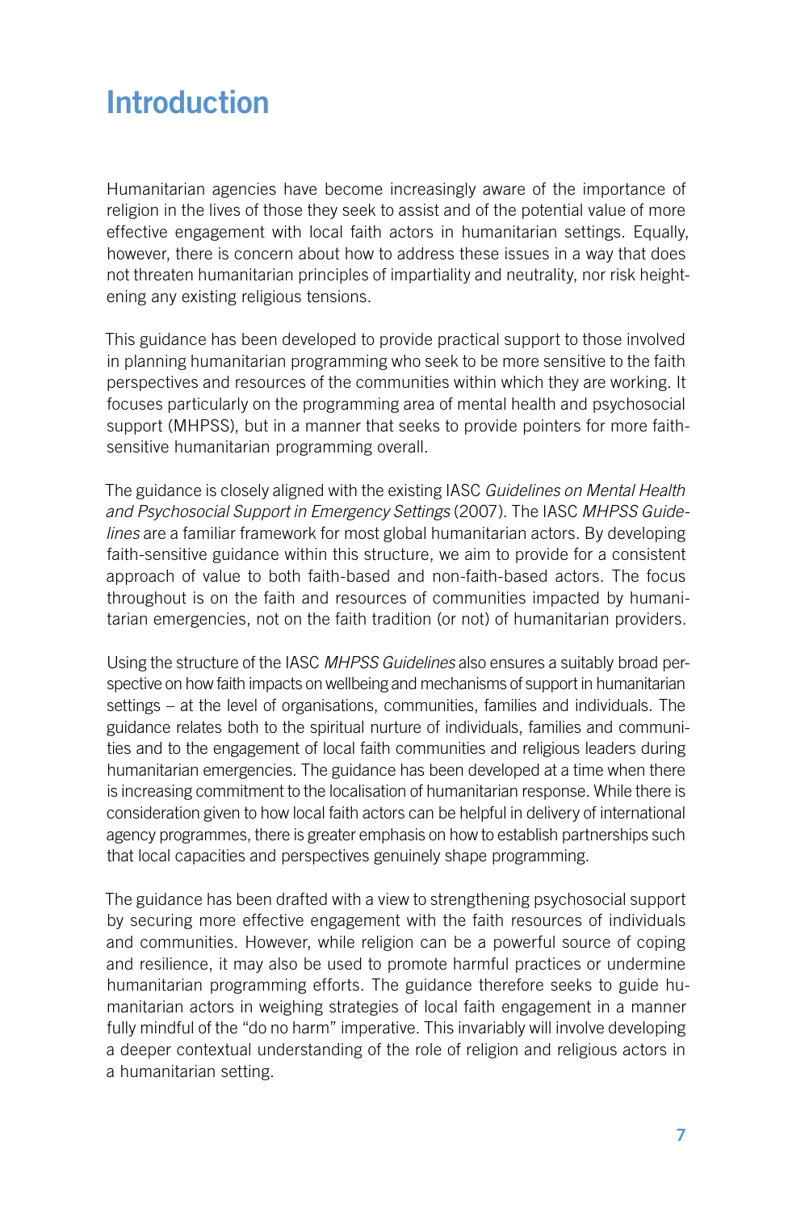# Introduction

Humanitarian agencies have become increasingly aware of the importance of religion in the lives of those they seek to assist and of the potential value of more effective engagement with local faith actors in humanitarian settings. Equally, however, there is concern about how to address these issues in a way that does not threaten humanitarian principles of impartiality and neutrality, nor risk heightening any existing religious tensions.

This guidance has been developed to provide practical support to those involved in planning humanitarian programming who seek to be more sensitive to the faith perspectives and resources of the communities within which they are working. It focuses particularly on the programming area of mental health and psychosocial support (MHPSS), but in a manner that seeks to provide pointers for more faith-sensitive humanitarian programming overall.

The guidance is closely aligned with the existing IASC *Guidelines on Mental Health and Psychosocial Support in Emergency Settings* (2007). The IASC *MHPSS Guidelines* are a familiar framework for most global humanitarian actors. By developing faith-sensitive guidance within this structure, we aim to provide for a consistent approach of value to both faith-based and non-faith-based actors. The focus throughout is on the faith and resources of communities impacted by humanitarian emergencies, not on the faith tradition (or not) of humanitarian providers.

Using the structure of the IASC *MHPSS Guidelines* also ensures a suitably broad perspective on how faith impacts on wellbeing and mechanisms of support in humanitarian settings – at the level of organisations, communities, families and individuals. The guidance relates both to the spiritual nurture of individuals, families and communities and to the engagement of local faith communities and religious leaders during humanitarian emergencies. The guidance has been developed at a time when there is increasing commitment to the localisation of humanitarian response. While there is consideration given to how local faith actors can be helpful in delivery of international agency programmes, there is greater emphasis on how to establish partnerships such that local capacities and perspectives genuinely shape programming.

The guidance has been drafted with a view to strengthening psychosocial support by securing more effective engagement with the faith resources of individuals and communities. However, while religion can be a powerful source of coping and resilience, it may also be used to promote harmful practices or undermine humanitarian programming efforts. The guidance therefore seeks to guide humanitarian actors in weighing strategies of local faith engagement in a manner fully mindful of the "do no harm" imperative. This invariably will involve developing a deeper contextual understanding of the role of religion and religious actors in a humanitarian setting.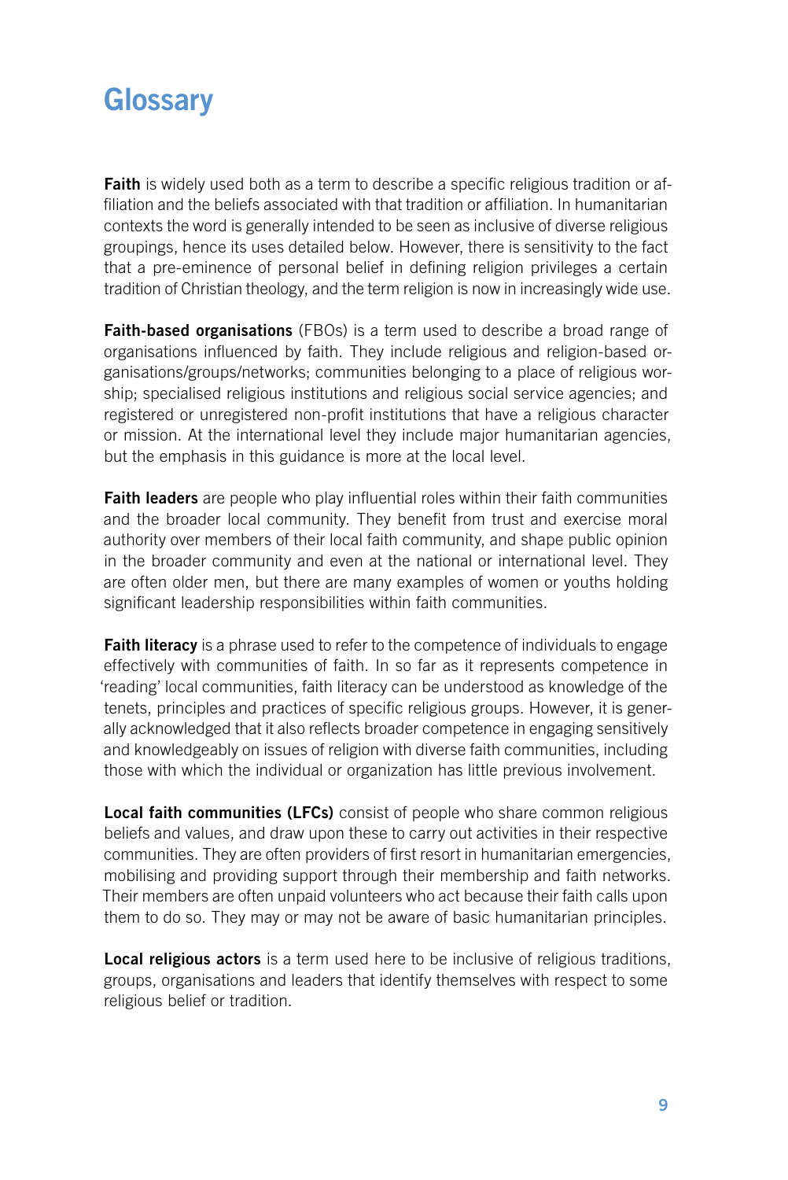# Glossary

**Faith** is widely used both as a term to describe a specific religious tradition or affiliation and the beliefs associated with that tradition or affiliation. In humanitarian contexts the word is generally intended to be seen as inclusive of diverse religious groupings, hence its uses detailed below. However, there is sensitivity to the fact that a pre-eminence of personal belief in defining religion privileges a certain tradition of Christian theology, and the term religion is now in increasingly wide use.

**Faith-based organisations** (FBOs) is a term used to describe a broad range of organisations influenced by faith. They include religious and religion-based organisations/groups/networks; communities belonging to a place of religious worship; specialised religious institutions and religious social service agencies; and registered or unregistered non-profit institutions that have a religious character or mission. At the international level they include major humanitarian agencies, but the emphasis in this guidance is more at the local level.

**Faith leaders** are people who play influential roles within their faith communities and the broader local community. They benefit from trust and exercise moral authority over members of their local faith community, and shape public opinion in the broader community and even at the national or international level. They are often older men, but there are many examples of women or youths holding significant leadership responsibilities within faith communities.

**Faith literacy** is a phrase used to refer to the competence of individuals to engage effectively with communities of faith. In so far as it represents competence in 'reading' local communities, faith literacy can be understood as knowledge of the tenets, principles and practices of specific religious groups. However, it is generally acknowledged that it also reflects broader competence in engaging sensitively and knowledgeably on issues of religion with diverse faith communities, including those with which the individual or organization has little previous involvement.

**Local faith communities (LFCs)** consist of people who share common religious beliefs and values, and draw upon these to carry out activities in their respective communities. They are often providers of first resort in humanitarian emergencies, mobilising and providing support through their membership and faith networks. Their members are often unpaid volunteers who act because their faith calls upon them to do so. They may or may not be aware of basic humanitarian principles.

**Local religious actors** is a term used here to be inclusive of religious traditions, groups, organisations and leaders that identify themselves with respect to some religious belief or tradition.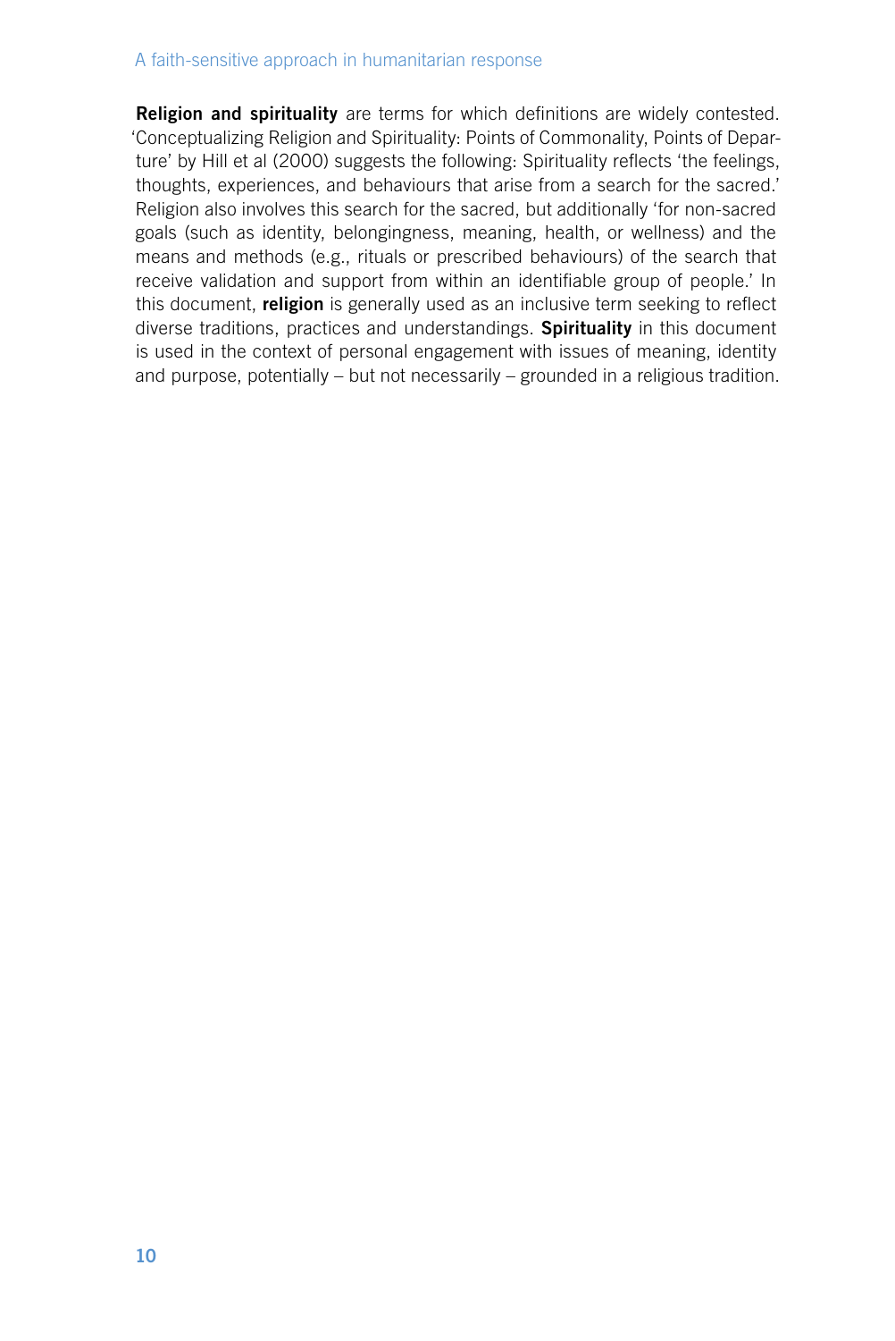**Religion and spirituality** are terms for which definitions are widely contested. 'Conceptualizing Religion and Spirituality: Points of Commonality, Points of Departure' by Hill et al (2000) suggests the following: Spirituality reflects 'the feelings, thoughts, experiences, and behaviours that arise from a search for the sacred.' Religion also involves this search for the sacred, but additionally 'for non-sacred goals (such as identity, belongingness, meaning, health, or wellness) and the means and methods (e.g., rituals or prescribed behaviours) of the search that receive validation and support from within an identifiable group of people.' In this document, **religion** is generally used as an inclusive term seeking to reflect diverse traditions, practices and understandings. **Spirituality** in this document is used in the context of personal engagement with issues of meaning, identity and purpose, potentially – but not necessarily – grounded in a religious tradition.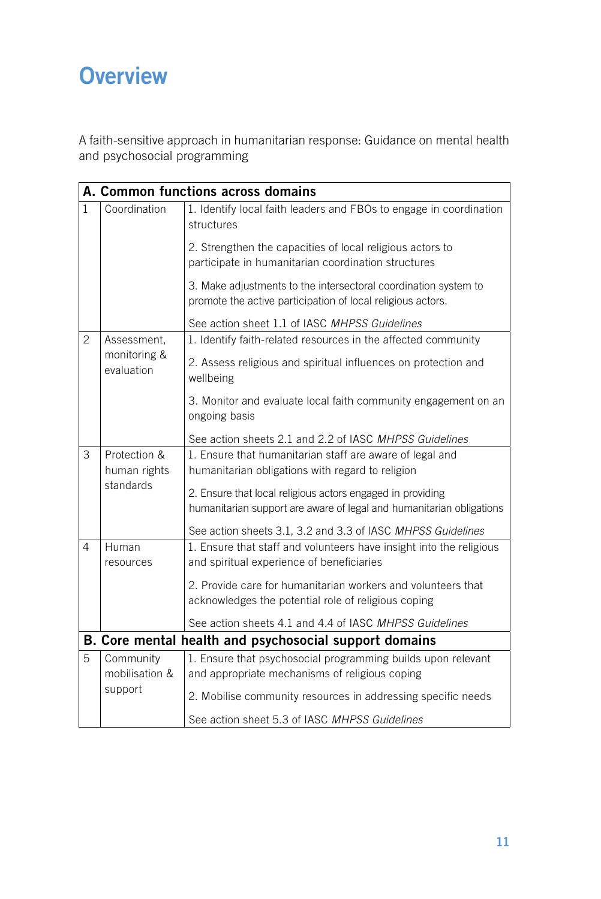# Overview

A faith-sensitive approach in humanitarian response: Guidance on mental health and psychosocial programming

| | | |
|---|---|---|
| **A. Common functions across domains** | | |
| 1 | Coordination | 1. Identify local faith leaders and FBOs to engage in coordination structures<br><br>2. Strengthen the capacities of local religious actors to participate in humanitarian coordination structures<br><br>3. Make adjustments to the intersectoral coordination system to promote the active participation of local religious actors.<br><br>See action sheet 1.1 of IASC *MHPSS Guidelines* |
| 2 | Assessment, monitoring & evaluation | 1. Identify faith-related resources in the affected community<br><br>2. Assess religious and spiritual influences on protection and wellbeing<br><br>3. Monitor and evaluate local faith community engagement on an ongoing basis<br><br>See action sheets 2.1 and 2.2 of IASC *MHPSS Guidelines* |
| 3 | Protection & human rights standards | 1. Ensure that humanitarian staff are aware of legal and humanitarian obligations with regard to religion<br><br>2. Ensure that local religious actors engaged in providing humanitarian support are aware of legal and humanitarian obligations<br><br>See action sheets 3.1, 3.2 and 3.3 of IASC *MHPSS Guidelines* |
| 4 | Human resources | 1. Ensure that staff and volunteers have insight into the religious and spiritual experience of beneficiaries<br><br>2. Provide care for humanitarian workers and volunteers that acknowledges the potential role of religious coping<br><br>See action sheets 4.1 and 4.4 of IASC *MHPSS Guidelines* |
| **B. Core mental health and psychosocial support domains** | | |
| 5 | Community mobilisation & support | 1. Ensure that psychosocial programming builds upon relevant and appropriate mechanisms of religious coping<br><br>2. Mobilise community resources in addressing specific needs<br><br>See action sheet 5.3 of IASC *MHPSS Guidelines* |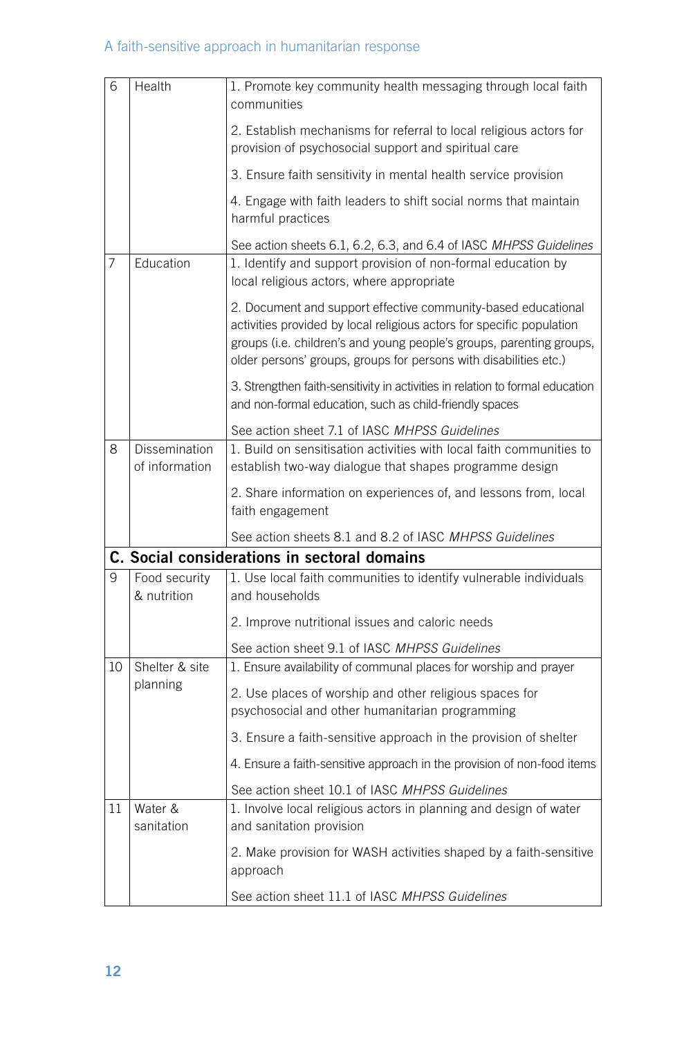| | | |
|---|---|---|
| 6 | Health | 1. Promote key community health messaging through local faith communities<br><br>2. Establish mechanisms for referral to local religious actors for provision of psychosocial support and spiritual care<br><br>3. Ensure faith sensitivity in mental health service provision<br><br>4. Engage with faith leaders to shift social norms that maintain harmful practices<br><br>See action sheets 6.1, 6.2, 6.3, and 6.4 of IASC *MHPSS Guidelines* |
| 7 | Education | 1. Identify and support provision of non-formal education by local religious actors, where appropriate<br><br>2. Document and support effective community-based educational activities provided by local religious actors for specific population groups (i.e. children's and young people's groups, parenting groups, older persons' groups, groups for persons with disabilities etc.)<br><br>3. Strengthen faith-sensitivity in activities in relation to formal education and non-formal education, such as child-friendly spaces<br><br>See action sheet 7.1 of IASC *MHPSS Guidelines* |
| 8 | Dissemination of information | 1. Build on sensitisation activities with local faith communities to establish two-way dialogue that shapes programme design<br><br>2. Share information on experiences of, and lessons from, local faith engagement<br><br>See action sheets 8.1 and 8.2 of IASC *MHPSS Guidelines* |
| **C. Social considerations in sectoral domains** | | |
| 9 | Food security & nutrition | 1. Use local faith communities to identify vulnerable individuals and households<br><br>2. Improve nutritional issues and caloric needs<br><br>See action sheet 9.1 of IASC *MHPSS Guidelines* |
| 10 | Shelter & site planning | 1. Ensure availability of communal places for worship and prayer<br><br>2. Use places of worship and other religious spaces for psychosocial and other humanitarian programming<br><br>3. Ensure a faith-sensitive approach in the provision of shelter<br><br>4. Ensure a faith-sensitive approach in the provision of non-food items<br><br>See action sheet 10.1 of IASC *MHPSS Guidelines* |
| 11 | Water & sanitation | 1. Involve local religious actors in planning and design of water and sanitation provision<br><br>2. Make provision for WASH activities shaped by a faith-sensitive approach<br><br>See action sheet 11.1 of IASC *MHPSS Guidelines* |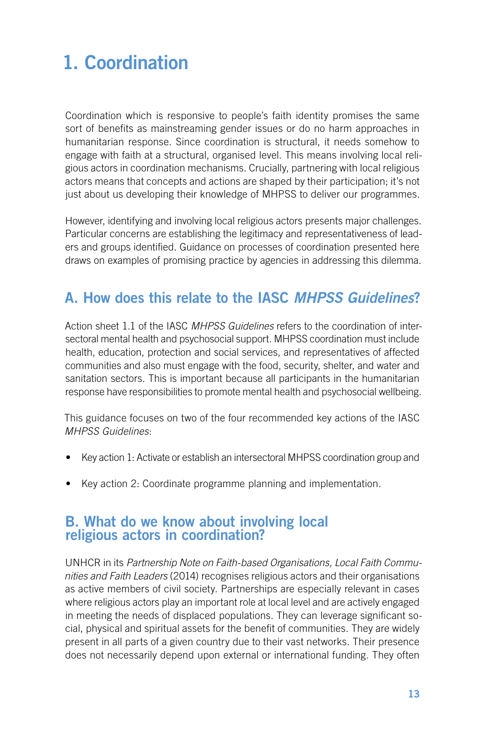# 1. Coordination

Coordination which is responsive to people's faith identity promises the same sort of benefits as mainstreaming gender issues or do no harm approaches in humanitarian response. Since coordination is structural, it needs somehow to engage with faith at a structural, organised level. This means involving local religious actors in coordination mechanisms. Crucially, partnering with local religious actors means that concepts and actions are shaped by their participation; it's not just about us developing their knowledge of MHPSS to deliver our programmes.

However, identifying and involving local religious actors presents major challenges. Particular concerns are establishing the legitimacy and representativeness of leaders and groups identified. Guidance on processes of coordination presented here draws on examples of promising practice by agencies in addressing this dilemma.

## A. How does this relate to the IASC *MHPSS Guidelines*?

Action sheet 1.1 of the IASC *MHPSS Guidelines* refers to the coordination of intersectoral mental health and psychosocial support. MHPSS coordination must include health, education, protection and social services, and representatives of affected communities and also must engage with the food, security, shelter, and water and sanitation sectors. This is important because all participants in the humanitarian response have responsibilities to promote mental health and psychosocial wellbeing.

This guidance focuses on two of the four recommended key actions of the IASC *MHPSS Guidelines*:

- Key action 1: Activate or establish an intersectoral MHPSS coordination group and
- Key action 2: Coordinate programme planning and implementation.

## B. What do we know about involving local religious actors in coordination?

UNHCR in its *Partnership Note on Faith-based Organisations, Local Faith Communities and Faith Leaders* (2014) recognises religious actors and their organisations as active members of civil society. Partnerships are especially relevant in cases where religious actors play an important role at local level and are actively engaged in meeting the needs of displaced populations. They can leverage significant social, physical and spiritual assets for the benefit of communities. They are widely present in all parts of a given country due to their vast networks. Their presence does not necessarily depend upon external or international funding. They often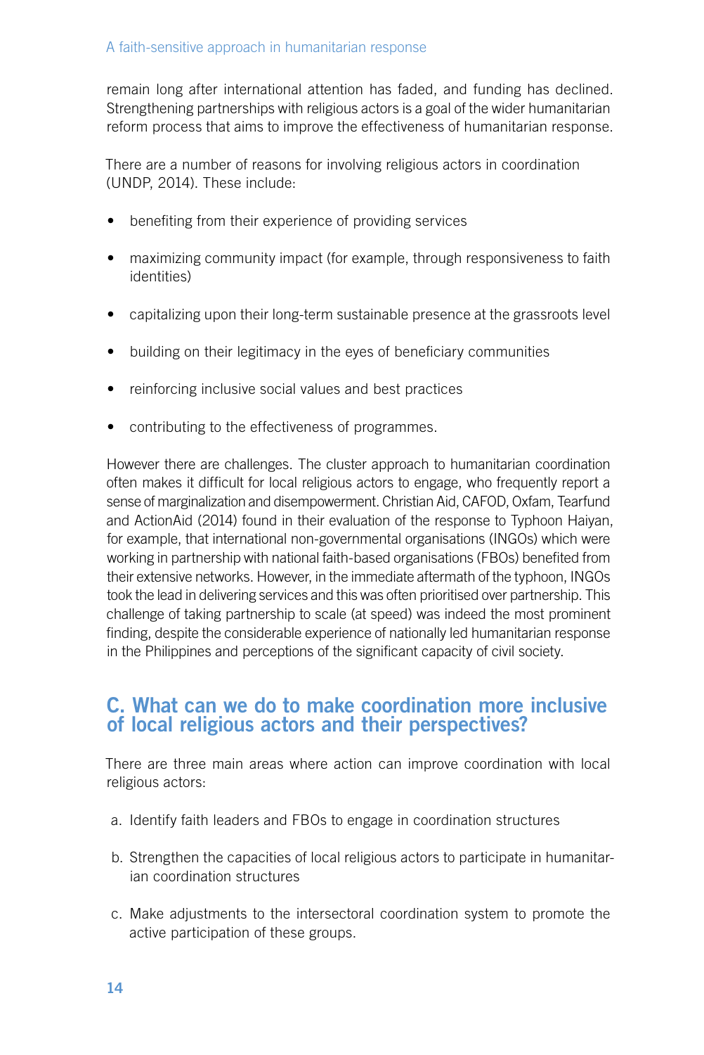remain long after international attention has faded, and funding has declined. Strengthening partnerships with religious actors is a goal of the wider humanitarian reform process that aims to improve the effectiveness of humanitarian response.

There are a number of reasons for involving religious actors in coordination (UNDP, 2014). These include:

- benefiting from their experience of providing services
- maximizing community impact (for example, through responsiveness to faith identities)
- capitalizing upon their long-term sustainable presence at the grassroots level
- building on their legitimacy in the eyes of beneficiary communities
- reinforcing inclusive social values and best practices
- contributing to the effectiveness of programmes.

However there are challenges. The cluster approach to humanitarian coordination often makes it difficult for local religious actors to engage, who frequently report a sense of marginalization and disempowerment. Christian Aid, CAFOD, Oxfam, Tearfund and ActionAid (2014) found in their evaluation of the response to Typhoon Haiyan, for example, that international non-governmental organisations (INGOs) which were working in partnership with national faith-based organisations (FBOs) benefited from their extensive networks. However, in the immediate aftermath of the typhoon, INGOs took the lead in delivering services and this was often prioritised over partnership. This challenge of taking partnership to scale (at speed) was indeed the most prominent finding, despite the considerable experience of nationally led humanitarian response in the Philippines and perceptions of the significant capacity of civil society.

## C. What can we do to make coordination more inclusive of local religious actors and their perspectives?

There are three main areas where action can improve coordination with local religious actors:

a. Identify faith leaders and FBOs to engage in coordination structures

b. Strengthen the capacities of local religious actors to participate in humanitarian coordination structures

c. Make adjustments to the intersectoral coordination system to promote the active participation of these groups.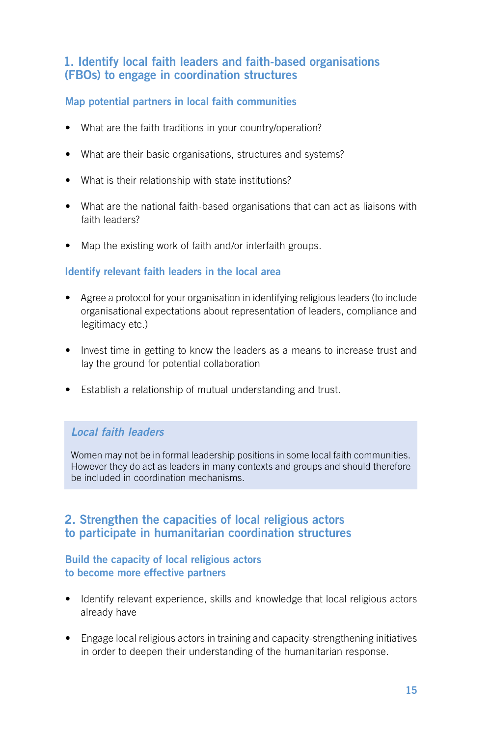## 1. Identify local faith leaders and faith-based organisations (FBOs) to engage in coordination structures

### Map potential partners in local faith communities

- What are the faith traditions in your country/operation?
- What are their basic organisations, structures and systems?
- What is their relationship with state institutions?
- What are the national faith-based organisations that can act as liaisons with faith leaders?
- Map the existing work of faith and/or interfaith groups.

### Identify relevant faith leaders in the local area

- Agree a protocol for your organisation in identifying religious leaders (to include organisational expectations about representation of leaders, compliance and legitimacy etc.)
- Invest time in getting to know the leaders as a means to increase trust and lay the ground for potential collaboration
- Establish a relationship of mutual understanding and trust.

> ***Local faith leaders***
>
> Women may not be in formal leadership positions in some local faith communities. However they do act as leaders in many contexts and groups and should therefore be included in coordination mechanisms.

## 2. Strengthen the capacities of local religious actors to participate in humanitarian coordination structures

### Build the capacity of local religious actors to become more effective partners

- Identify relevant experience, skills and knowledge that local religious actors already have
- Engage local religious actors in training and capacity-strengthening initiatives in order to deepen their understanding of the humanitarian response.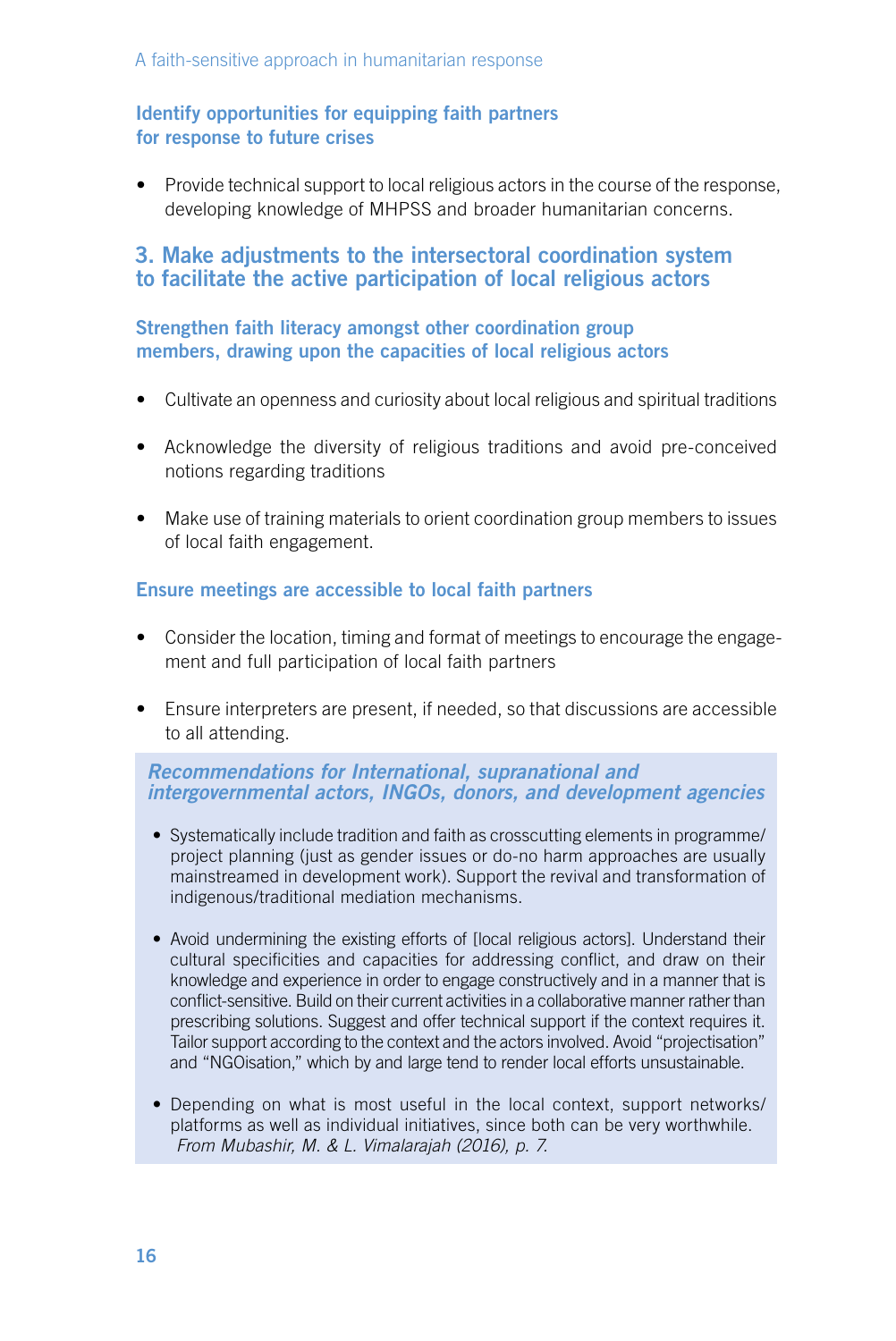### Identify opportunities for equipping faith partners for response to future crises

- Provide technical support to local religious actors in the course of the response, developing knowledge of MHPSS and broader humanitarian concerns.

## 3. Make adjustments to the intersectoral coordination system to facilitate the active participation of local religious actors

### Strengthen faith literacy amongst other coordination group members, drawing upon the capacities of local religious actors

- Cultivate an openness and curiosity about local religious and spiritual traditions
- Acknowledge the diversity of religious traditions and avoid pre-conceived notions regarding traditions
- Make use of training materials to orient coordination group members to issues of local faith engagement.

### Ensure meetings are accessible to local faith partners

- Consider the location, timing and format of meetings to encourage the engagement and full participation of local faith partners
- Ensure interpreters are present, if needed, so that discussions are accessible to all attending.

#### *Recommendations for International, supranational and intergovernmental actors, INGOs, donors, and development agencies*

- Systematically include tradition and faith as crosscutting elements in programme/project planning (just as gender issues or do-no harm approaches are usually mainstreamed in development work). Support the revival and transformation of indigenous/traditional mediation mechanisms.
- Avoid undermining the existing efforts of [local religious actors]. Understand their cultural specificities and capacities for addressing conflict, and draw on their knowledge and experience in order to engage constructively and in a manner that is conflict-sensitive. Build on their current activities in a collaborative manner rather than prescribing solutions. Suggest and offer technical support if the context requires it. Tailor support according to the context and the actors involved. Avoid "projectisation" and "NGOisation," which by and large tend to render local efforts unsustainable.
- Depending on what is most useful in the local context, support networks/platforms as well as individual initiatives, since both can be very worthwhile.

*From Mubashir, M. & L. Vimalarajah (2016), p. 7.*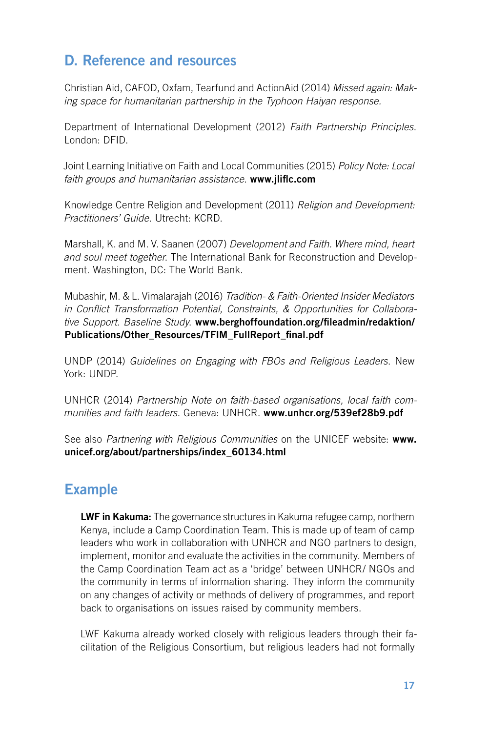## D. Reference and resources

Christian Aid, CAFOD, Oxfam, Tearfund and ActionAid (2014) *Missed again: Making space for humanitarian partnership in the Typhoon Haiyan response.*

Department of International Development (2012) *Faith Partnership Principles.* London: DFID.

Joint Learning Initiative on Faith and Local Communities (2015) *Policy Note: Local faith groups and humanitarian assistance.* **www.jliflc.com**

Knowledge Centre Religion and Development (2011) *Religion and Development: Practitioners' Guide.* Utrecht: KCRD.

Marshall, K. and M. V. Saanen (2007) *Development and Faith. Where mind, heart and soul meet together.* The International Bank for Reconstruction and Development. Washington, DC: The World Bank.

Mubashir, M. & L. Vimalarajah (2016) *Tradition- & Faith-Oriented Insider Mediators in Conflict Transformation Potential, Constraints, & Opportunities for Collaborative Support. Baseline Study.* **www.berghoffoundation.org/fileadmin/redaktion/Publications/Other_Resources/TFIM_FullReport_final.pdf**

UNDP (2014) *Guidelines on Engaging with FBOs and Religious Leaders.* New York: UNDP.

UNHCR (2014) *Partnership Note on faith-based organisations, local faith communities and faith leaders.* Geneva: UNHCR. **www.unhcr.org/539ef28b9.pdf**

See also *Partnering with Religious Communities* on the UNICEF website: **www.unicef.org/about/partnerships/index_60134.html**

## Example

**LWF in Kakuma:** The governance structures in Kakuma refugee camp, northern Kenya, include a Camp Coordination Team. This is made up of team of camp leaders who work in collaboration with UNHCR and NGO partners to design, implement, monitor and evaluate the activities in the community. Members of the Camp Coordination Team act as a 'bridge' between UNHCR/ NGOs and the community in terms of information sharing. They inform the community on any changes of activity or methods of delivery of programmes, and report back to organisations on issues raised by community members.

LWF Kakuma already worked closely with religious leaders through their facilitation of the Religious Consortium, but religious leaders had not formally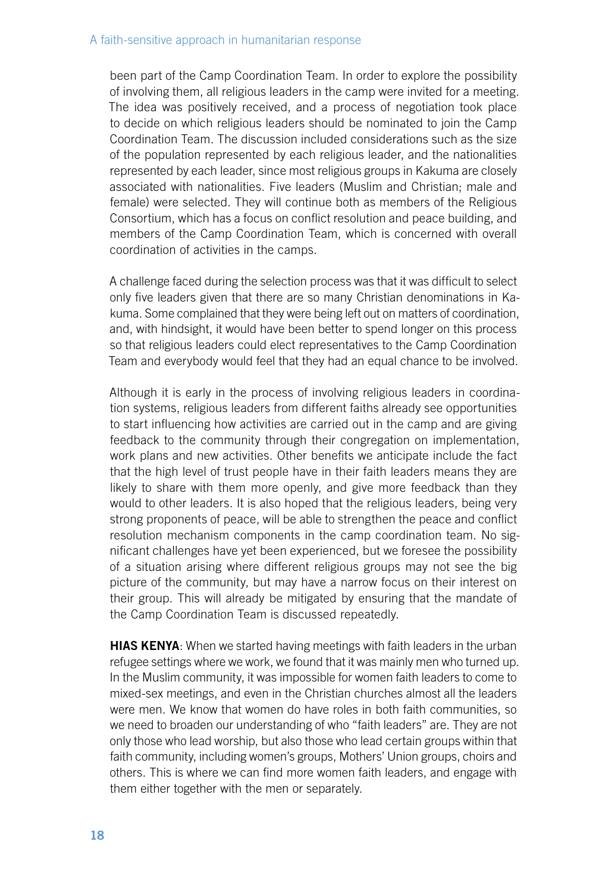been part of the Camp Coordination Team. In order to explore the possibility of involving them, all religious leaders in the camp were invited for a meeting. The idea was positively received, and a process of negotiation took place to decide on which religious leaders should be nominated to join the Camp Coordination Team. The discussion included considerations such as the size of the population represented by each religious leader, and the nationalities represented by each leader, since most religious groups in Kakuma are closely associated with nationalities. Five leaders (Muslim and Christian; male and female) were selected. They will continue both as members of the Religious Consortium, which has a focus on conflict resolution and peace building, and members of the Camp Coordination Team, which is concerned with overall coordination of activities in the camps.

A challenge faced during the selection process was that it was difficult to select only five leaders given that there are so many Christian denominations in Kakuma. Some complained that they were being left out on matters of coordination, and, with hindsight, it would have been better to spend longer on this process so that religious leaders could elect representatives to the Camp Coordination Team and everybody would feel that they had an equal chance to be involved.

Although it is early in the process of involving religious leaders in coordination systems, religious leaders from different faiths already see opportunities to start influencing how activities are carried out in the camp and are giving feedback to the community through their congregation on implementation, work plans and new activities. Other benefits we anticipate include the fact that the high level of trust people have in their faith leaders means they are likely to share with them more openly, and give more feedback than they would to other leaders. It is also hoped that the religious leaders, being very strong proponents of peace, will be able to strengthen the peace and conflict resolution mechanism components in the camp coordination team. No significant challenges have yet been experienced, but we foresee the possibility of a situation arising where different religious groups may not see the big picture of the community, but may have a narrow focus on their interest on their group. This will already be mitigated by ensuring that the mandate of the Camp Coordination Team is discussed repeatedly.

**HIAS KENYA**: When we started having meetings with faith leaders in the urban refugee settings where we work, we found that it was mainly men who turned up. In the Muslim community, it was impossible for women faith leaders to come to mixed-sex meetings, and even in the Christian churches almost all the leaders were men. We know that women do have roles in both faith communities, so we need to broaden our understanding of who "faith leaders" are. They are not only those who lead worship, but also those who lead certain groups within that faith community, including women's groups, Mothers' Union groups, choirs and others. This is where we can find more women faith leaders, and engage with them either together with the men or separately.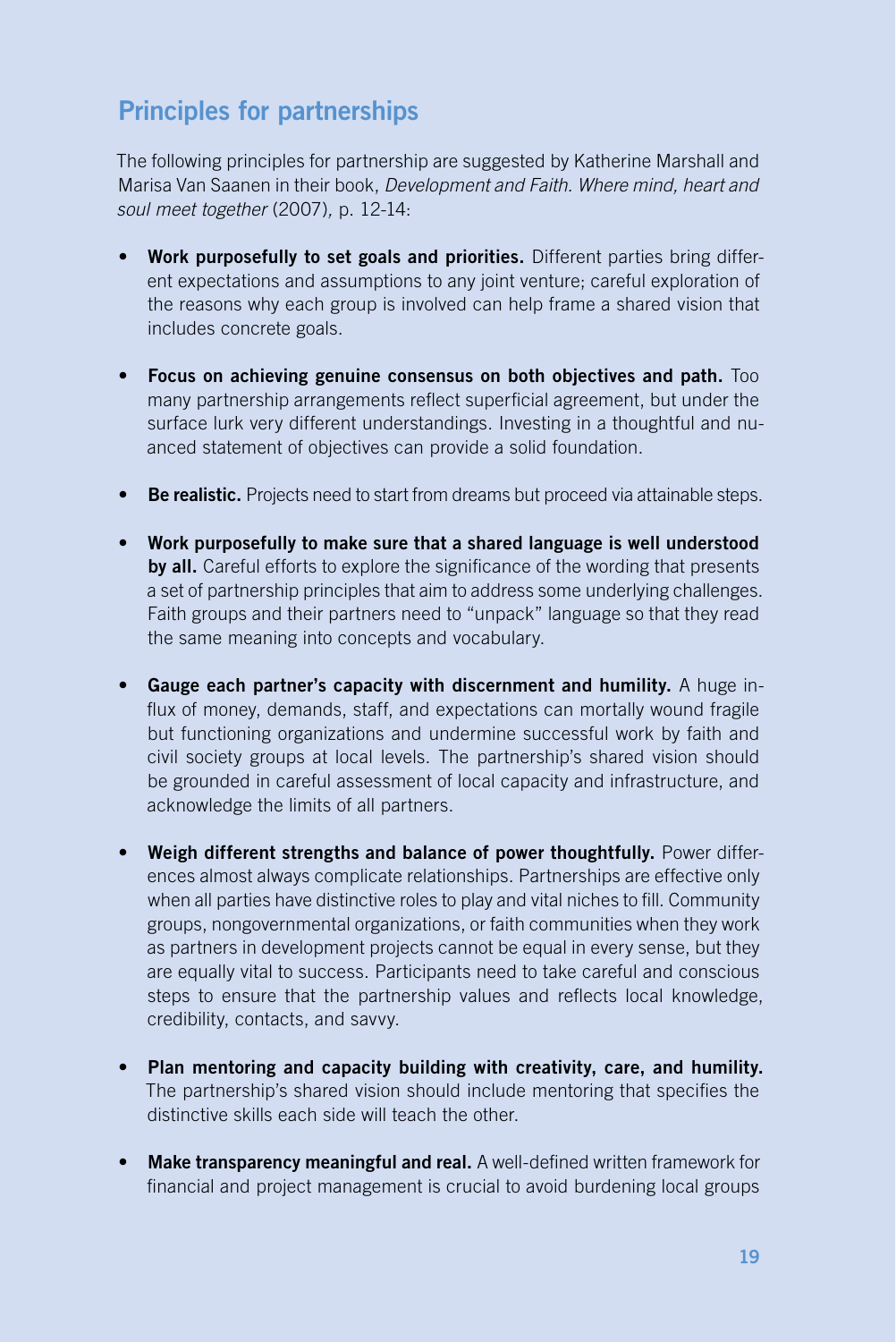## Principles for partnerships

The following principles for partnership are suggested by Katherine Marshall and Marisa Van Saanen in their book, *Development and Faith. Where mind, heart and soul meet together* (2007), p. 12-14:

- **Work purposefully to set goals and priorities.** Different parties bring different expectations and assumptions to any joint venture; careful exploration of the reasons why each group is involved can help frame a shared vision that includes concrete goals.

- **Focus on achieving genuine consensus on both objectives and path.** Too many partnership arrangements reflect superficial agreement, but under the surface lurk very different understandings. Investing in a thoughtful and nuanced statement of objectives can provide a solid foundation.

- **Be realistic.** Projects need to start from dreams but proceed via attainable steps.

- **Work purposefully to make sure that a shared language is well understood by all.** Careful efforts to explore the significance of the wording that presents a set of partnership principles that aim to address some underlying challenges. Faith groups and their partners need to "unpack" language so that they read the same meaning into concepts and vocabulary.

- **Gauge each partner's capacity with discernment and humility.** A huge influx of money, demands, staff, and expectations can mortally wound fragile but functioning organizations and undermine successful work by faith and civil society groups at local levels. The partnership's shared vision should be grounded in careful assessment of local capacity and infrastructure, and acknowledge the limits of all partners.

- **Weigh different strengths and balance of power thoughtfully.** Power differences almost always complicate relationships. Partnerships are effective only when all parties have distinctive roles to play and vital niches to fill. Community groups, nongovernmental organizations, or faith communities when they work as partners in development projects cannot be equal in every sense, but they are equally vital to success. Participants need to take careful and conscious steps to ensure that the partnership values and reflects local knowledge, credibility, contacts, and savvy.

- **Plan mentoring and capacity building with creativity, care, and humility.** The partnership's shared vision should include mentoring that specifies the distinctive skills each side will teach the other.

- **Make transparency meaningful and real.** A well-defined written framework for financial and project management is crucial to avoid burdening local groups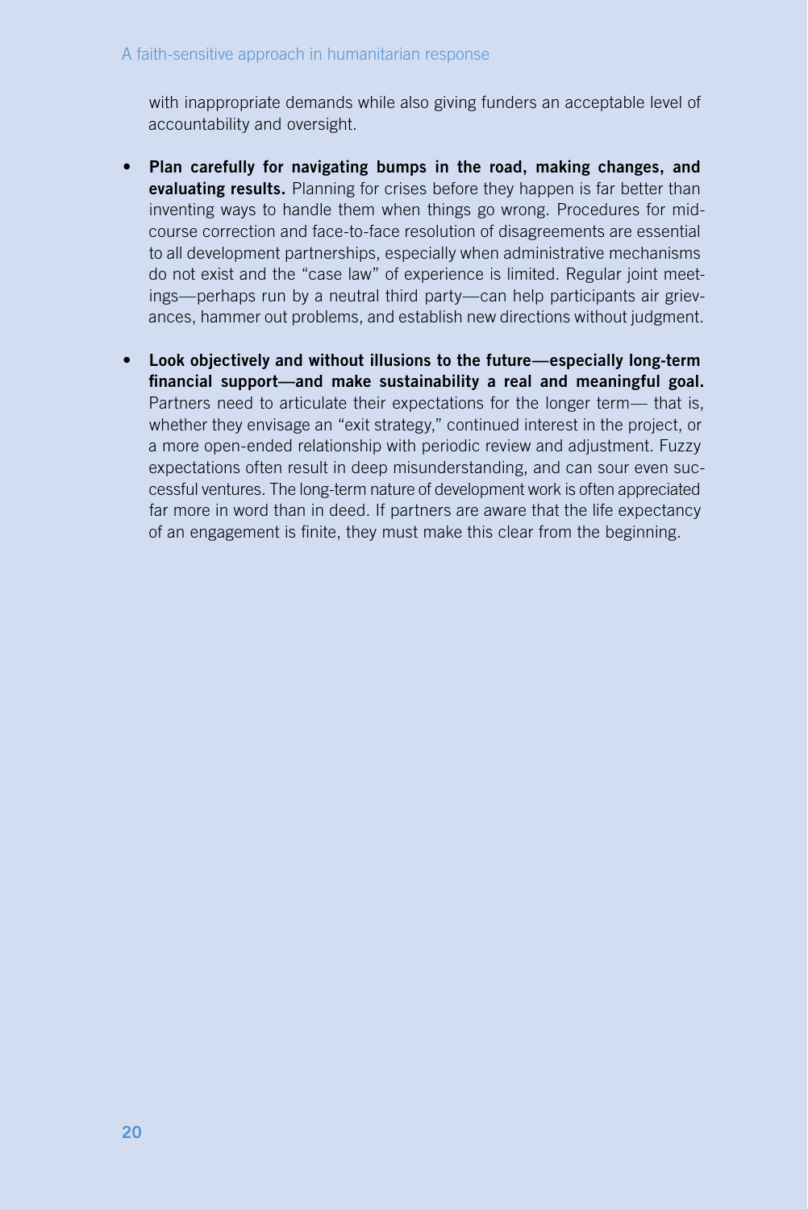with inappropriate demands while also giving funders an acceptable level of accountability and oversight.

- **Plan carefully for navigating bumps in the road, making changes, and evaluating results.** Planning for crises before they happen is far better than inventing ways to handle them when things go wrong. Procedures for mid-course correction and face-to-face resolution of disagreements are essential to all development partnerships, especially when administrative mechanisms do not exist and the "case law" of experience is limited. Regular joint meetings—perhaps run by a neutral third party—can help participants air grievances, hammer out problems, and establish new directions without judgment.

- **Look objectively and without illusions to the future—especially long-term financial support—and make sustainability a real and meaningful goal.** Partners need to articulate their expectations for the longer term— that is, whether they envisage an "exit strategy," continued interest in the project, or a more open-ended relationship with periodic review and adjustment. Fuzzy expectations often result in deep misunderstanding, and can sour even successful ventures. The long-term nature of development work is often appreciated far more in word than in deed. If partners are aware that the life expectancy of an engagement is finite, they must make this clear from the beginning.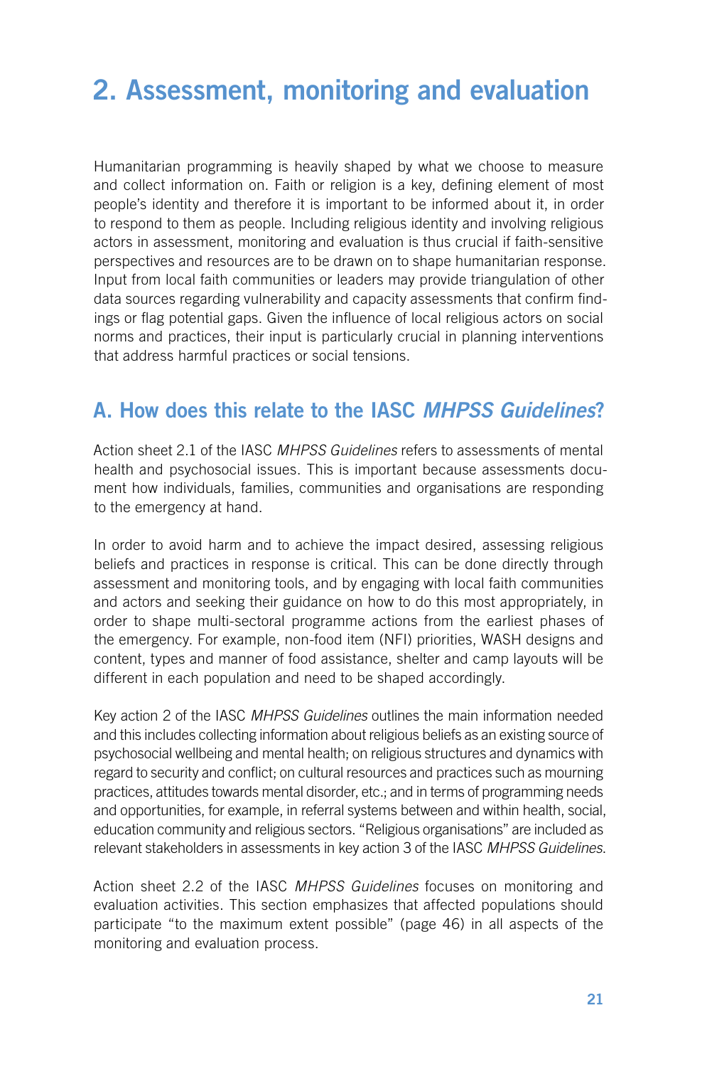# 2. Assessment, monitoring and evaluation

Humanitarian programming is heavily shaped by what we choose to measure and collect information on. Faith or religion is a key, defining element of most people's identity and therefore it is important to be informed about it, in order to respond to them as people. Including religious identity and involving religious actors in assessment, monitoring and evaluation is thus crucial if faith-sensitive perspectives and resources are to be drawn on to shape humanitarian response. Input from local faith communities or leaders may provide triangulation of other data sources regarding vulnerability and capacity assessments that confirm findings or flag potential gaps. Given the influence of local religious actors on social norms and practices, their input is particularly crucial in planning interventions that address harmful practices or social tensions.

## A. How does this relate to the IASC *MHPSS Guidelines*?

Action sheet 2.1 of the IASC *MHPSS Guidelines* refers to assessments of mental health and psychosocial issues. This is important because assessments document how individuals, families, communities and organisations are responding to the emergency at hand.

In order to avoid harm and to achieve the impact desired, assessing religious beliefs and practices in response is critical. This can be done directly through assessment and monitoring tools, and by engaging with local faith communities and actors and seeking their guidance on how to do this most appropriately, in order to shape multi-sectoral programme actions from the earliest phases of the emergency. For example, non-food item (NFI) priorities, WASH designs and content, types and manner of food assistance, shelter and camp layouts will be different in each population and need to be shaped accordingly.

Key action 2 of the IASC *MHPSS Guidelines* outlines the main information needed and this includes collecting information about religious beliefs as an existing source of psychosocial wellbeing and mental health; on religious structures and dynamics with regard to security and conflict; on cultural resources and practices such as mourning practices, attitudes towards mental disorder, etc.; and in terms of programming needs and opportunities, for example, in referral systems between and within health, social, education community and religious sectors. "Religious organisations" are included as relevant stakeholders in assessments in key action 3 of the IASC *MHPSS Guidelines*.

Action sheet 2.2 of the IASC *MHPSS Guidelines* focuses on monitoring and evaluation activities. This section emphasizes that affected populations should participate "to the maximum extent possible" (page 46) in all aspects of the monitoring and evaluation process.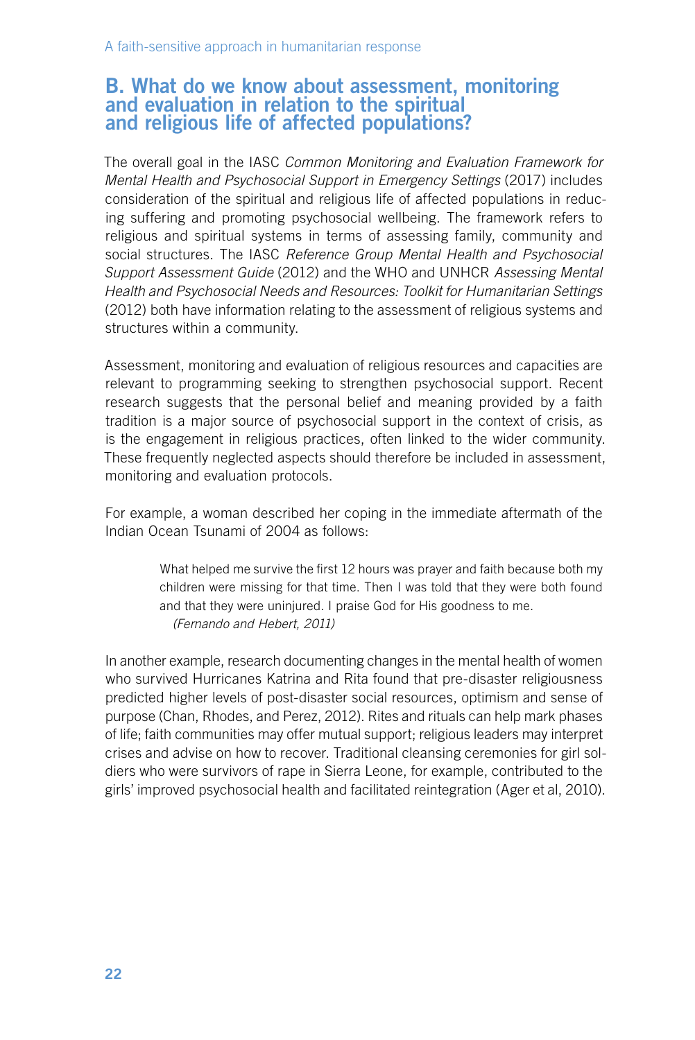## B. What do we know about assessment, monitoring and evaluation in relation to the spiritual and religious life of affected populations?

The overall goal in the IASC *Common Monitoring and Evaluation Framework for Mental Health and Psychosocial Support in Emergency Settings* (2017) includes consideration of the spiritual and religious life of affected populations in reducing suffering and promoting psychosocial wellbeing. The framework refers to religious and spiritual systems in terms of assessing family, community and social structures. The IASC *Reference Group Mental Health and Psychosocial Support Assessment Guide* (2012) and the WHO and UNHCR *Assessing Mental Health and Psychosocial Needs and Resources: Toolkit for Humanitarian Settings* (2012) both have information relating to the assessment of religious systems and structures within a community.

Assessment, monitoring and evaluation of religious resources and capacities are relevant to programming seeking to strengthen psychosocial support. Recent research suggests that the personal belief and meaning provided by a faith tradition is a major source of psychosocial support in the context of crisis, as is the engagement in religious practices, often linked to the wider community. These frequently neglected aspects should therefore be included in assessment, monitoring and evaluation protocols.

For example, a woman described her coping in the immediate aftermath of the Indian Ocean Tsunami of 2004 as follows:

> What helped me survive the first 12 hours was prayer and faith because both my children were missing for that time. Then I was told that they were both found and that they were uninjured. I praise God for His goodness to me.
> *(Fernando and Hebert, 2011)*

In another example, research documenting changes in the mental health of women who survived Hurricanes Katrina and Rita found that pre-disaster religiousness predicted higher levels of post-disaster social resources, optimism and sense of purpose (Chan, Rhodes, and Perez, 2012). Rites and rituals can help mark phases of life; faith communities may offer mutual support; religious leaders may interpret crises and advise on how to recover. Traditional cleansing ceremonies for girl soldiers who were survivors of rape in Sierra Leone, for example, contributed to the girls' improved psychosocial health and facilitated reintegration (Ager et al, 2010).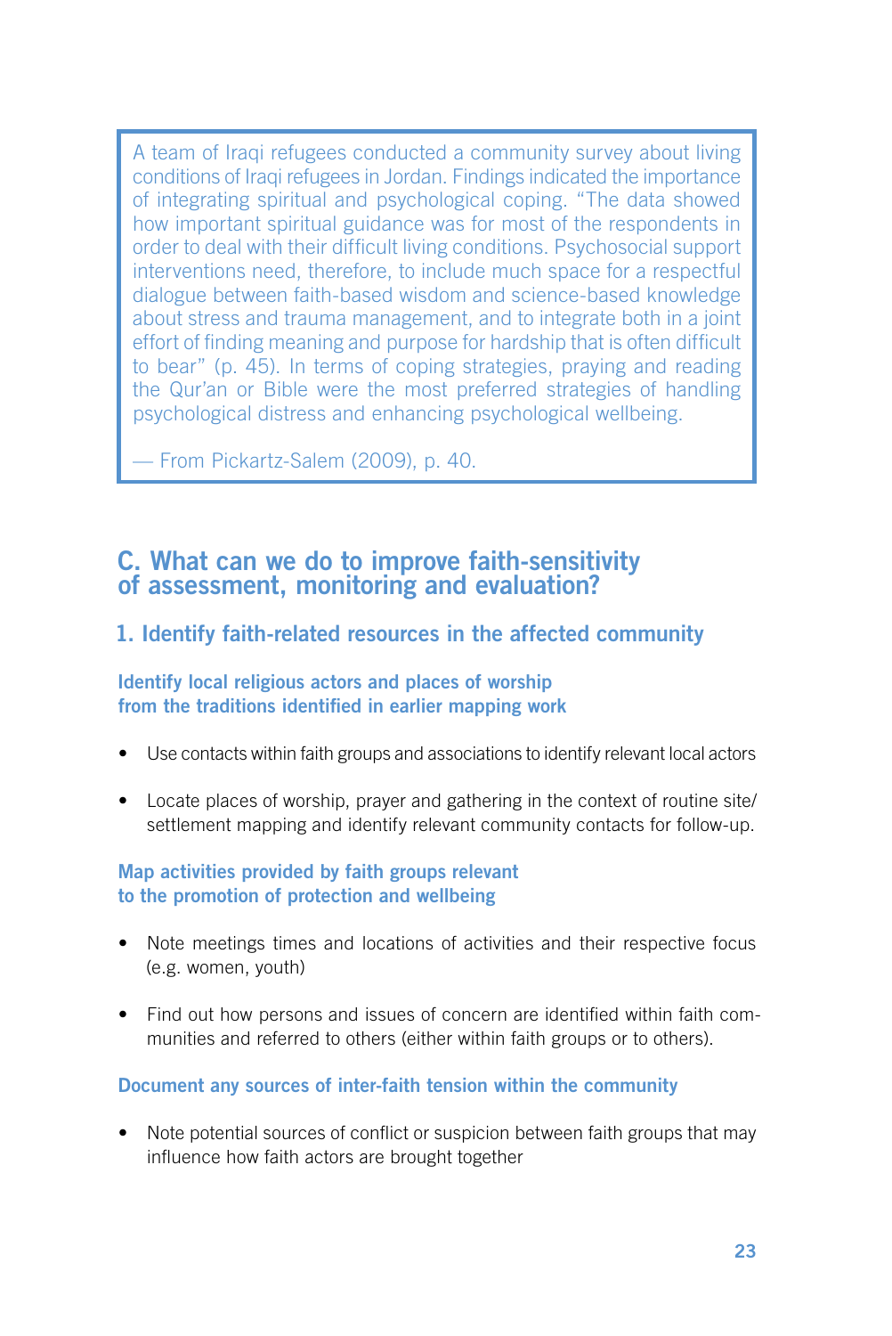> A team of Iraqi refugees conducted a community survey about living conditions of Iraqi refugees in Jordan. Findings indicated the importance of integrating spiritual and psychological coping. "The data showed how important spiritual guidance was for most of the respondents in order to deal with their difficult living conditions. Psychosocial support interventions need, therefore, to include much space for a respectful dialogue between faith-based wisdom and science-based knowledge about stress and trauma management, and to integrate both in a joint effort of finding meaning and purpose for hardship that is often difficult to bear" (p. 45). In terms of coping strategies, praying and reading the Qur'an or Bible were the most preferred strategies of handling psychological distress and enhancing psychological wellbeing.
>
> — From Pickartz-Salem (2009), p. 40.

## C. What can we do to improve faith-sensitivity of assessment, monitoring and evaluation?

### 1. Identify faith-related resources in the affected community

**Identify local religious actors and places of worship from the traditions identified in earlier mapping work**

- Use contacts within faith groups and associations to identify relevant local actors
- Locate places of worship, prayer and gathering in the context of routine site/settlement mapping and identify relevant community contacts for follow-up.

**Map activities provided by faith groups relevant to the promotion of protection and wellbeing**

- Note meetings times and locations of activities and their respective focus (e.g. women, youth)
- Find out how persons and issues of concern are identified within faith communities and referred to others (either within faith groups or to others).

**Document any sources of inter-faith tension within the community**

- Note potential sources of conflict or suspicion between faith groups that may influence how faith actors are brought together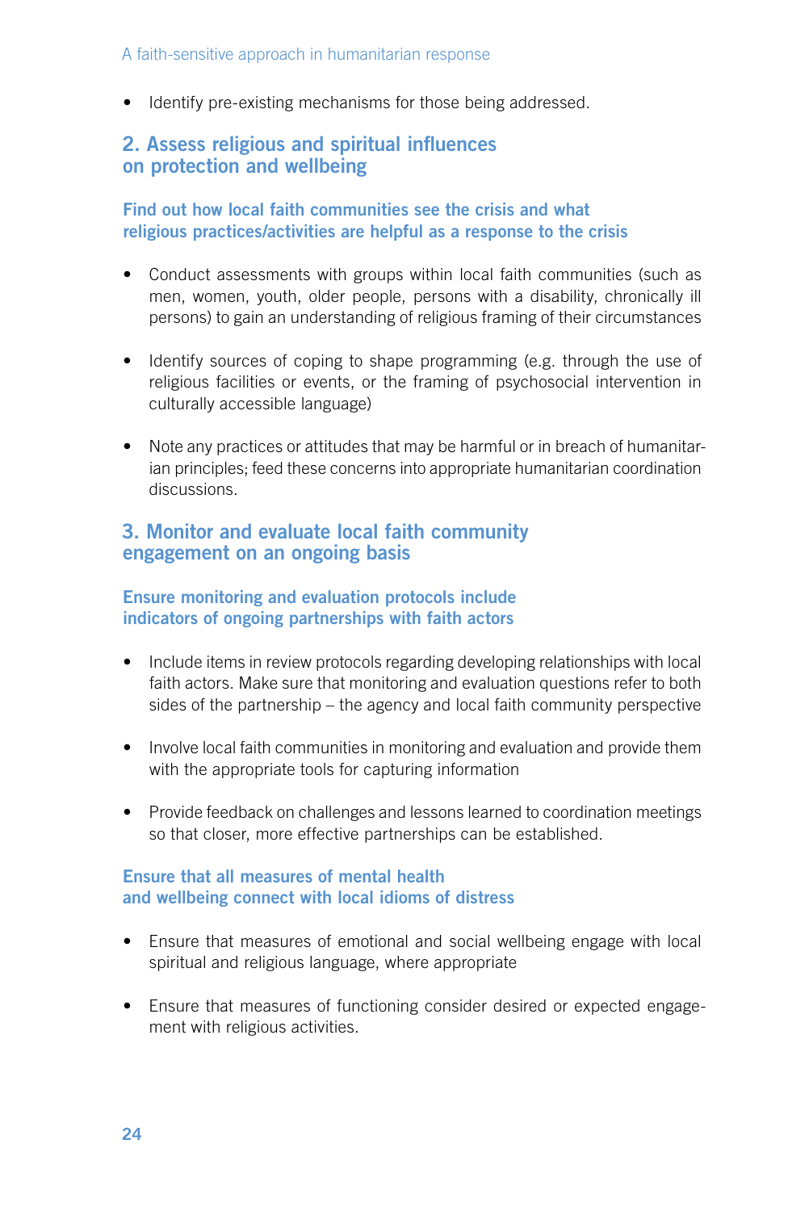- Identify pre-existing mechanisms for those being addressed.

## 2. Assess religious and spiritual influences on protection and wellbeing

### Find out how local faith communities see the crisis and what religious practices/activities are helpful as a response to the crisis

- Conduct assessments with groups within local faith communities (such as men, women, youth, older people, persons with a disability, chronically ill persons) to gain an understanding of religious framing of their circumstances

- Identify sources of coping to shape programming (e.g. through the use of religious facilities or events, or the framing of psychosocial intervention in culturally accessible language)

- Note any practices or attitudes that may be harmful or in breach of humanitarian principles; feed these concerns into appropriate humanitarian coordination discussions.

## 3. Monitor and evaluate local faith community engagement on an ongoing basis

### Ensure monitoring and evaluation protocols include indicators of ongoing partnerships with faith actors

- Include items in review protocols regarding developing relationships with local faith actors. Make sure that monitoring and evaluation questions refer to both sides of the partnership – the agency and local faith community perspective

- Involve local faith communities in monitoring and evaluation and provide them with the appropriate tools for capturing information

- Provide feedback on challenges and lessons learned to coordination meetings so that closer, more effective partnerships can be established.

### Ensure that all measures of mental health and wellbeing connect with local idioms of distress

- Ensure that measures of emotional and social wellbeing engage with local spiritual and religious language, where appropriate

- Ensure that measures of functioning consider desired or expected engagement with religious activities.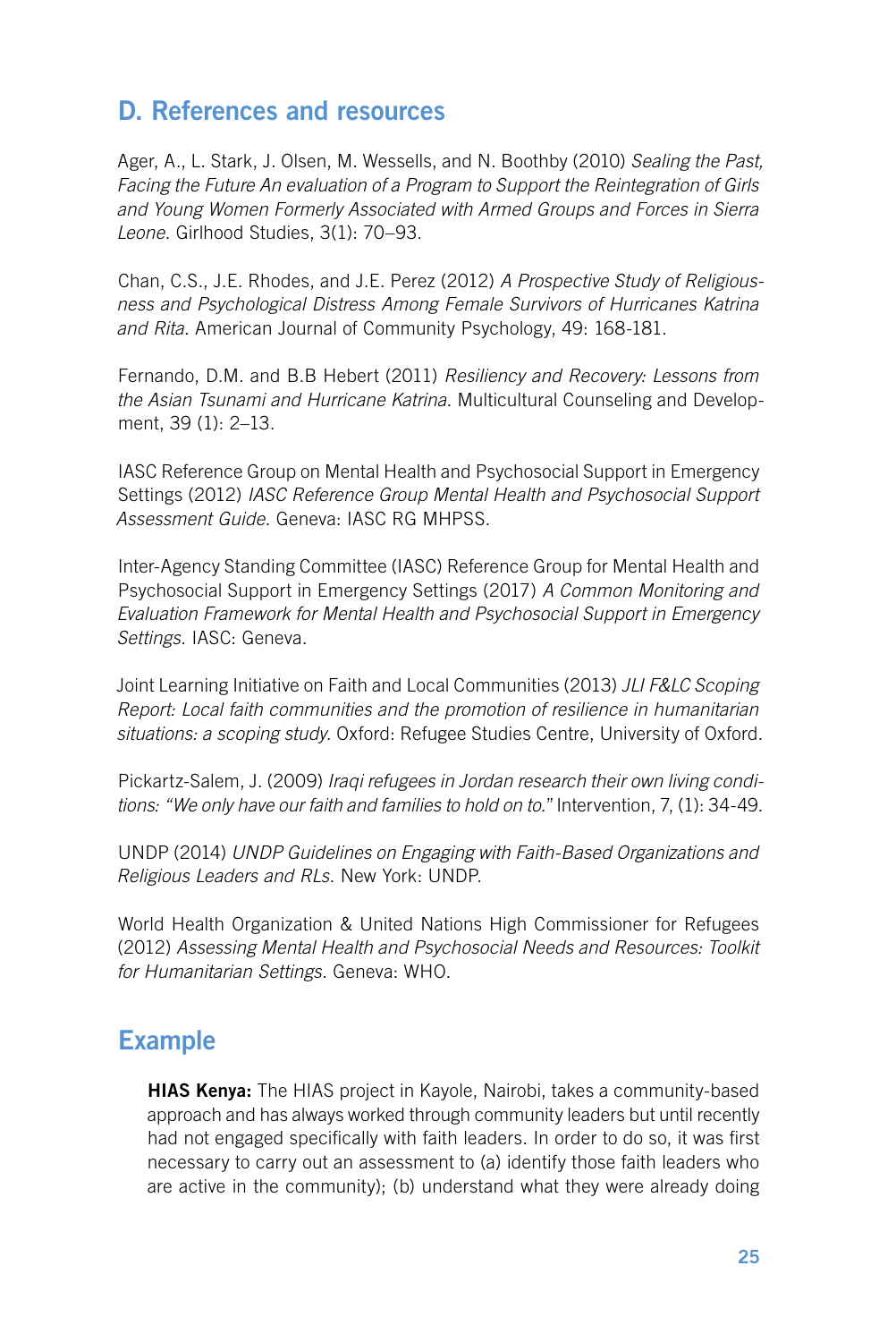## D. References and resources

Ager, A., L. Stark, J. Olsen, M. Wessells, and N. Boothby (2010) *Sealing the Past, Facing the Future An evaluation of a Program to Support the Reintegration of Girls and Young Women Formerly Associated with Armed Groups and Forces in Sierra Leone*. Girlhood Studies, 3(1): 70–93.

Chan, C.S., J.E. Rhodes, and J.E. Perez (2012) *A Prospective Study of Religiousness and Psychological Distress Among Female Survivors of Hurricanes Katrina and Rita*. American Journal of Community Psychology, 49: 168-181.

Fernando, D.M. and B.B Hebert (2011) *Resiliency and Recovery: Lessons from the Asian Tsunami and Hurricane Katrina*. Multicultural Counseling and Development, 39 (1): 2–13.

IASC Reference Group on Mental Health and Psychosocial Support in Emergency Settings (2012) *IASC Reference Group Mental Health and Psychosocial Support Assessment Guide*. Geneva: IASC RG MHPSS.

Inter-Agency Standing Committee (IASC) Reference Group for Mental Health and Psychosocial Support in Emergency Settings (2017) *A Common Monitoring and Evaluation Framework for Mental Health and Psychosocial Support in Emergency Settings*. IASC: Geneva.

Joint Learning Initiative on Faith and Local Communities (2013) *JLI F&LC Scoping Report: Local faith communities and the promotion of resilience in humanitarian situations: a scoping study*. Oxford: Refugee Studies Centre, University of Oxford.

Pickartz-Salem, J. (2009) *Iraqi refugees in Jordan research their own living conditions: "We only have our faith and families to hold on to."* Intervention, 7, (1): 34-49.

UNDP (2014) *UNDP Guidelines on Engaging with Faith-Based Organizations and Religious Leaders and RLs*. New York: UNDP.

World Health Organization & United Nations High Commissioner for Refugees (2012) *Assessing Mental Health and Psychosocial Needs and Resources: Toolkit for Humanitarian Settings*. Geneva: WHO.

## Example

**HIAS Kenya:** The HIAS project in Kayole, Nairobi, takes a community-based approach and has always worked through community leaders but until recently had not engaged specifically with faith leaders. In order to do so, it was first necessary to carry out an assessment to (a) identify those faith leaders who are active in the community); (b) understand what they were already doing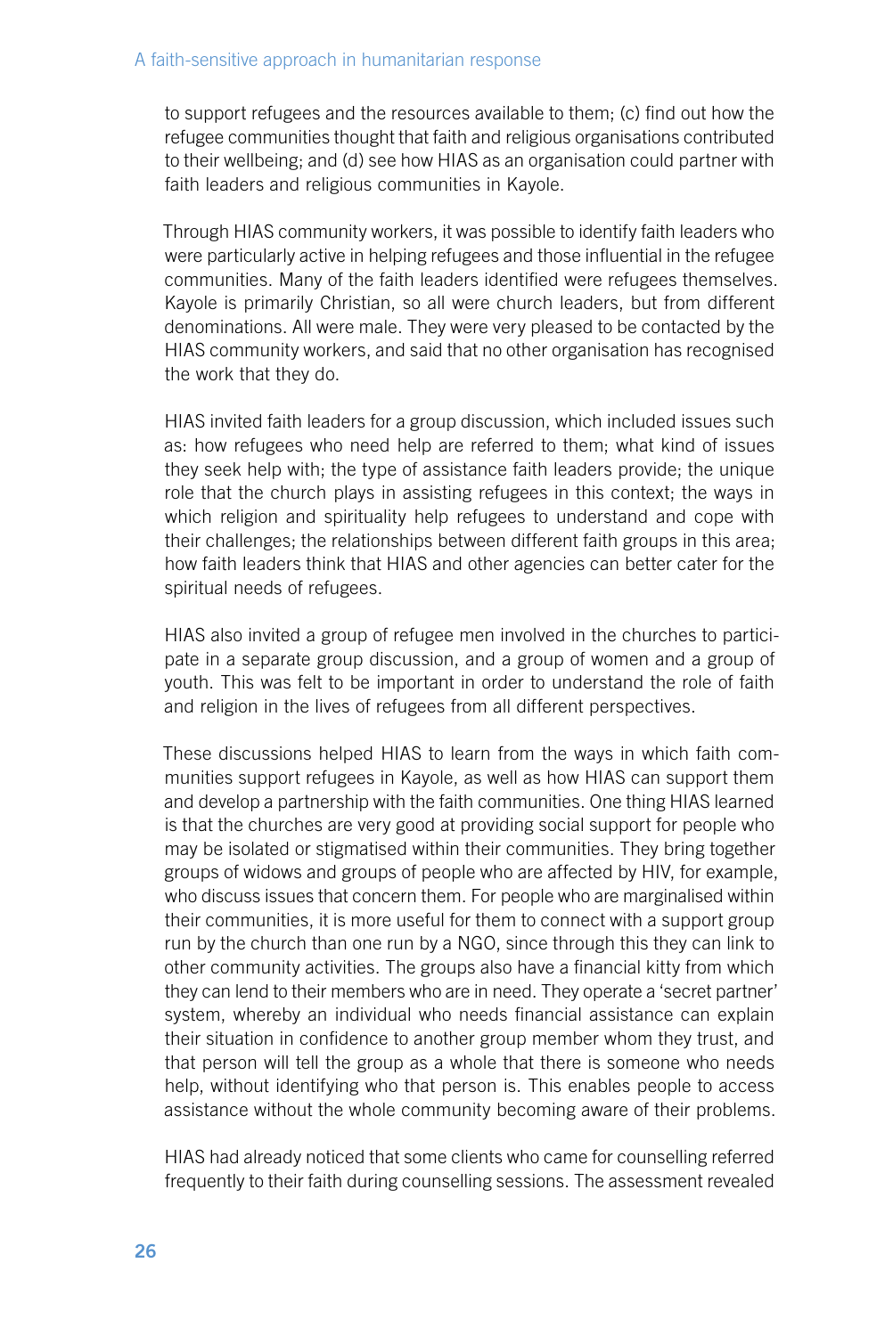to support refugees and the resources available to them; (c) find out how the refugee communities thought that faith and religious organisations contributed to their wellbeing; and (d) see how HIAS as an organisation could partner with faith leaders and religious communities in Kayole.

Through HIAS community workers, it was possible to identify faith leaders who were particularly active in helping refugees and those influential in the refugee communities. Many of the faith leaders identified were refugees themselves. Kayole is primarily Christian, so all were church leaders, but from different denominations. All were male. They were very pleased to be contacted by the HIAS community workers, and said that no other organisation has recognised the work that they do.

HIAS invited faith leaders for a group discussion, which included issues such as: how refugees who need help are referred to them; what kind of issues they seek help with; the type of assistance faith leaders provide; the unique role that the church plays in assisting refugees in this context; the ways in which religion and spirituality help refugees to understand and cope with their challenges; the relationships between different faith groups in this area; how faith leaders think that HIAS and other agencies can better cater for the spiritual needs of refugees.

HIAS also invited a group of refugee men involved in the churches to participate in a separate group discussion, and a group of women and a group of youth. This was felt to be important in order to understand the role of faith and religion in the lives of refugees from all different perspectives.

These discussions helped HIAS to learn from the ways in which faith communities support refugees in Kayole, as well as how HIAS can support them and develop a partnership with the faith communities. One thing HIAS learned is that the churches are very good at providing social support for people who may be isolated or stigmatised within their communities. They bring together groups of widows and groups of people who are affected by HIV, for example, who discuss issues that concern them. For people who are marginalised within their communities, it is more useful for them to connect with a support group run by the church than one run by a NGO, since through this they can link to other community activities. The groups also have a financial kitty from which they can lend to their members who are in need. They operate a 'secret partner' system, whereby an individual who needs financial assistance can explain their situation in confidence to another group member whom they trust, and that person will tell the group as a whole that there is someone who needs help, without identifying who that person is. This enables people to access assistance without the whole community becoming aware of their problems.

HIAS had already noticed that some clients who came for counselling referred frequently to their faith during counselling sessions. The assessment revealed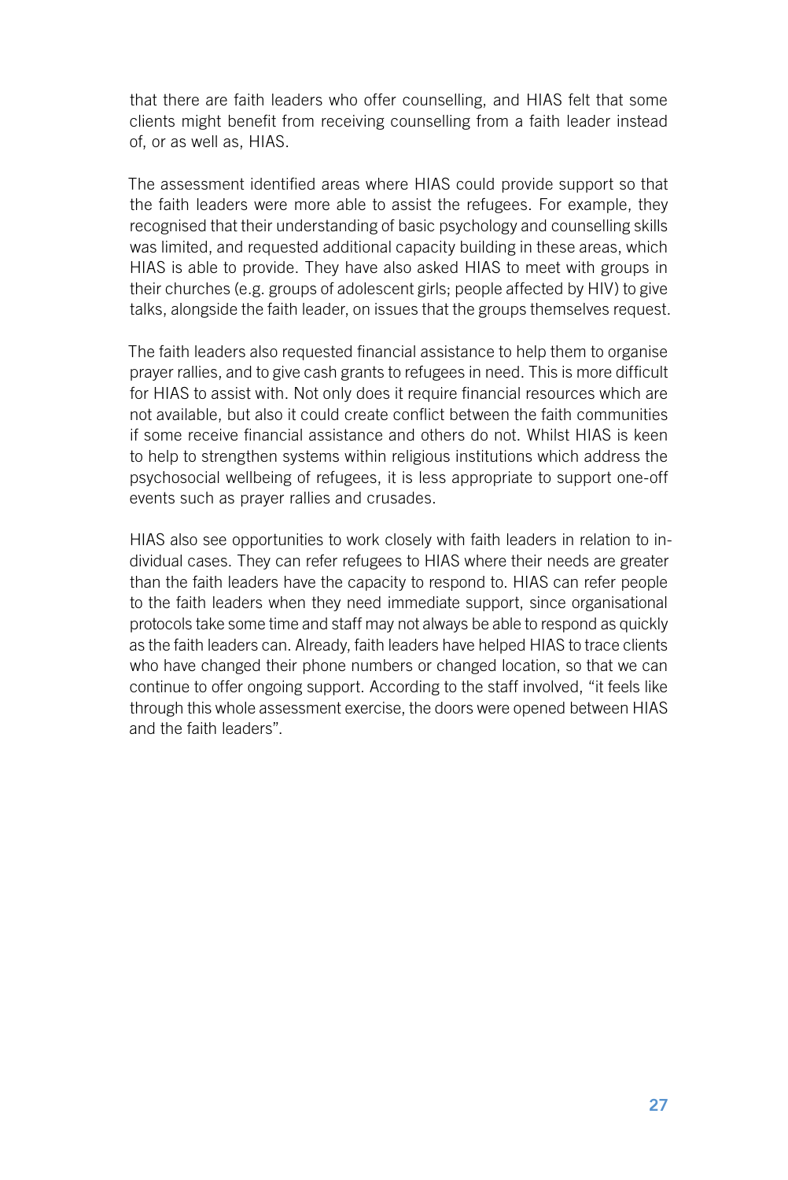that there are faith leaders who offer counselling, and HIAS felt that some clients might benefit from receiving counselling from a faith leader instead of, or as well as, HIAS.

The assessment identified areas where HIAS could provide support so that the faith leaders were more able to assist the refugees. For example, they recognised that their understanding of basic psychology and counselling skills was limited, and requested additional capacity building in these areas, which HIAS is able to provide. They have also asked HIAS to meet with groups in their churches (e.g. groups of adolescent girls; people affected by HIV) to give talks, alongside the faith leader, on issues that the groups themselves request.

The faith leaders also requested financial assistance to help them to organise prayer rallies, and to give cash grants to refugees in need. This is more difficult for HIAS to assist with. Not only does it require financial resources which are not available, but also it could create conflict between the faith communities if some receive financial assistance and others do not. Whilst HIAS is keen to help to strengthen systems within religious institutions which address the psychosocial wellbeing of refugees, it is less appropriate to support one-off events such as prayer rallies and crusades.

HIAS also see opportunities to work closely with faith leaders in relation to individual cases. They can refer refugees to HIAS where their needs are greater than the faith leaders have the capacity to respond to. HIAS can refer people to the faith leaders when they need immediate support, since organisational protocols take some time and staff may not always be able to respond as quickly as the faith leaders can. Already, faith leaders have helped HIAS to trace clients who have changed their phone numbers or changed location, so that we can continue to offer ongoing support. According to the staff involved, "it feels like through this whole assessment exercise, the doors were opened between HIAS and the faith leaders".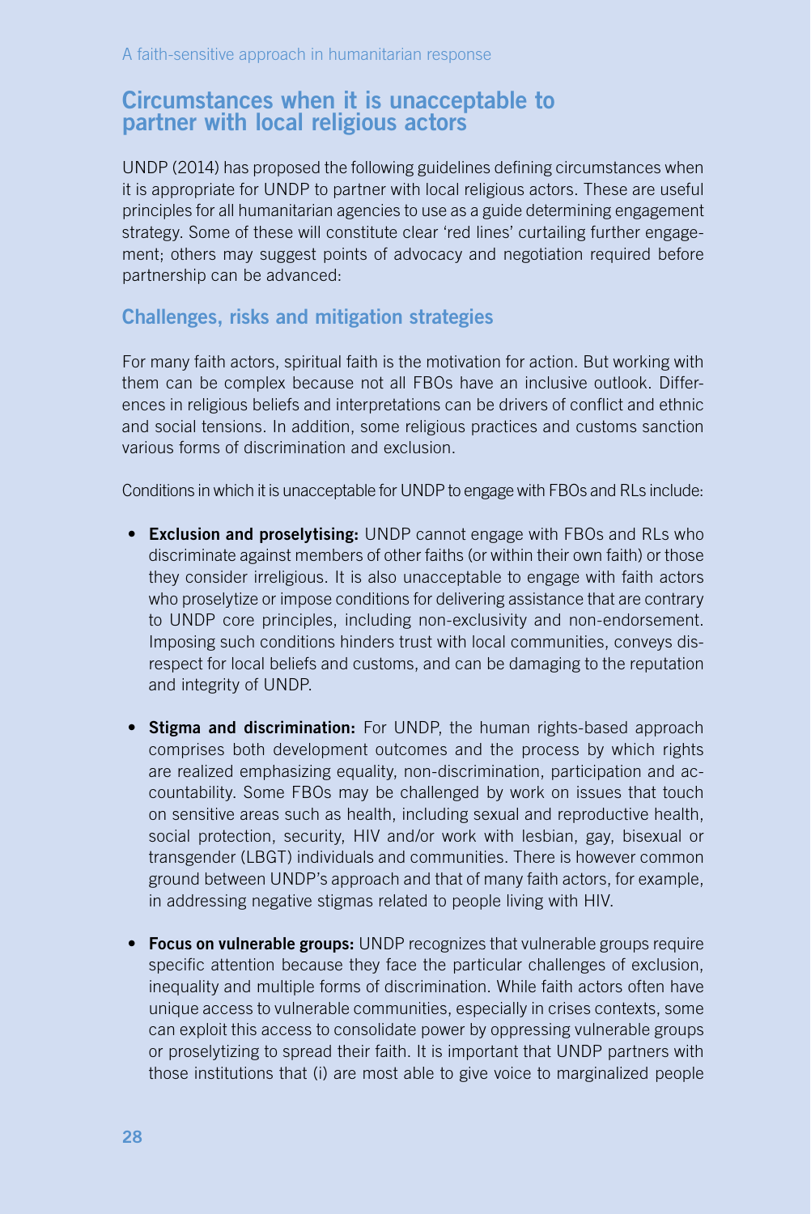## Circumstances when it is unacceptable to partner with local religious actors

UNDP (2014) has proposed the following guidelines defining circumstances when it is appropriate for UNDP to partner with local religious actors. These are useful principles for all humanitarian agencies to use as a guide determining engagement strategy. Some of these will constitute clear 'red lines' curtailing further engagement; others may suggest points of advocacy and negotiation required before partnership can be advanced:

### Challenges, risks and mitigation strategies

For many faith actors, spiritual faith is the motivation for action. But working with them can be complex because not all FBOs have an inclusive outlook. Differences in religious beliefs and interpretations can be drivers of conflict and ethnic and social tensions. In addition, some religious practices and customs sanction various forms of discrimination and exclusion.

Conditions in which it is unacceptable for UNDP to engage with FBOs and RLs include:

- **Exclusion and proselytising:** UNDP cannot engage with FBOs and RLs who discriminate against members of other faiths (or within their own faith) or those they consider irreligious. It is also unacceptable to engage with faith actors who proselytize or impose conditions for delivering assistance that are contrary to UNDP core principles, including non-exclusivity and non-endorsement. Imposing such conditions hinders trust with local communities, conveys disrespect for local beliefs and customs, and can be damaging to the reputation and integrity of UNDP.

- **Stigma and discrimination:** For UNDP, the human rights-based approach comprises both development outcomes and the process by which rights are realized emphasizing equality, non-discrimination, participation and accountability. Some FBOs may be challenged by work on issues that touch on sensitive areas such as health, including sexual and reproductive health, social protection, security, HIV and/or work with lesbian, gay, bisexual or transgender (LBGT) individuals and communities. There is however common ground between UNDP's approach and that of many faith actors, for example, in addressing negative stigmas related to people living with HIV.

- **Focus on vulnerable groups:** UNDP recognizes that vulnerable groups require specific attention because they face the particular challenges of exclusion, inequality and multiple forms of discrimination. While faith actors often have unique access to vulnerable communities, especially in crises contexts, some can exploit this access to consolidate power by oppressing vulnerable groups or proselytizing to spread their faith. It is important that UNDP partners with those institutions that (i) are most able to give voice to marginalized people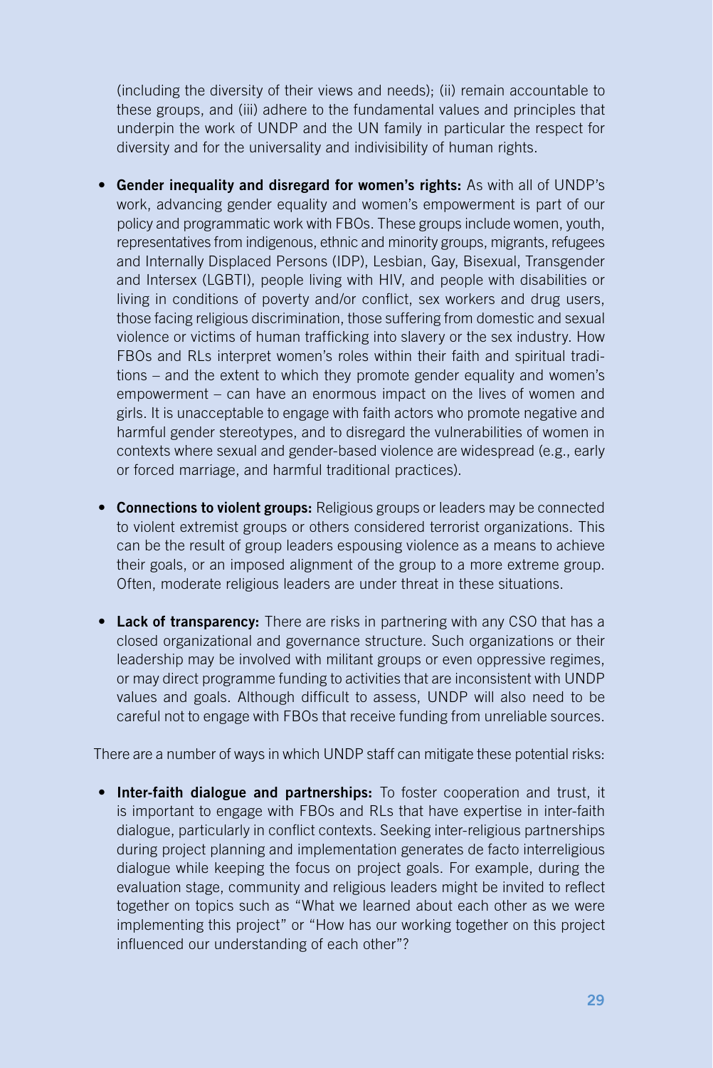(including the diversity of their views and needs); (ii) remain accountable to these groups, and (iii) adhere to the fundamental values and principles that underpin the work of UNDP and the UN family in particular the respect for diversity and for the universality and indivisibility of human rights.

- **Gender inequality and disregard for women's rights:** As with all of UNDP's work, advancing gender equality and women's empowerment is part of our policy and programmatic work with FBOs. These groups include women, youth, representatives from indigenous, ethnic and minority groups, migrants, refugees and Internally Displaced Persons (IDP), Lesbian, Gay, Bisexual, Transgender and Intersex (LGBTI), people living with HIV, and people with disabilities or living in conditions of poverty and/or conflict, sex workers and drug users, those facing religious discrimination, those suffering from domestic and sexual violence or victims of human trafficking into slavery or the sex industry. How FBOs and RLs interpret women's roles within their faith and spiritual traditions – and the extent to which they promote gender equality and women's empowerment – can have an enormous impact on the lives of women and girls. It is unacceptable to engage with faith actors who promote negative and harmful gender stereotypes, and to disregard the vulnerabilities of women in contexts where sexual and gender-based violence are widespread (e.g., early or forced marriage, and harmful traditional practices).

- **Connections to violent groups:** Religious groups or leaders may be connected to violent extremist groups or others considered terrorist organizations. This can be the result of group leaders espousing violence as a means to achieve their goals, or an imposed alignment of the group to a more extreme group. Often, moderate religious leaders are under threat in these situations.

- **Lack of transparency:** There are risks in partnering with any CSO that has a closed organizational and governance structure. Such organizations or their leadership may be involved with militant groups or even oppressive regimes, or may direct programme funding to activities that are inconsistent with UNDP values and goals. Although difficult to assess, UNDP will also need to be careful not to engage with FBOs that receive funding from unreliable sources.

There are a number of ways in which UNDP staff can mitigate these potential risks:

- **Inter-faith dialogue and partnerships:** To foster cooperation and trust, it is important to engage with FBOs and RLs that have expertise in inter-faith dialogue, particularly in conflict contexts. Seeking inter-religious partnerships during project planning and implementation generates de facto interreligious dialogue while keeping the focus on project goals. For example, during the evaluation stage, community and religious leaders might be invited to reflect together on topics such as "What we learned about each other as we were implementing this project" or "How has our working together on this project influenced our understanding of each other"?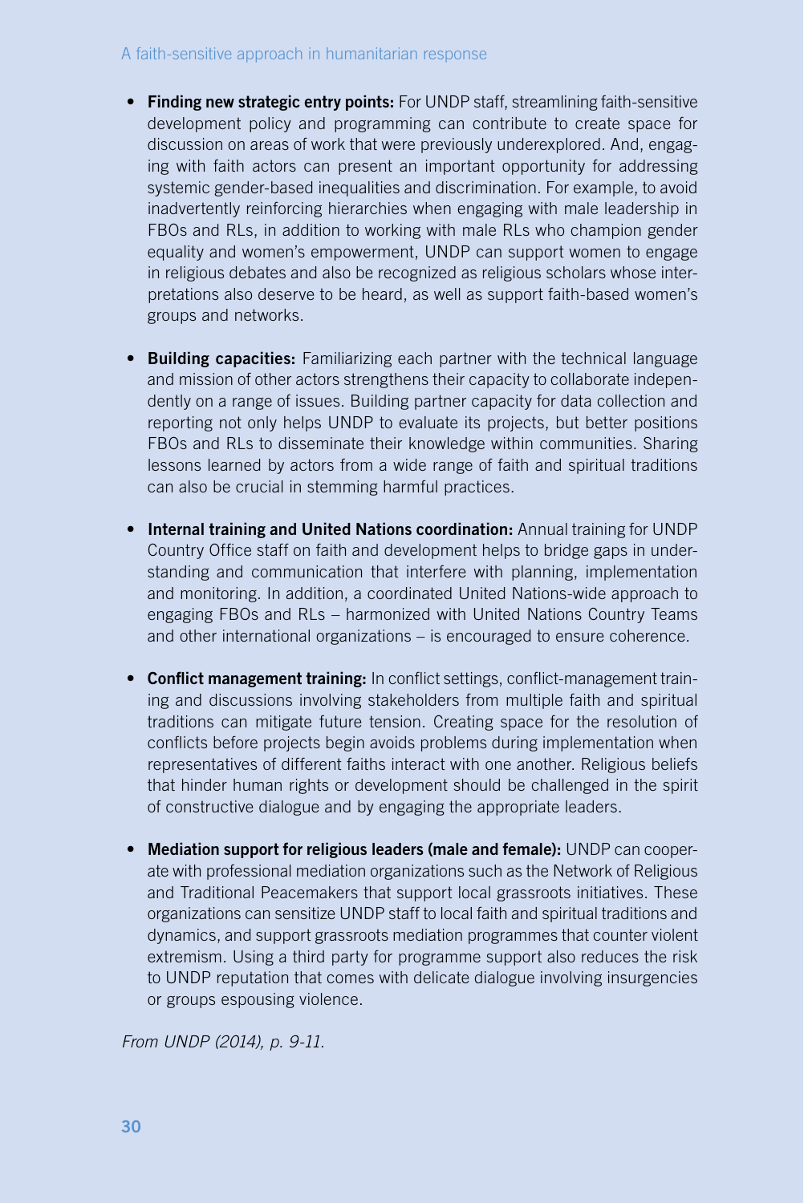- **Finding new strategic entry points:** For UNDP staff, streamlining faith-sensitive development policy and programming can contribute to create space for discussion on areas of work that were previously underexplored. And, engaging with faith actors can present an important opportunity for addressing systemic gender-based inequalities and discrimination. For example, to avoid inadvertently reinforcing hierarchies when engaging with male leadership in FBOs and RLs, in addition to working with male RLs who champion gender equality and women's empowerment, UNDP can support women to engage in religious debates and also be recognized as religious scholars whose interpretations also deserve to be heard, as well as support faith-based women's groups and networks.

- **Building capacities:** Familiarizing each partner with the technical language and mission of other actors strengthens their capacity to collaborate independently on a range of issues. Building partner capacity for data collection and reporting not only helps UNDP to evaluate its projects, but better positions FBOs and RLs to disseminate their knowledge within communities. Sharing lessons learned by actors from a wide range of faith and spiritual traditions can also be crucial in stemming harmful practices.

- **Internal training and United Nations coordination:** Annual training for UNDP Country Office staff on faith and development helps to bridge gaps in understanding and communication that interfere with planning, implementation and monitoring. In addition, a coordinated United Nations-wide approach to engaging FBOs and RLs – harmonized with United Nations Country Teams and other international organizations – is encouraged to ensure coherence.

- **Conflict management training:** In conflict settings, conflict-management training and discussions involving stakeholders from multiple faith and spiritual traditions can mitigate future tension. Creating space for the resolution of conflicts before projects begin avoids problems during implementation when representatives of different faiths interact with one another. Religious beliefs that hinder human rights or development should be challenged in the spirit of constructive dialogue and by engaging the appropriate leaders.

- **Mediation support for religious leaders (male and female):** UNDP can cooperate with professional mediation organizations such as the Network of Religious and Traditional Peacemakers that support local grassroots initiatives. These organizations can sensitize UNDP staff to local faith and spiritual traditions and dynamics, and support grassroots mediation programmes that counter violent extremism. Using a third party for programme support also reduces the risk to UNDP reputation that comes with delicate dialogue involving insurgencies or groups espousing violence.

*From UNDP (2014), p. 9-11.*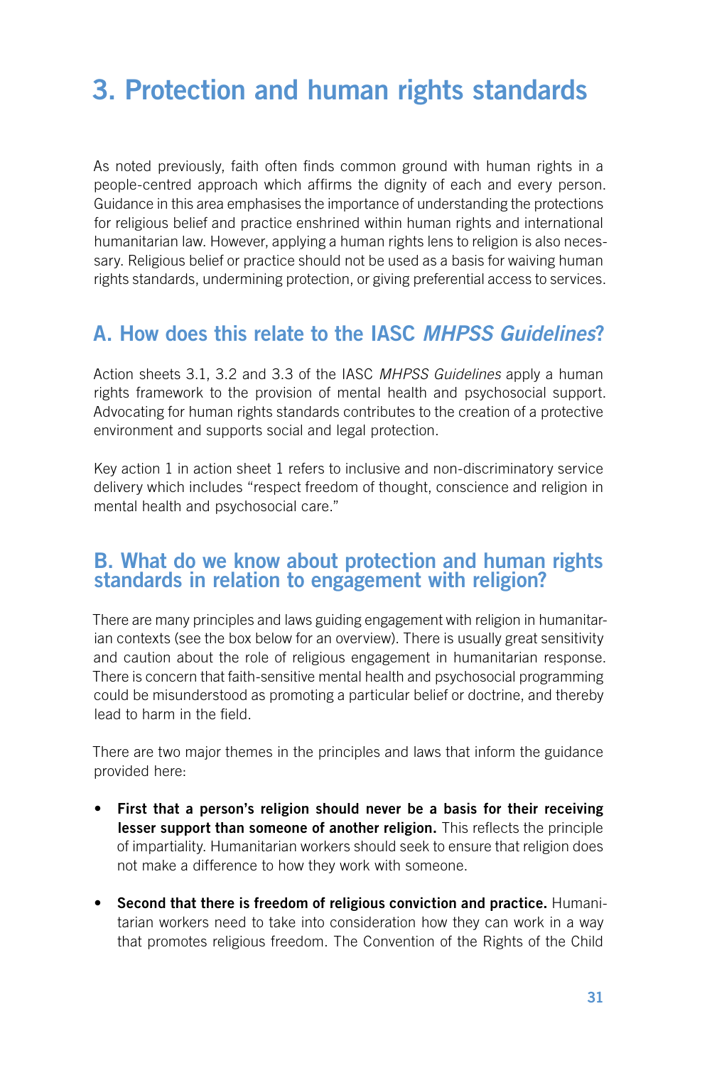# 3. Protection and human rights standards

As noted previously, faith often finds common ground with human rights in a people-centred approach which affirms the dignity of each and every person. Guidance in this area emphasises the importance of understanding the protections for religious belief and practice enshrined within human rights and international humanitarian law. However, applying a human rights lens to religion is also necessary. Religious belief or practice should not be used as a basis for waiving human rights standards, undermining protection, or giving preferential access to services.

## A. How does this relate to the IASC *MHPSS Guidelines*?

Action sheets 3.1, 3.2 and 3.3 of the IASC *MHPSS Guidelines* apply a human rights framework to the provision of mental health and psychosocial support. Advocating for human rights standards contributes to the creation of a protective environment and supports social and legal protection.

Key action 1 in action sheet 1 refers to inclusive and non-discriminatory service delivery which includes "respect freedom of thought, conscience and religion in mental health and psychosocial care."

## B. What do we know about protection and human rights standards in relation to engagement with religion?

There are many principles and laws guiding engagement with religion in humanitarian contexts (see the box below for an overview). There is usually great sensitivity and caution about the role of religious engagement in humanitarian response. There is concern that faith-sensitive mental health and psychosocial programming could be misunderstood as promoting a particular belief or doctrine, and thereby lead to harm in the field.

There are two major themes in the principles and laws that inform the guidance provided here:

- **First that a person's religion should never be a basis for their receiving lesser support than someone of another religion.** This reflects the principle of impartiality. Humanitarian workers should seek to ensure that religion does not make a difference to how they work with someone.

- **Second that there is freedom of religious conviction and practice.** Humanitarian workers need to take into consideration how they can work in a way that promotes religious freedom. The Convention of the Rights of the Child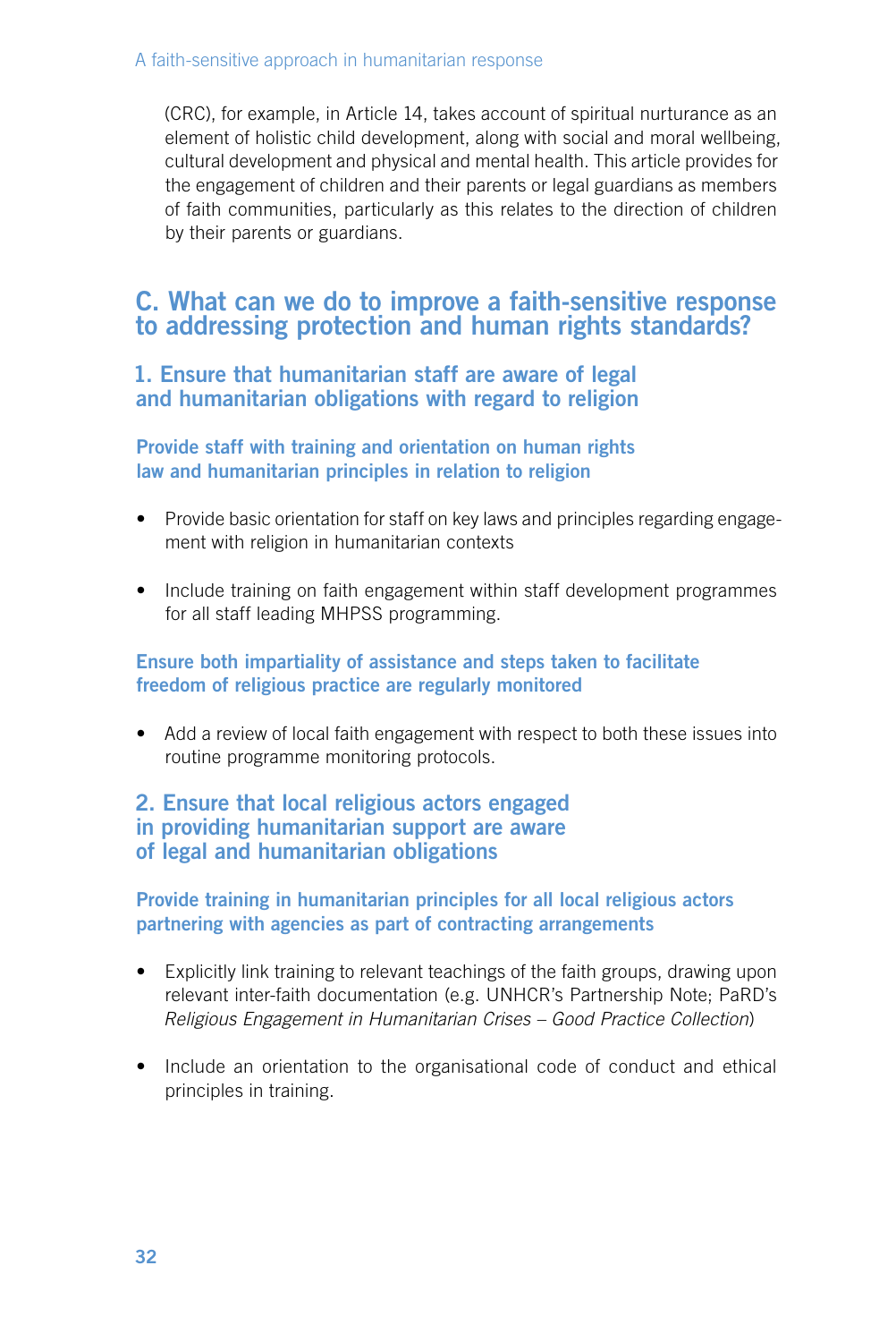(CRC), for example, in Article 14, takes account of spiritual nurturance as an element of holistic child development, along with social and moral wellbeing, cultural development and physical and mental health. This article provides for the engagement of children and their parents or legal guardians as members of faith communities, particularly as this relates to the direction of children by their parents or guardians.

## C. What can we do to improve a faith-sensitive response to addressing protection and human rights standards?

### 1. Ensure that humanitarian staff are aware of legal and humanitarian obligations with regard to religion

#### Provide staff with training and orientation on human rights law and humanitarian principles in relation to religion

- Provide basic orientation for staff on key laws and principles regarding engagement with religion in humanitarian contexts
- Include training on faith engagement within staff development programmes for all staff leading MHPSS programming.

#### Ensure both impartiality of assistance and steps taken to facilitate freedom of religious practice are regularly monitored

- Add a review of local faith engagement with respect to both these issues into routine programme monitoring protocols.

### 2. Ensure that local religious actors engaged in providing humanitarian support are aware of legal and humanitarian obligations

#### Provide training in humanitarian principles for all local religious actors partnering with agencies as part of contracting arrangements

- Explicitly link training to relevant teachings of the faith groups, drawing upon relevant inter-faith documentation (e.g. UNHCR's Partnership Note; PaRD's *Religious Engagement in Humanitarian Crises – Good Practice Collection*)
- Include an orientation to the organisational code of conduct and ethical principles in training.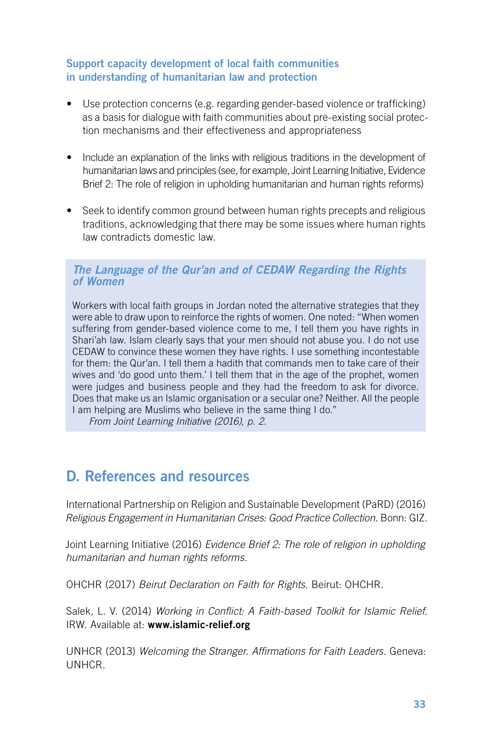### Support capacity development of local faith communities in understanding of humanitarian law and protection

- Use protection concerns (e.g. regarding gender-based violence or trafficking) as a basis for dialogue with faith communities about pre-existing social protection mechanisms and their effectiveness and appropriateness
- Include an explanation of the links with religious traditions in the development of humanitarian laws and principles (see, for example, Joint Learning Initiative, Evidence Brief 2: The role of religion in upholding humanitarian and human rights reforms)
- Seek to identify common ground between human rights precepts and religious traditions, acknowledging that there may be some issues where human rights law contradicts domestic law.

> ***The Language of the Qur'an and of CEDAW Regarding the Rights of Women***
>
> Workers with local faith groups in Jordan noted the alternative strategies that they were able to draw upon to reinforce the rights of women. One noted: "When women suffering from gender-based violence come to me, I tell them you have rights in Shari'ah law. Islam clearly says that your men should not abuse you. I do not use CEDAW to convince these women they have rights. I use something incontestable for them: the Qur'an. I tell them a hadith that commands men to take care of their wives and 'do good unto them.' I tell them that in the age of the prophet, women were judges and business people and they had the freedom to ask for divorce. Does that make us an Islamic organisation or a secular one? Neither. All the people I am helping are Muslims who believe in the same thing I do."
>
> *From Joint Learning Initiative (2016), p. 2.*

## D. References and resources

International Partnership on Religion and Sustainable Development (PaRD) (2016) *Religious Engagement in Humanitarian Crises: Good Practice Collection*. Bonn: GIZ.

Joint Learning Initiative (2016) *Evidence Brief 2: The role of religion in upholding humanitarian and human rights reforms*.

OHCHR (2017) *Beirut Declaration on Faith for Rights*. Beirut: OHCHR.

Salek, L. V. (2014) *Working in Conflict: A Faith-based Toolkit for Islamic Relief*. IRW. Available at: **www.islamic-relief.org**

UNHCR (2013) *Welcoming the Stranger. Affirmations for Faith Leaders*. Geneva: UNHCR.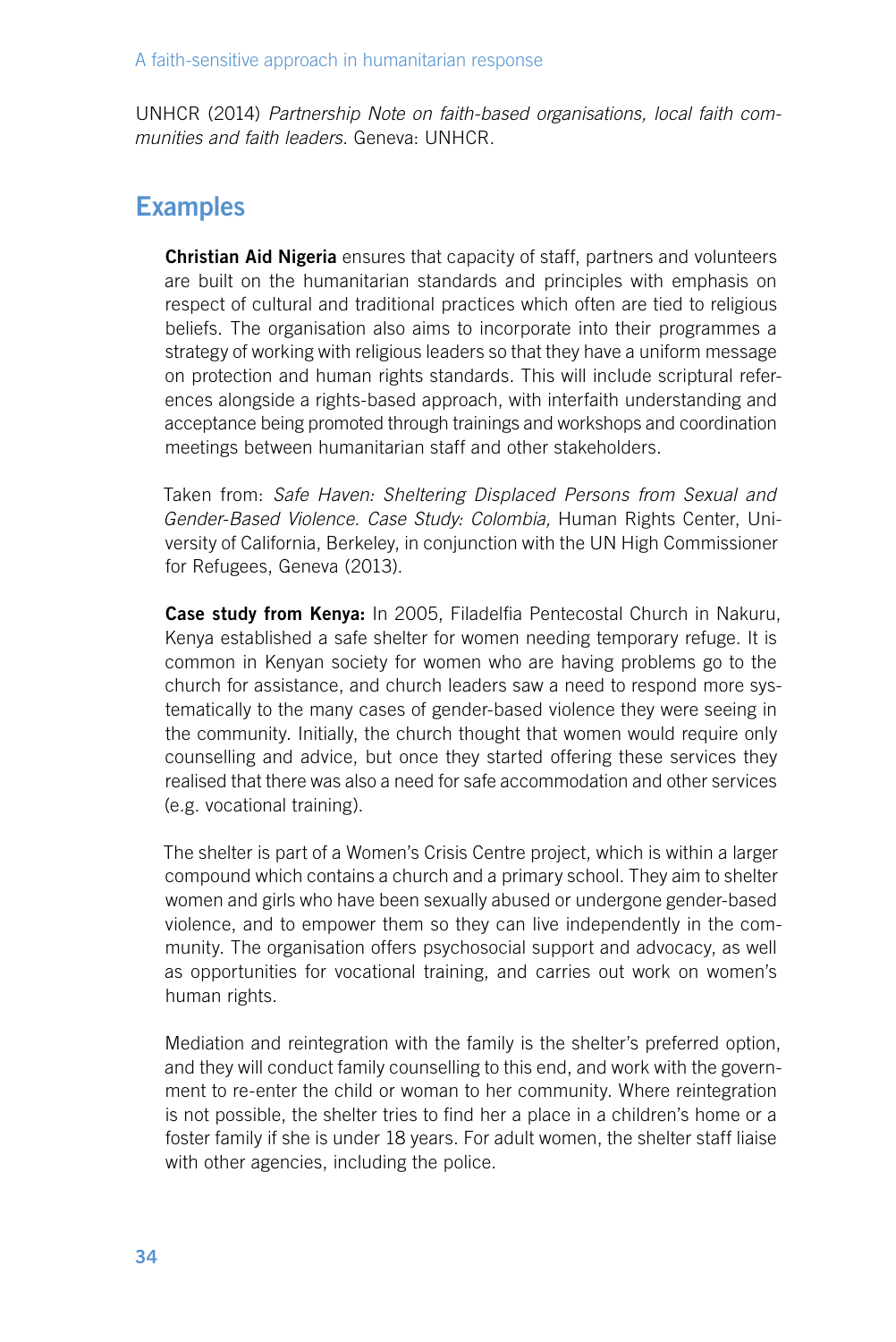UNHCR (2014) *Partnership Note on faith-based organisations, local faith communities and faith leaders*. Geneva: UNHCR.

## Examples

**Christian Aid Nigeria** ensures that capacity of staff, partners and volunteers are built on the humanitarian standards and principles with emphasis on respect of cultural and traditional practices which often are tied to religious beliefs. The organisation also aims to incorporate into their programmes a strategy of working with religious leaders so that they have a uniform message on protection and human rights standards. This will include scriptural references alongside a rights-based approach, with interfaith understanding and acceptance being promoted through trainings and workshops and coordination meetings between humanitarian staff and other stakeholders.

Taken from: *Safe Haven: Sheltering Displaced Persons from Sexual and Gender-Based Violence. Case Study: Colombia,* Human Rights Center, University of California, Berkeley, in conjunction with the UN High Commissioner for Refugees, Geneva (2013).

**Case study from Kenya:** In 2005, Filadelfia Pentecostal Church in Nakuru, Kenya established a safe shelter for women needing temporary refuge. It is common in Kenyan society for women who are having problems go to the church for assistance, and church leaders saw a need to respond more systematically to the many cases of gender-based violence they were seeing in the community. Initially, the church thought that women would require only counselling and advice, but once they started offering these services they realised that there was also a need for safe accommodation and other services (e.g. vocational training).

The shelter is part of a Women's Crisis Centre project, which is within a larger compound which contains a church and a primary school. They aim to shelter women and girls who have been sexually abused or undergone gender-based violence, and to empower them so they can live independently in the community. The organisation offers psychosocial support and advocacy, as well as opportunities for vocational training, and carries out work on women's human rights.

Mediation and reintegration with the family is the shelter's preferred option, and they will conduct family counselling to this end, and work with the government to re-enter the child or woman to her community. Where reintegration is not possible, the shelter tries to find her a place in a children's home or a foster family if she is under 18 years. For adult women, the shelter staff liaise with other agencies, including the police.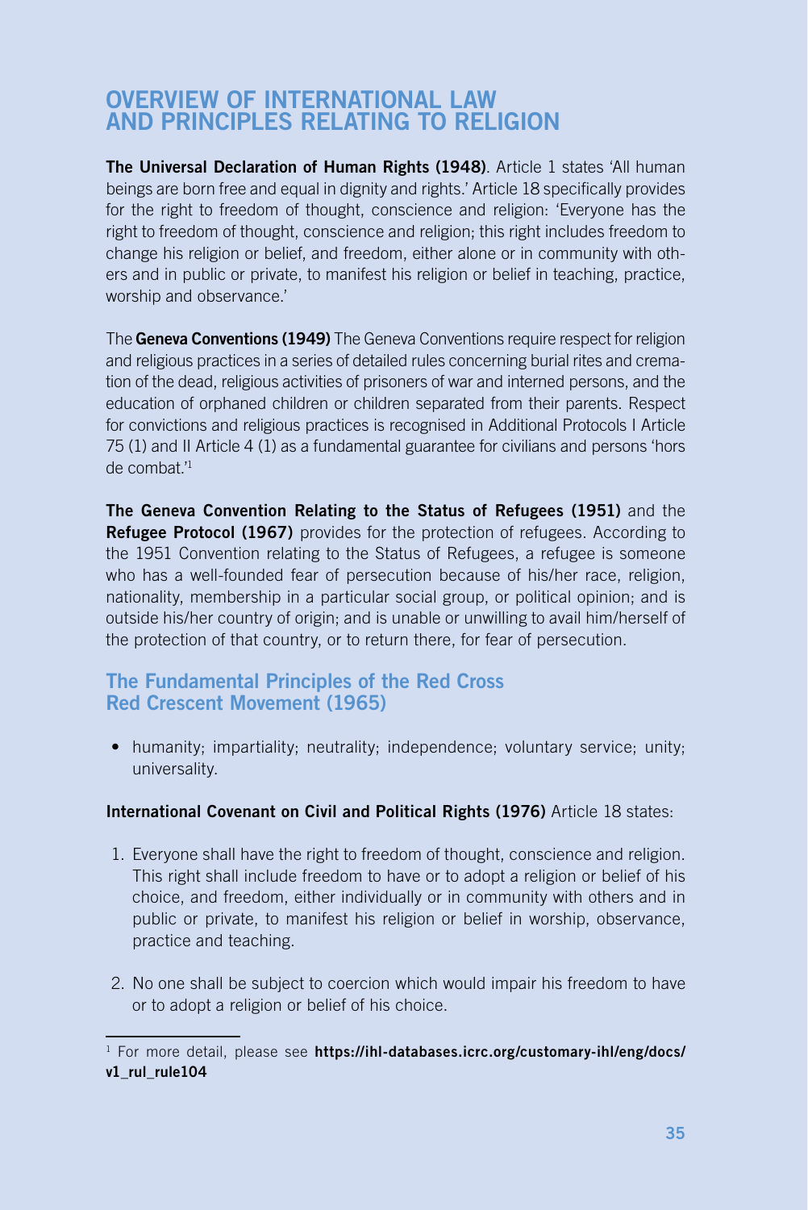# OVERVIEW OF INTERNATIONAL LAW AND PRINCIPLES RELATING TO RELIGION

**The Universal Declaration of Human Rights (1948)**. Article 1 states 'All human beings are born free and equal in dignity and rights.' Article 18 specifically provides for the right to freedom of thought, conscience and religion: 'Everyone has the right to freedom of thought, conscience and religion; this right includes freedom to change his religion or belief, and freedom, either alone or in community with others and in public or private, to manifest his religion or belief in teaching, practice, worship and observance.'

The **Geneva Conventions (1949)** The Geneva Conventions require respect for religion and religious practices in a series of detailed rules concerning burial rites and cremation of the dead, religious activities of prisoners of war and interned persons, and the education of orphaned children or children separated from their parents. Respect for convictions and religious practices is recognised in Additional Protocols I Article 75 (1) and II Article 4 (1) as a fundamental guarantee for civilians and persons 'hors de combat.'[1]

**The Geneva Convention Relating to the Status of Refugees (1951)** and the **Refugee Protocol (1967)** provides for the protection of refugees. According to the 1951 Convention relating to the Status of Refugees, a refugee is someone who has a well-founded fear of persecution because of his/her race, religion, nationality, membership in a particular social group, or political opinion; and is outside his/her country of origin; and is unable or unwilling to avail him/herself of the protection of that country, or to return there, for fear of persecution.

## The Fundamental Principles of the Red Cross Red Crescent Movement (1965)

- humanity; impartiality; neutrality; independence; voluntary service; unity; universality.

**International Covenant on Civil and Political Rights (1976)** Article 18 states:

1. Everyone shall have the right to freedom of thought, conscience and religion. This right shall include freedom to have or to adopt a religion or belief of his choice, and freedom, either individually or in community with others and in public or private, to manifest his religion or belief in worship, observance, practice and teaching.

2. No one shall be subject to coercion which would impair his freedom to have or to adopt a religion or belief of his choice.

[1] For more detail, please see **https://ihl-databases.icrc.org/customary-ihl/eng/docs/v1_rul_rule104**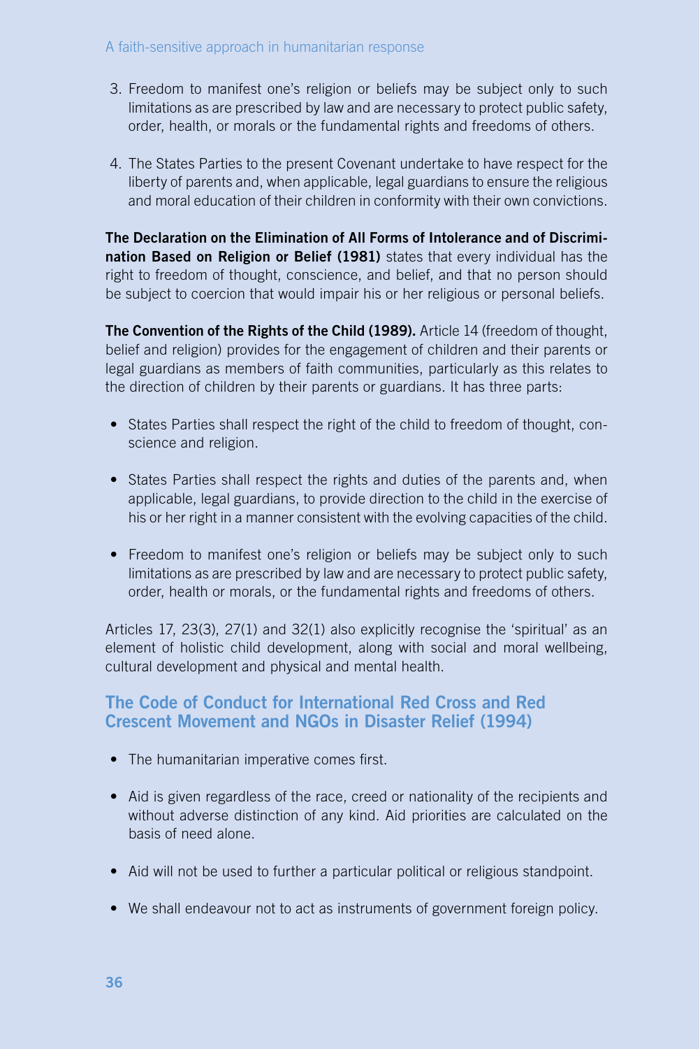3. Freedom to manifest one's religion or beliefs may be subject only to such limitations as are prescribed by law and are necessary to protect public safety, order, health, or morals or the fundamental rights and freedoms of others.

4. The States Parties to the present Covenant undertake to have respect for the liberty of parents and, when applicable, legal guardians to ensure the religious and moral education of their children in conformity with their own convictions.

**The Declaration on the Elimination of All Forms of Intolerance and of Discrimination Based on Religion or Belief (1981)** states that every individual has the right to freedom of thought, conscience, and belief, and that no person should be subject to coercion that would impair his or her religious or personal beliefs.

**The Convention of the Rights of the Child (1989).** Article 14 (freedom of thought, belief and religion) provides for the engagement of children and their parents or legal guardians as members of faith communities, particularly as this relates to the direction of children by their parents or guardians. It has three parts:

- States Parties shall respect the right of the child to freedom of thought, conscience and religion.
- States Parties shall respect the rights and duties of the parents and, when applicable, legal guardians, to provide direction to the child in the exercise of his or her right in a manner consistent with the evolving capacities of the child.
- Freedom to manifest one's religion or beliefs may be subject only to such limitations as are prescribed by law and are necessary to protect public safety, order, health or morals, or the fundamental rights and freedoms of others.

Articles 17, 23(3), 27(1) and 32(1) also explicitly recognise the 'spiritual' as an element of holistic child development, along with social and moral wellbeing, cultural development and physical and mental health.

## The Code of Conduct for International Red Cross and Red Crescent Movement and NGOs in Disaster Relief (1994)

- The humanitarian imperative comes first.
- Aid is given regardless of the race, creed or nationality of the recipients and without adverse distinction of any kind. Aid priorities are calculated on the basis of need alone.
- Aid will not be used to further a particular political or religious standpoint.
- We shall endeavour not to act as instruments of government foreign policy.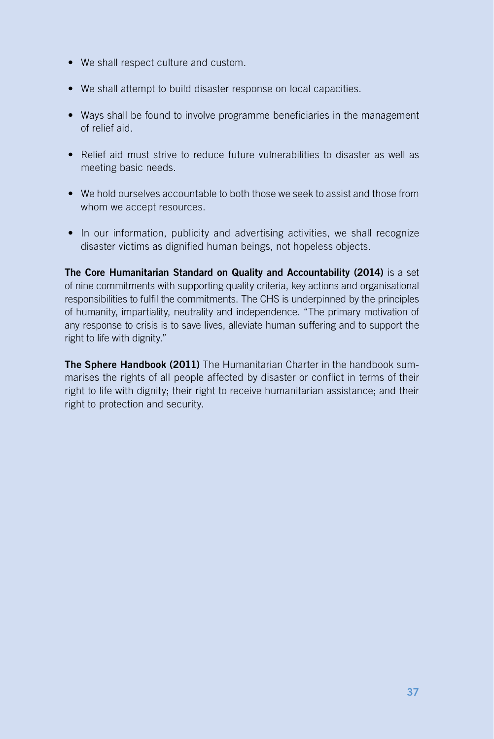- We shall respect culture and custom.
- We shall attempt to build disaster response on local capacities.
- Ways shall be found to involve programme beneficiaries in the management of relief aid.
- Relief aid must strive to reduce future vulnerabilities to disaster as well as meeting basic needs.
- We hold ourselves accountable to both those we seek to assist and those from whom we accept resources.
- In our information, publicity and advertising activities, we shall recognize disaster victims as dignified human beings, not hopeless objects.

**The Core Humanitarian Standard on Quality and Accountability (2014)** is a set of nine commitments with supporting quality criteria, key actions and organisational responsibilities to fulfil the commitments. The CHS is underpinned by the principles of humanity, impartiality, neutrality and independence. "The primary motivation of any response to crisis is to save lives, alleviate human suffering and to support the right to life with dignity."

**The Sphere Handbook (2011)** The Humanitarian Charter in the handbook summarises the rights of all people affected by disaster or conflict in terms of their right to life with dignity; their right to receive humanitarian assistance; and their right to protection and security.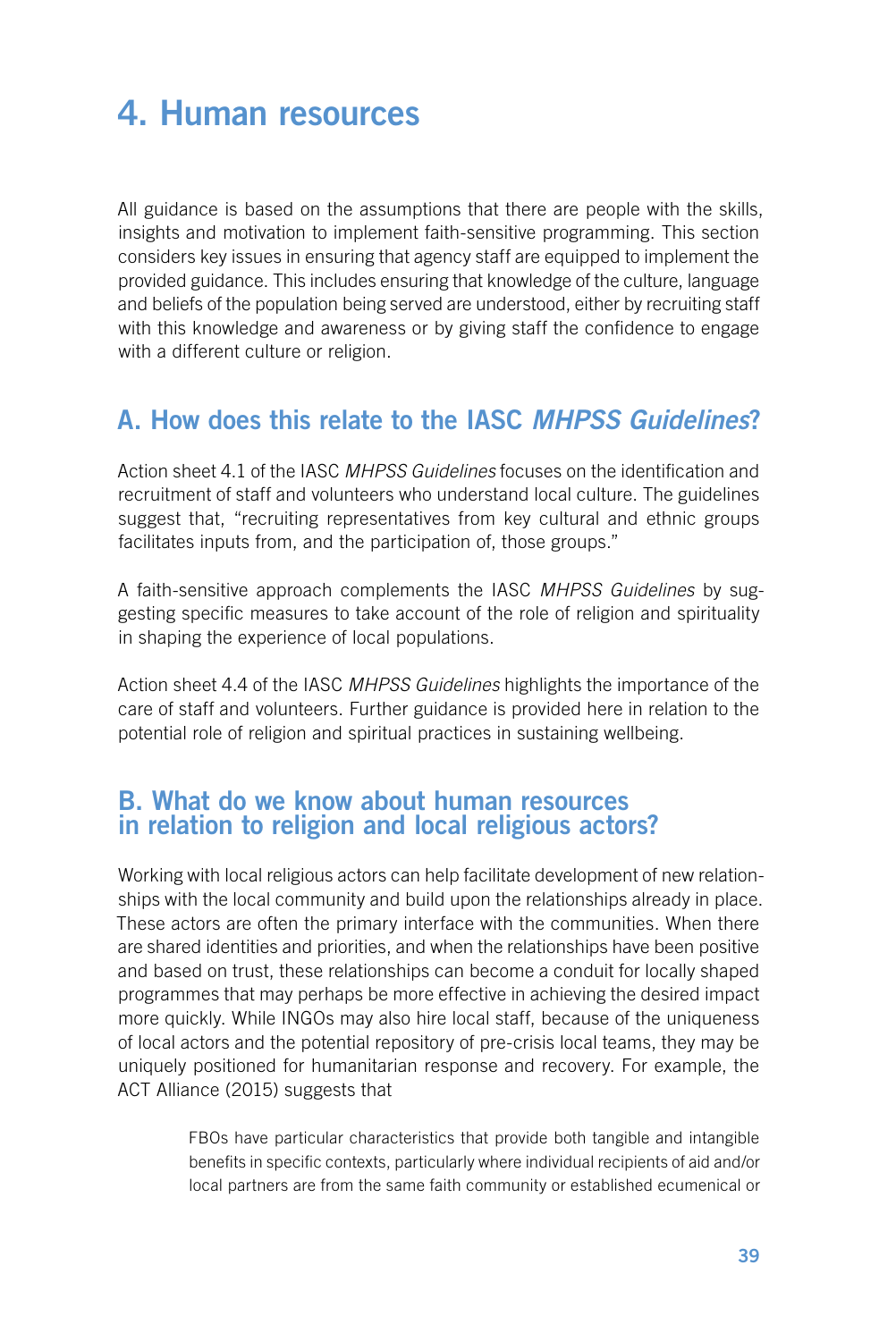# 4. Human resources

All guidance is based on the assumptions that there are people with the skills, insights and motivation to implement faith-sensitive programming. This section considers key issues in ensuring that agency staff are equipped to implement the provided guidance. This includes ensuring that knowledge of the culture, language and beliefs of the population being served are understood, either by recruiting staff with this knowledge and awareness or by giving staff the confidence to engage with a different culture or religion.

## A. How does this relate to the IASC *MHPSS Guidelines*?

Action sheet 4.1 of the IASC *MHPSS Guidelines* focuses on the identification and recruitment of staff and volunteers who understand local culture. The guidelines suggest that, "recruiting representatives from key cultural and ethnic groups facilitates inputs from, and the participation of, those groups."

A faith-sensitive approach complements the IASC *MHPSS Guidelines* by suggesting specific measures to take account of the role of religion and spirituality in shaping the experience of local populations.

Action sheet 4.4 of the IASC *MHPSS Guidelines* highlights the importance of the care of staff and volunteers. Further guidance is provided here in relation to the potential role of religion and spiritual practices in sustaining wellbeing.

## B. What do we know about human resources in relation to religion and local religious actors?

Working with local religious actors can help facilitate development of new relationships with the local community and build upon the relationships already in place. These actors are often the primary interface with the communities. When there are shared identities and priorities, and when the relationships have been positive and based on trust, these relationships can become a conduit for locally shaped programmes that may perhaps be more effective in achieving the desired impact more quickly. While INGOs may also hire local staff, because of the uniqueness of local actors and the potential repository of pre-crisis local teams, they may be uniquely positioned for humanitarian response and recovery. For example, the ACT Alliance (2015) suggests that

> FBOs have particular characteristics that provide both tangible and intangible benefits in specific contexts, particularly where individual recipients of aid and/or local partners are from the same faith community or established ecumenical or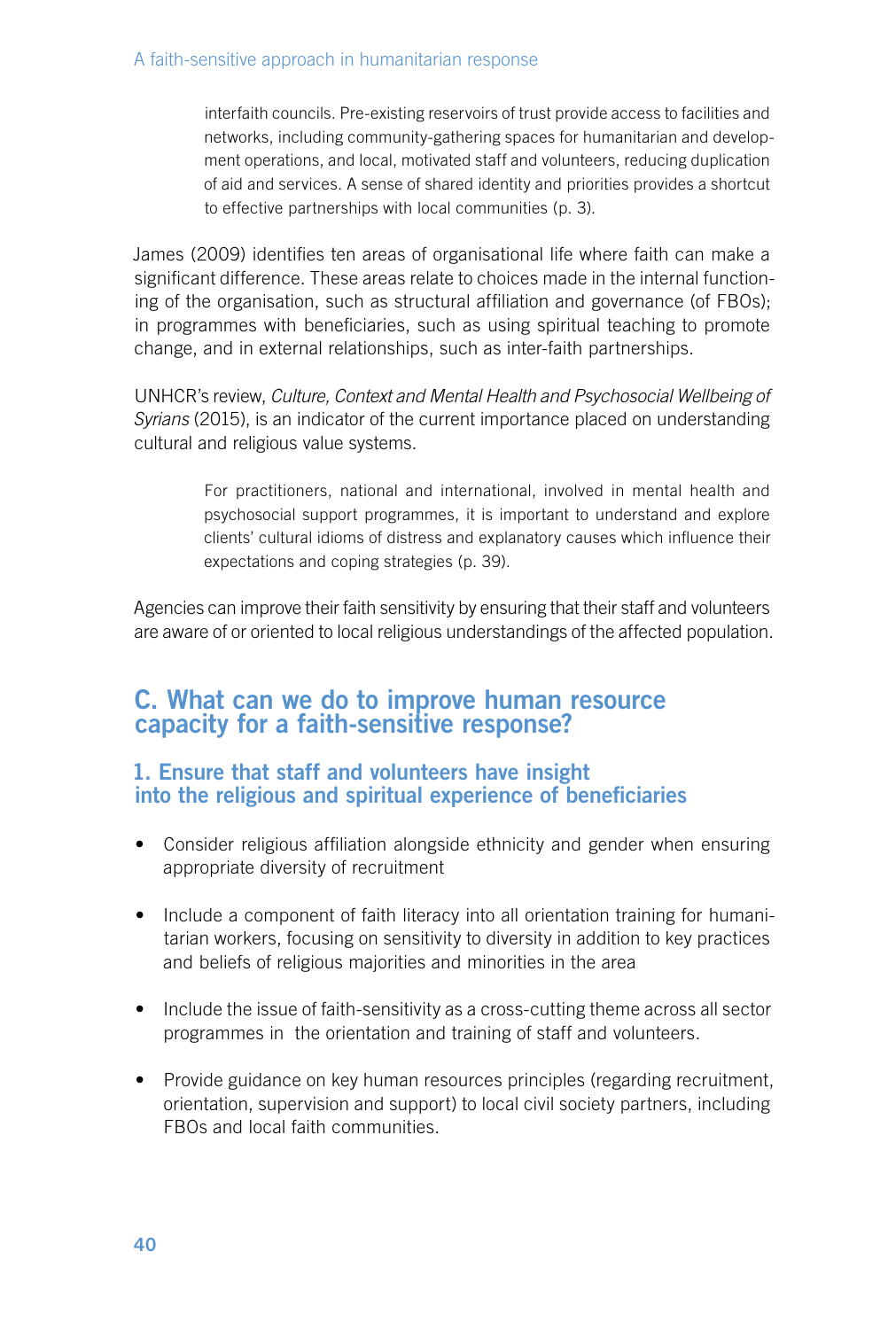> interfaith councils. Pre-existing reservoirs of trust provide access to facilities and networks, including community-gathering spaces for humanitarian and development operations, and local, motivated staff and volunteers, reducing duplication of aid and services. A sense of shared identity and priorities provides a shortcut to effective partnerships with local communities (p. 3).

James (2009) identifies ten areas of organisational life where faith can make a significant difference. These areas relate to choices made in the internal functioning of the organisation, such as structural affiliation and governance (of FBOs); in programmes with beneficiaries, such as using spiritual teaching to promote change, and in external relationships, such as inter-faith partnerships.

UNHCR's review, *Culture, Context and Mental Health and Psychosocial Wellbeing of Syrians* (2015), is an indicator of the current importance placed on understanding cultural and religious value systems.

> For practitioners, national and international, involved in mental health and psychosocial support programmes, it is important to understand and explore clients' cultural idioms of distress and explanatory causes which influence their expectations and coping strategies (p. 39).

Agencies can improve their faith sensitivity by ensuring that their staff and volunteers are aware of or oriented to local religious understandings of the affected population.

## C. What can we do to improve human resource capacity for a faith-sensitive response?

### 1. Ensure that staff and volunteers have insight into the religious and spiritual experience of beneficiaries

- Consider religious affiliation alongside ethnicity and gender when ensuring appropriate diversity of recruitment
- Include a component of faith literacy into all orientation training for humanitarian workers, focusing on sensitivity to diversity in addition to key practices and beliefs of religious majorities and minorities in the area
- Include the issue of faith-sensitivity as a cross-cutting theme across all sector programmes in the orientation and training of staff and volunteers.
- Provide guidance on key human resources principles (regarding recruitment, orientation, supervision and support) to local civil society partners, including FBOs and local faith communities.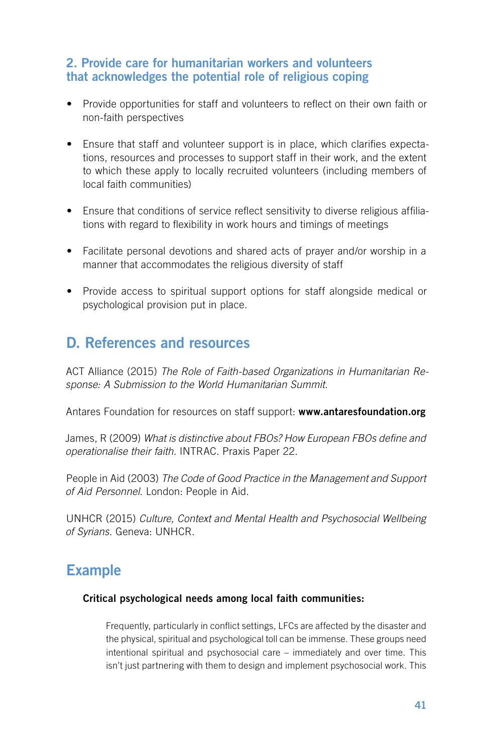### 2. Provide care for humanitarian workers and volunteers that acknowledges the potential role of religious coping

- Provide opportunities for staff and volunteers to reflect on their own faith or non-faith perspectives
- Ensure that staff and volunteer support is in place, which clarifies expectations, resources and processes to support staff in their work, and the extent to which these apply to locally recruited volunteers (including members of local faith communities)
- Ensure that conditions of service reflect sensitivity to diverse religious affiliations with regard to flexibility in work hours and timings of meetings
- Facilitate personal devotions and shared acts of prayer and/or worship in a manner that accommodates the religious diversity of staff
- Provide access to spiritual support options for staff alongside medical or psychological provision put in place.

## D. References and resources

ACT Alliance (2015) *The Role of Faith-based Organizations in Humanitarian Response: A Submission to the World Humanitarian Summit*.

Antares Foundation for resources on staff support: **www.antaresfoundation.org**

James, R (2009) *What is distinctive about FBOs? How European FBOs define and operationalise their faith*. INTRAC. Praxis Paper 22.

People in Aid (2003) *The Code of Good Practice in the Management and Support of Aid Personnel*. London: People in Aid.

UNHCR (2015) *Culture, Context and Mental Health and Psychosocial Wellbeing of Syrians*. Geneva: UNHCR.

## Example

**Critical psychological needs among local faith communities:**

> Frequently, particularly in conflict settings, LFCs are affected by the disaster and the physical, spiritual and psychological toll can be immense. These groups need intentional spiritual and psychosocial care – immediately and over time. This isn't just partnering with them to design and implement psychosocial work. This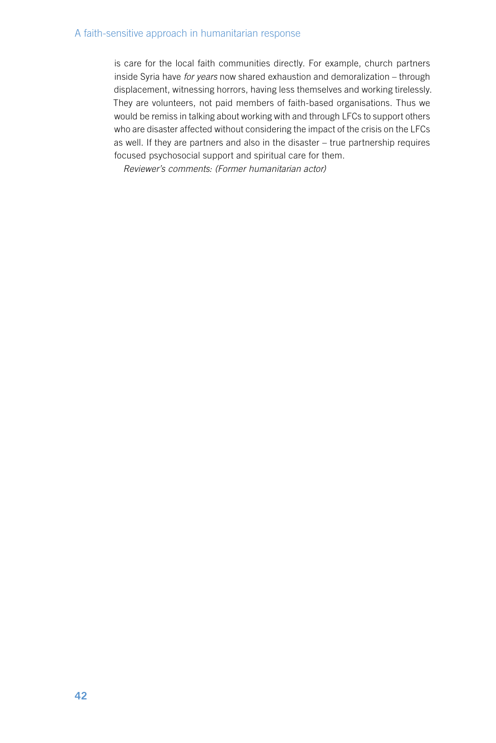is care for the local faith communities directly. For example, church partners inside Syria have *for years* now shared exhaustion and demoralization – through displacement, witnessing horrors, having less themselves and working tirelessly. They are volunteers, not paid members of faith-based organisations. Thus we would be remiss in talking about working with and through LFCs to support others who are disaster affected without considering the impact of the crisis on the LFCs as well. If they are partners and also in the disaster – true partnership requires focused psychosocial support and spiritual care for them.

*Reviewer's comments: (Former humanitarian actor)*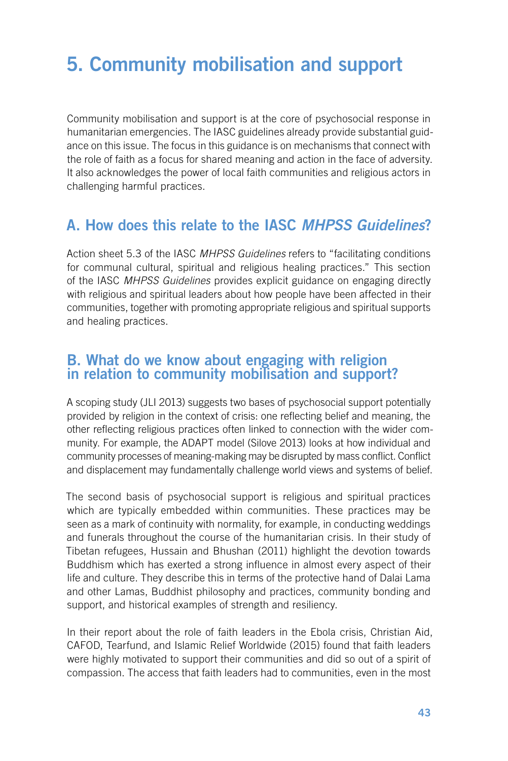# 5. Community mobilisation and support

Community mobilisation and support is at the core of psychosocial response in humanitarian emergencies. The IASC guidelines already provide substantial guidance on this issue. The focus in this guidance is on mechanisms that connect with the role of faith as a focus for shared meaning and action in the face of adversity. It also acknowledges the power of local faith communities and religious actors in challenging harmful practices.

## A. How does this relate to the IASC *MHPSS Guidelines*?

Action sheet 5.3 of the IASC *MHPSS Guidelines* refers to "facilitating conditions for communal cultural, spiritual and religious healing practices." This section of the IASC *MHPSS Guidelines* provides explicit guidance on engaging directly with religious and spiritual leaders about how people have been affected in their communities, together with promoting appropriate religious and spiritual supports and healing practices.

## B. What do we know about engaging with religion in relation to community mobilisation and support?

A scoping study (JLI 2013) suggests two bases of psychosocial support potentially provided by religion in the context of crisis: one reflecting belief and meaning, the other reflecting religious practices often linked to connection with the wider community. For example, the ADAPT model (Silove 2013) looks at how individual and community processes of meaning-making may be disrupted by mass conflict. Conflict and displacement may fundamentally challenge world views and systems of belief.

The second basis of psychosocial support is religious and spiritual practices which are typically embedded within communities. These practices may be seen as a mark of continuity with normality, for example, in conducting weddings and funerals throughout the course of the humanitarian crisis. In their study of Tibetan refugees, Hussain and Bhushan (2011) highlight the devotion towards Buddhism which has exerted a strong influence in almost every aspect of their life and culture. They describe this in terms of the protective hand of Dalai Lama and other Lamas, Buddhist philosophy and practices, community bonding and support, and historical examples of strength and resiliency.

In their report about the role of faith leaders in the Ebola crisis, Christian Aid, CAFOD, Tearfund, and Islamic Relief Worldwide (2015) found that faith leaders were highly motivated to support their communities and did so out of a spirit of compassion. The access that faith leaders had to communities, even in the most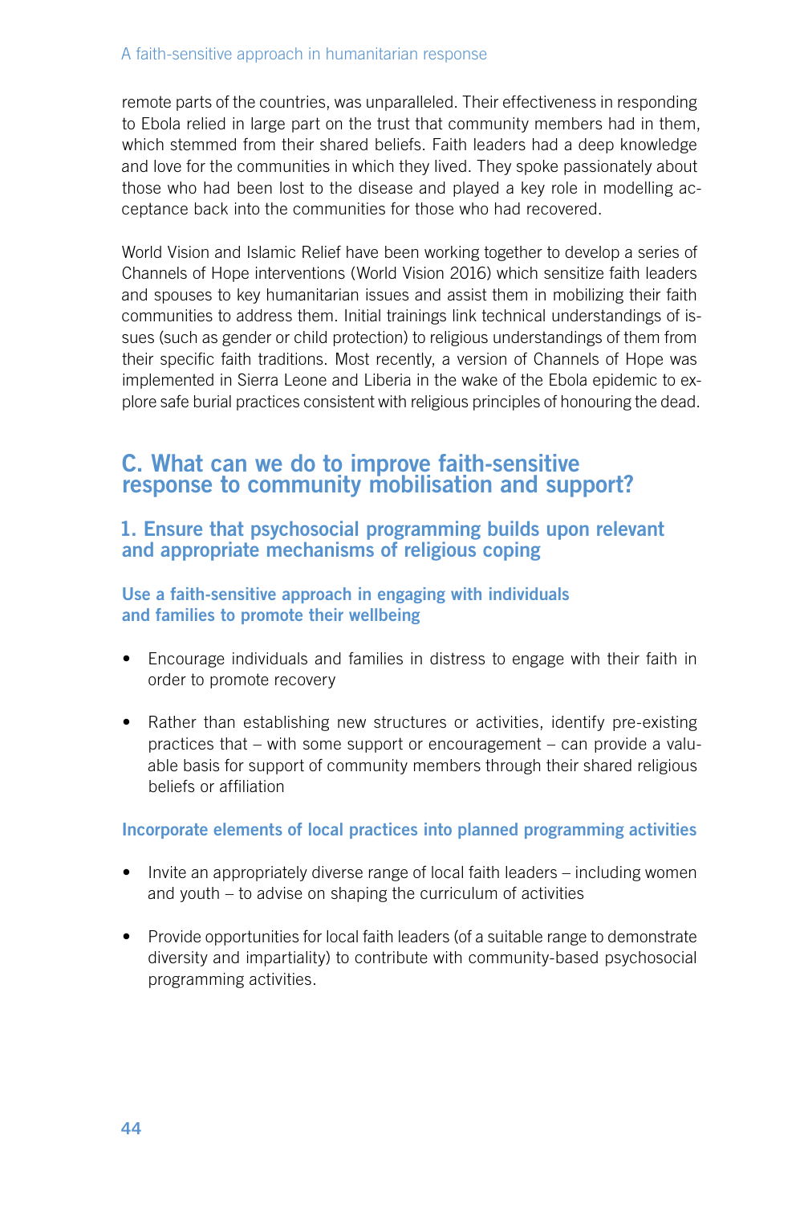remote parts of the countries, was unparalleled. Their effectiveness in responding to Ebola relied in large part on the trust that community members had in them, which stemmed from their shared beliefs. Faith leaders had a deep knowledge and love for the communities in which they lived. They spoke passionately about those who had been lost to the disease and played a key role in modelling acceptance back into the communities for those who had recovered.

World Vision and Islamic Relief have been working together to develop a series of Channels of Hope interventions (World Vision 2016) which sensitize faith leaders and spouses to key humanitarian issues and assist them in mobilizing their faith communities to address them. Initial trainings link technical understandings of issues (such as gender or child protection) to religious understandings of them from their specific faith traditions. Most recently, a version of Channels of Hope was implemented in Sierra Leone and Liberia in the wake of the Ebola epidemic to explore safe burial practices consistent with religious principles of honouring the dead.

## C. What can we do to improve faith-sensitive response to community mobilisation and support?

### 1. Ensure that psychosocial programming builds upon relevant and appropriate mechanisms of religious coping

#### Use a faith-sensitive approach in engaging with individuals and families to promote their wellbeing

- Encourage individuals and families in distress to engage with their faith in order to promote recovery
- Rather than establishing new structures or activities, identify pre-existing practices that – with some support or encouragement – can provide a valuable basis for support of community members through their shared religious beliefs or affiliation

#### Incorporate elements of local practices into planned programming activities

- Invite an appropriately diverse range of local faith leaders – including women and youth – to advise on shaping the curriculum of activities
- Provide opportunities for local faith leaders (of a suitable range to demonstrate diversity and impartiality) to contribute with community-based psychosocial programming activities.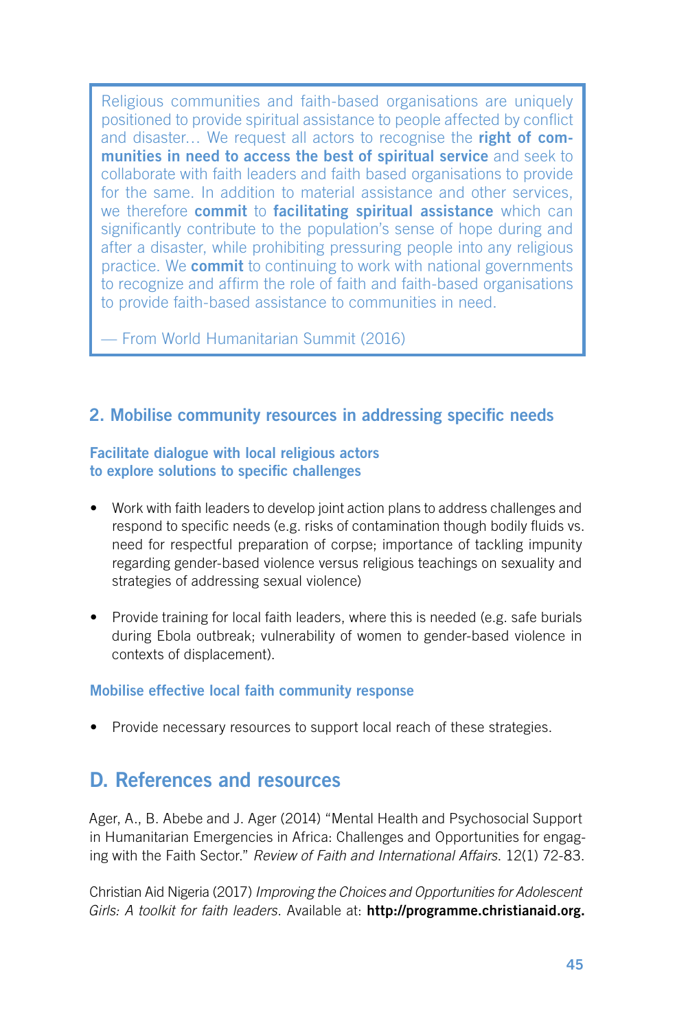> Religious communities and faith-based organisations are uniquely positioned to provide spiritual assistance to people affected by conflict and disaster… We request all actors to recognise the **right of communities in need to access the best of spiritual service** and seek to collaborate with faith leaders and faith based organisations to provide for the same. In addition to material assistance and other services, we therefore **commit** to **facilitating spiritual assistance** which can significantly contribute to the population's sense of hope during and after a disaster, while prohibiting pressuring people into any religious practice. We **commit** to continuing to work with national governments to recognize and affirm the role of faith and faith-based organisations to provide faith-based assistance to communities in need.
>
> — From World Humanitarian Summit (2016)

## 2. Mobilise community resources in addressing specific needs

### Facilitate dialogue with local religious actors to explore solutions to specific challenges

- Work with faith leaders to develop joint action plans to address challenges and respond to specific needs (e.g. risks of contamination though bodily fluids vs. need for respectful preparation of corpse; importance of tackling impunity regarding gender-based violence versus religious teachings on sexuality and strategies of addressing sexual violence)
- Provide training for local faith leaders, where this is needed (e.g. safe burials during Ebola outbreak; vulnerability of women to gender-based violence in contexts of displacement).

### Mobilise effective local faith community response

- Provide necessary resources to support local reach of these strategies.

# D. References and resources

Ager, A., B. Abebe and J. Ager (2014) "Mental Health and Psychosocial Support in Humanitarian Emergencies in Africa: Challenges and Opportunities for engaging with the Faith Sector." *Review of Faith and International Affairs*. 12(1) 72-83.

Christian Aid Nigeria (2017) *Improving the Choices and Opportunities for Adolescent Girls: A toolkit for faith leaders*. Available at: **http://programme.christianaid.org.**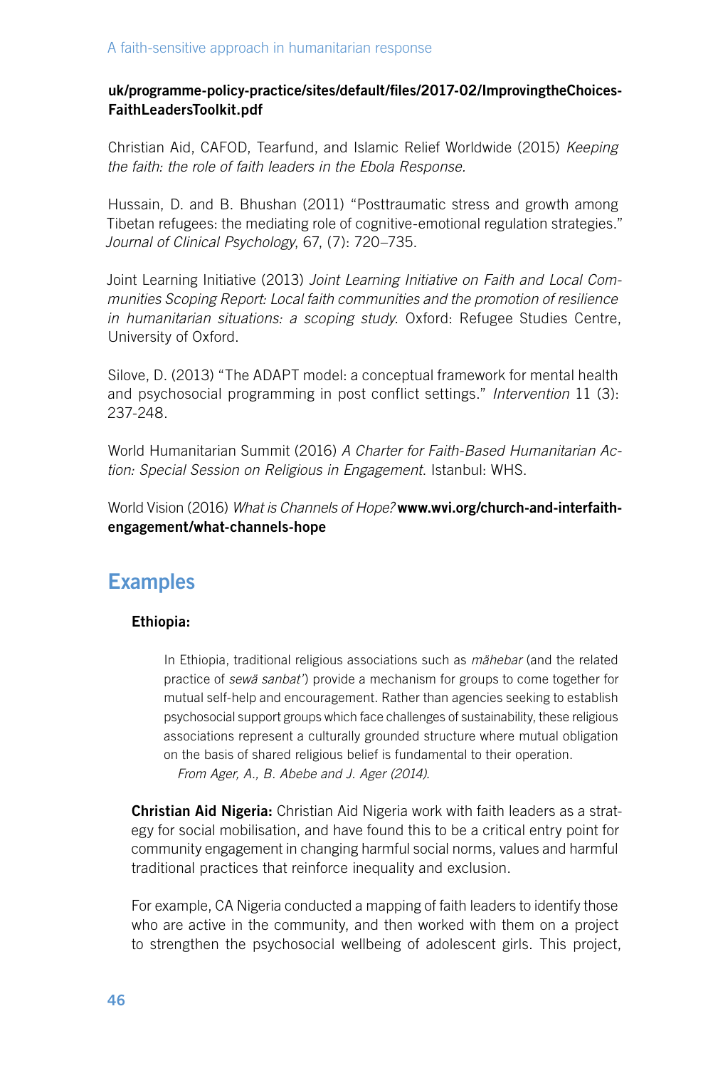**uk/programme-policy-practice/sites/default/files/2017-02/ImprovingtheChoices-FaithLeadersToolkit.pdf**

Christian Aid, CAFOD, Tearfund, and Islamic Relief Worldwide (2015) *Keeping the faith: the role of faith leaders in the Ebola Response.*

Hussain, D. and B. Bhushan (2011) "Posttraumatic stress and growth among Tibetan refugees: the mediating role of cognitive-emotional regulation strategies." *Journal of Clinical Psychology*, 67, (7): 720–735.

Joint Learning Initiative (2013) *Joint Learning Initiative on Faith and Local Communities Scoping Report: Local faith communities and the promotion of resilience in humanitarian situations: a scoping study*. Oxford: Refugee Studies Centre, University of Oxford.

Silove, D. (2013) "The ADAPT model: a conceptual framework for mental health and psychosocial programming in post conflict settings." *Intervention* 11 (3): 237-248.

World Humanitarian Summit (2016) *A Charter for Faith-Based Humanitarian Action: Special Session on Religious in Engagement*. Istanbul: WHS.

World Vision (2016) *What is Channels of Hope?* **www.wvi.org/church-and-interfaith-engagement/what-channels-hope**

## Examples

**Ethiopia:**

> In Ethiopia, traditional religious associations such as *mähebar* (and the related practice of *sewä sanbat'*) provide a mechanism for groups to come together for mutual self-help and encouragement. Rather than agencies seeking to establish psychosocial support groups which face challenges of sustainability, these religious associations represent a culturally grounded structure where mutual obligation on the basis of shared religious belief is fundamental to their operation.
>
> *From Ager, A., B. Abebe and J. Ager (2014).*

**Christian Aid Nigeria:** Christian Aid Nigeria work with faith leaders as a strategy for social mobilisation, and have found this to be a critical entry point for community engagement in changing harmful social norms, values and harmful traditional practices that reinforce inequality and exclusion.

For example, CA Nigeria conducted a mapping of faith leaders to identify those who are active in the community, and then worked with them on a project to strengthen the psychosocial wellbeing of adolescent girls. This project,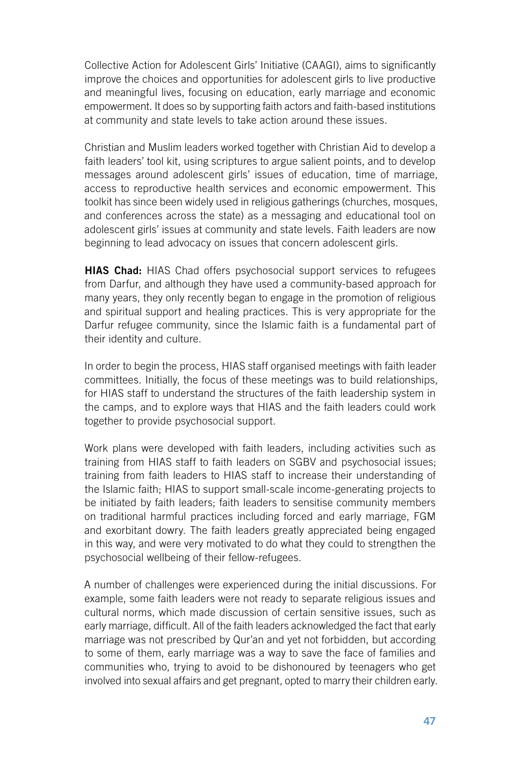Collective Action for Adolescent Girls' Initiative (CAAGI), aims to significantly improve the choices and opportunities for adolescent girls to live productive and meaningful lives, focusing on education, early marriage and economic empowerment. It does so by supporting faith actors and faith-based institutions at community and state levels to take action around these issues.

Christian and Muslim leaders worked together with Christian Aid to develop a faith leaders' tool kit, using scriptures to argue salient points, and to develop messages around adolescent girls' issues of education, time of marriage, access to reproductive health services and economic empowerment. This toolkit has since been widely used in religious gatherings (churches, mosques, and conferences across the state) as a messaging and educational tool on adolescent girls' issues at community and state levels. Faith leaders are now beginning to lead advocacy on issues that concern adolescent girls.

**HIAS Chad:** HIAS Chad offers psychosocial support services to refugees from Darfur, and although they have used a community-based approach for many years, they only recently began to engage in the promotion of religious and spiritual support and healing practices. This is very appropriate for the Darfur refugee community, since the Islamic faith is a fundamental part of their identity and culture.

In order to begin the process, HIAS staff organised meetings with faith leader committees. Initially, the focus of these meetings was to build relationships, for HIAS staff to understand the structures of the faith leadership system in the camps, and to explore ways that HIAS and the faith leaders could work together to provide psychosocial support.

Work plans were developed with faith leaders, including activities such as training from HIAS staff to faith leaders on SGBV and psychosocial issues; training from faith leaders to HIAS staff to increase their understanding of the Islamic faith; HIAS to support small-scale income-generating projects to be initiated by faith leaders; faith leaders to sensitise community members on traditional harmful practices including forced and early marriage, FGM and exorbitant dowry. The faith leaders greatly appreciated being engaged in this way, and were very motivated to do what they could to strengthen the psychosocial wellbeing of their fellow-refugees.

A number of challenges were experienced during the initial discussions. For example, some faith leaders were not ready to separate religious issues and cultural norms, which made discussion of certain sensitive issues, such as early marriage, difficult. All of the faith leaders acknowledged the fact that early marriage was not prescribed by Qur'an and yet not forbidden, but according to some of them, early marriage was a way to save the face of families and communities who, trying to avoid to be dishonoured by teenagers who get involved into sexual affairs and get pregnant, opted to marry their children early.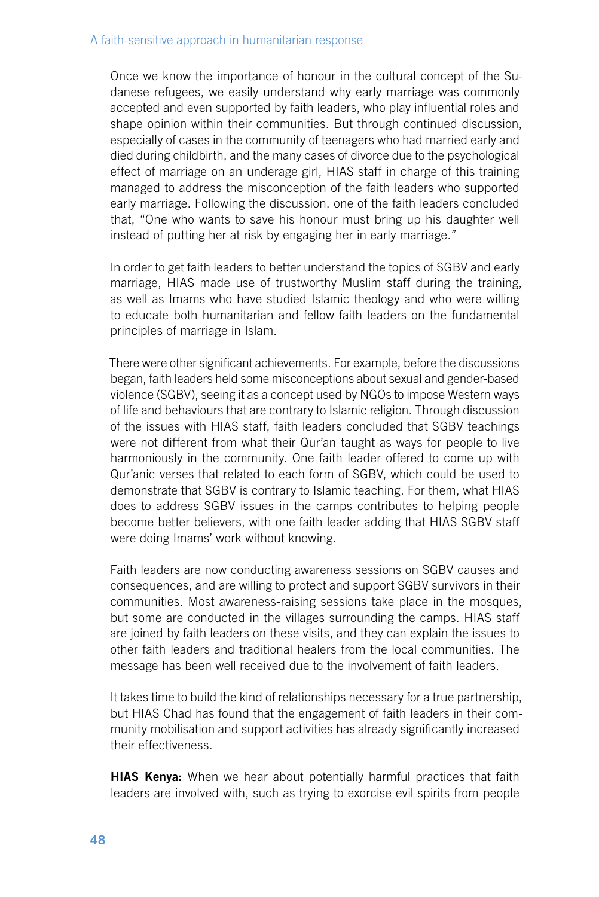Once we know the importance of honour in the cultural concept of the Sudanese refugees, we easily understand why early marriage was commonly accepted and even supported by faith leaders, who play influential roles and shape opinion within their communities. But through continued discussion, especially of cases in the community of teenagers who had married early and died during childbirth, and the many cases of divorce due to the psychological effect of marriage on an underage girl, HIAS staff in charge of this training managed to address the misconception of the faith leaders who supported early marriage. Following the discussion, one of the faith leaders concluded that, "One who wants to save his honour must bring up his daughter well instead of putting her at risk by engaging her in early marriage."

In order to get faith leaders to better understand the topics of SGBV and early marriage, HIAS made use of trustworthy Muslim staff during the training, as well as Imams who have studied Islamic theology and who were willing to educate both humanitarian and fellow faith leaders on the fundamental principles of marriage in Islam.

There were other significant achievements. For example, before the discussions began, faith leaders held some misconceptions about sexual and gender-based violence (SGBV), seeing it as a concept used by NGOs to impose Western ways of life and behaviours that are contrary to Islamic religion. Through discussion of the issues with HIAS staff, faith leaders concluded that SGBV teachings were not different from what their Qur'an taught as ways for people to live harmoniously in the community. One faith leader offered to come up with Qur'anic verses that related to each form of SGBV, which could be used to demonstrate that SGBV is contrary to Islamic teaching. For them, what HIAS does to address SGBV issues in the camps contributes to helping people become better believers, with one faith leader adding that HIAS SGBV staff were doing Imams' work without knowing.

Faith leaders are now conducting awareness sessions on SGBV causes and consequences, and are willing to protect and support SGBV survivors in their communities. Most awareness-raising sessions take place in the mosques, but some are conducted in the villages surrounding the camps. HIAS staff are joined by faith leaders on these visits, and they can explain the issues to other faith leaders and traditional healers from the local communities. The message has been well received due to the involvement of faith leaders.

It takes time to build the kind of relationships necessary for a true partnership, but HIAS Chad has found that the engagement of faith leaders in their community mobilisation and support activities has already significantly increased their effectiveness.

**HIAS Kenya:** When we hear about potentially harmful practices that faith leaders are involved with, such as trying to exorcise evil spirits from people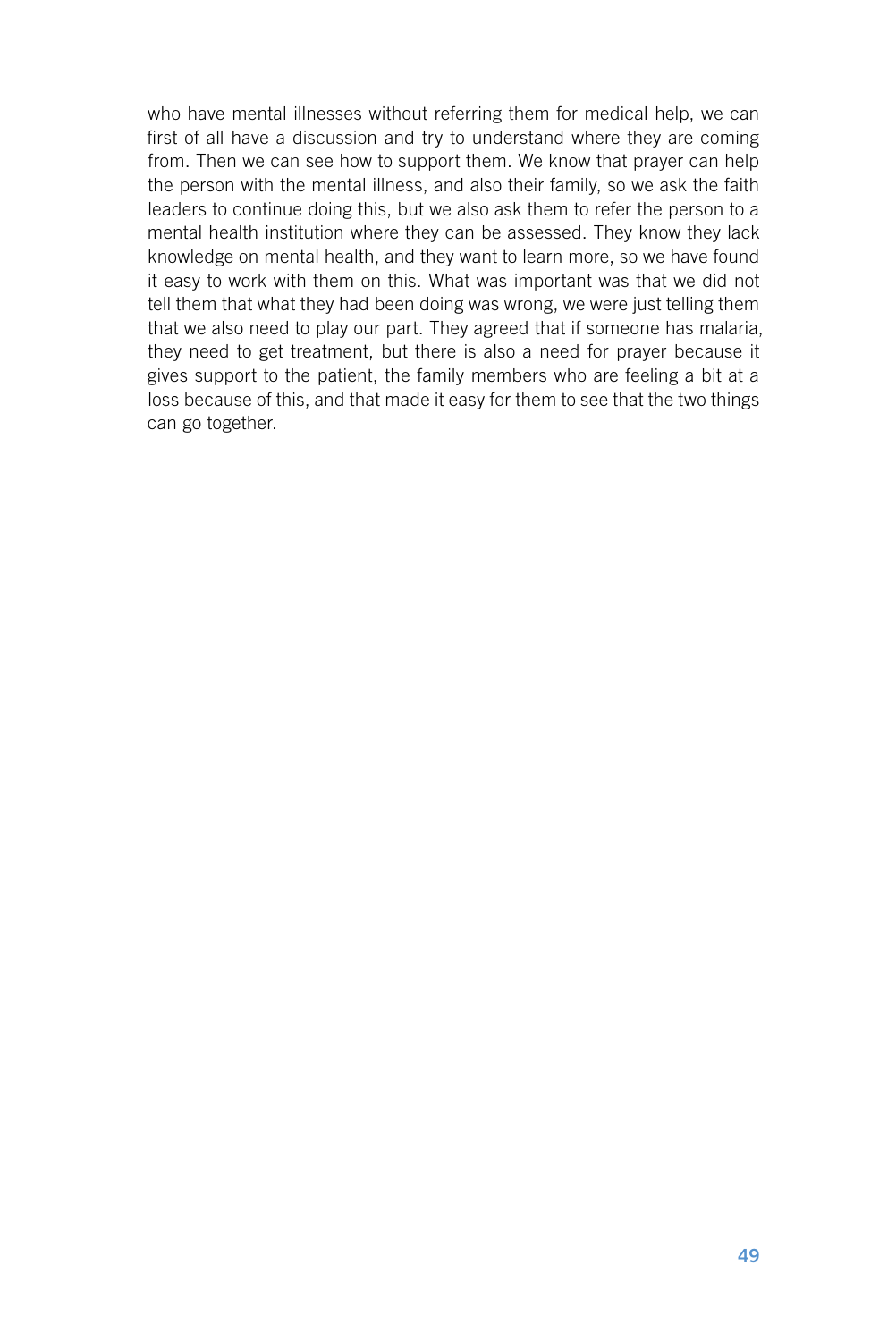who have mental illnesses without referring them for medical help, we can first of all have a discussion and try to understand where they are coming from. Then we can see how to support them. We know that prayer can help the person with the mental illness, and also their family, so we ask the faith leaders to continue doing this, but we also ask them to refer the person to a mental health institution where they can be assessed. They know they lack knowledge on mental health, and they want to learn more, so we have found it easy to work with them on this. What was important was that we did not tell them that what they had been doing was wrong, we were just telling them that we also need to play our part. They agreed that if someone has malaria, they need to get treatment, but there is also a need for prayer because it gives support to the patient, the family members who are feeling a bit at a loss because of this, and that made it easy for them to see that the two things can go together.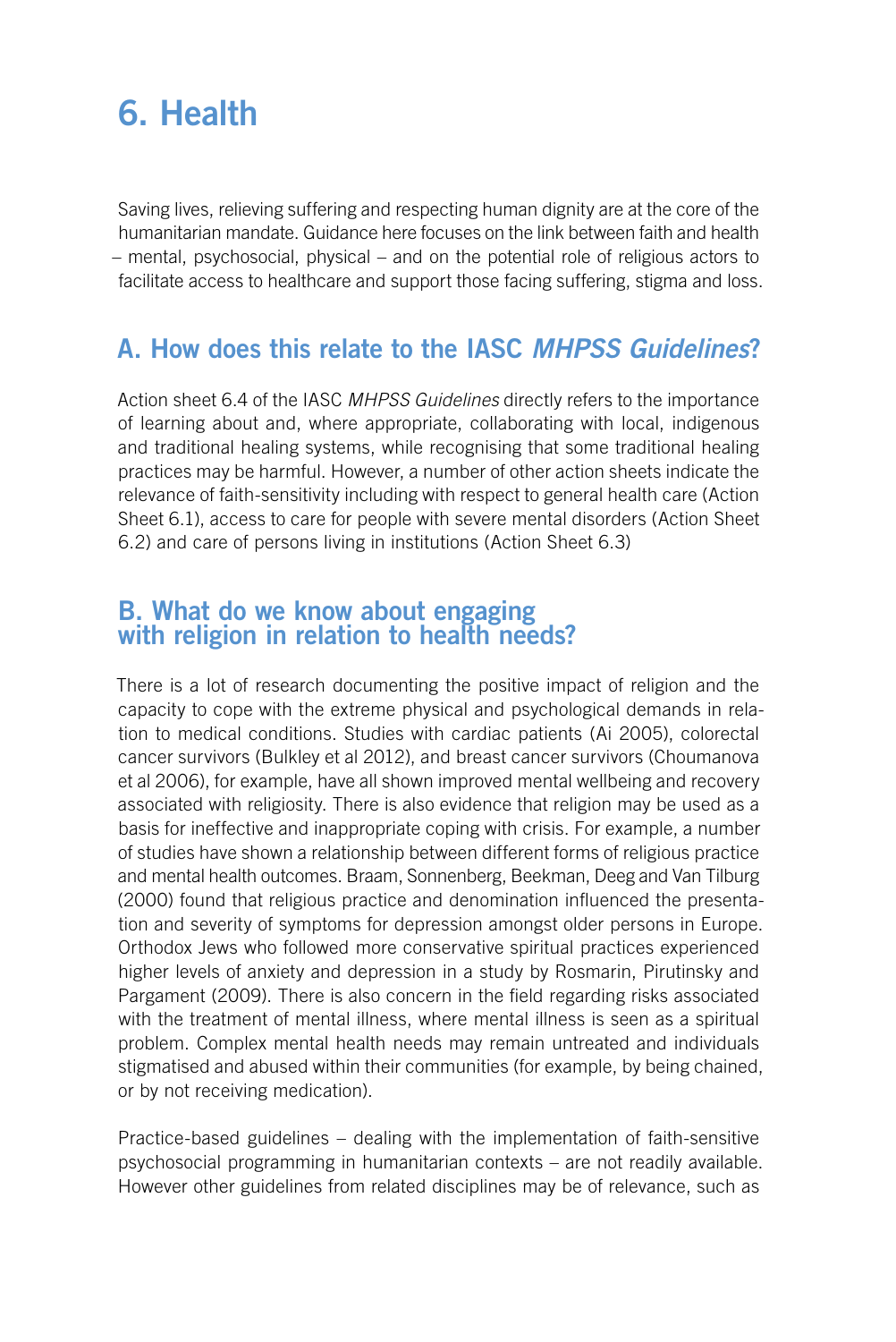# 6. Health

Saving lives, relieving suffering and respecting human dignity are at the core of the humanitarian mandate. Guidance here focuses on the link between faith and health – mental, psychosocial, physical – and on the potential role of religious actors to facilitate access to healthcare and support those facing suffering, stigma and loss.

## A. How does this relate to the IASC *MHPSS Guidelines*?

Action sheet 6.4 of the IASC *MHPSS Guidelines* directly refers to the importance of learning about and, where appropriate, collaborating with local, indigenous and traditional healing systems, while recognising that some traditional healing practices may be harmful. However, a number of other action sheets indicate the relevance of faith-sensitivity including with respect to general health care (Action Sheet 6.1), access to care for people with severe mental disorders (Action Sheet 6.2) and care of persons living in institutions (Action Sheet 6.3)

## B. What do we know about engaging with religion in relation to health needs?

There is a lot of research documenting the positive impact of religion and the capacity to cope with the extreme physical and psychological demands in relation to medical conditions. Studies with cardiac patients (Ai 2005), colorectal cancer survivors (Bulkley et al 2012), and breast cancer survivors (Choumanova et al 2006), for example, have all shown improved mental wellbeing and recovery associated with religiosity. There is also evidence that religion may be used as a basis for ineffective and inappropriate coping with crisis. For example, a number of studies have shown a relationship between different forms of religious practice and mental health outcomes. Braam, Sonnenberg, Beekman, Deeg and Van Tilburg (2000) found that religious practice and denomination influenced the presentation and severity of symptoms for depression amongst older persons in Europe. Orthodox Jews who followed more conservative spiritual practices experienced higher levels of anxiety and depression in a study by Rosmarin, Pirutinsky and Pargament (2009). There is also concern in the field regarding risks associated with the treatment of mental illness, where mental illness is seen as a spiritual problem. Complex mental health needs may remain untreated and individuals stigmatised and abused within their communities (for example, by being chained, or by not receiving medication).

Practice-based guidelines – dealing with the implementation of faith-sensitive psychosocial programming in humanitarian contexts – are not readily available. However other guidelines from related disciplines may be of relevance, such as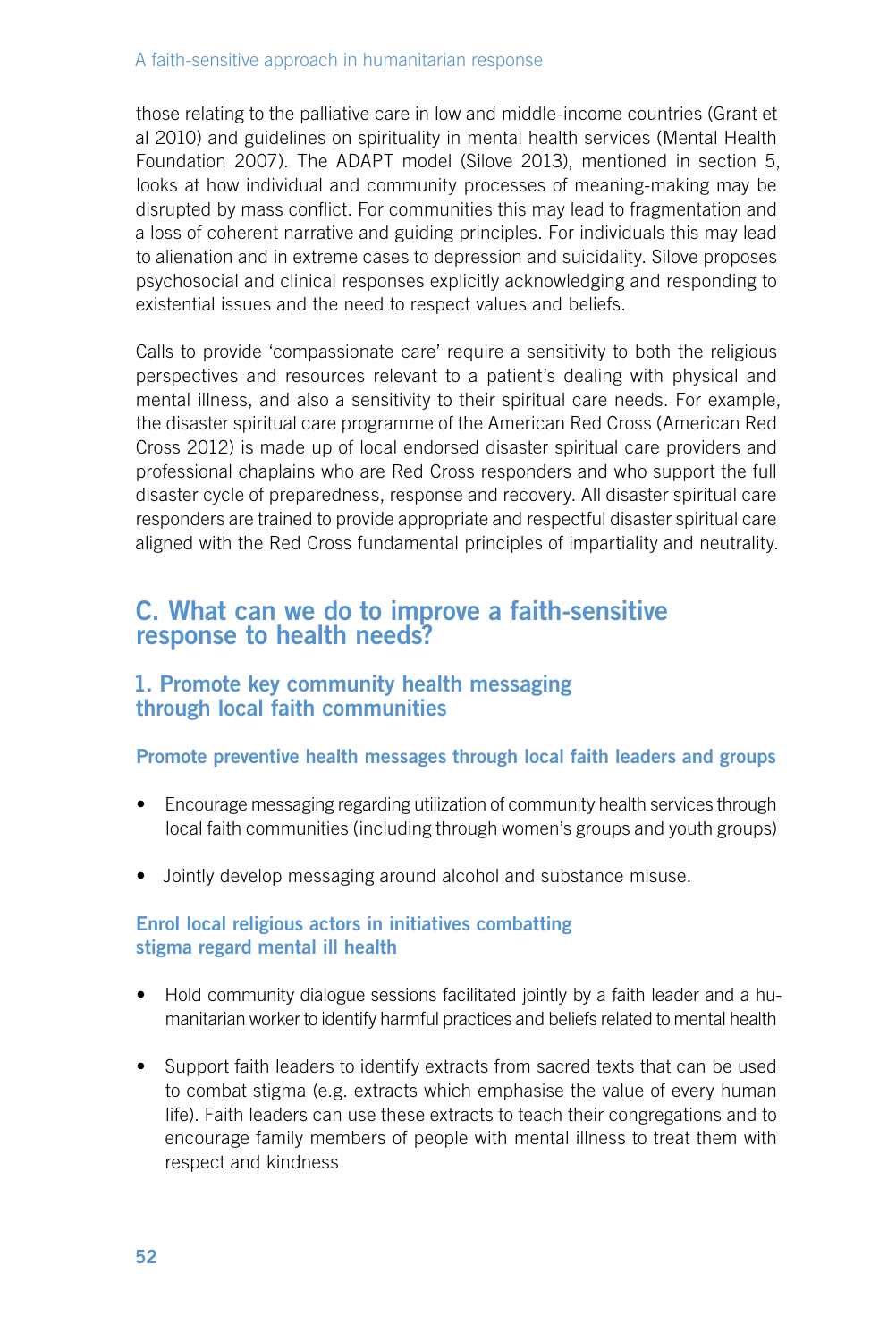those relating to the palliative care in low and middle-income countries (Grant et al 2010) and guidelines on spirituality in mental health services (Mental Health Foundation 2007). The ADAPT model (Silove 2013), mentioned in section 5, looks at how individual and community processes of meaning-making may be disrupted by mass conflict. For communities this may lead to fragmentation and a loss of coherent narrative and guiding principles. For individuals this may lead to alienation and in extreme cases to depression and suicidality. Silove proposes psychosocial and clinical responses explicitly acknowledging and responding to existential issues and the need to respect values and beliefs.

Calls to provide 'compassionate care' require a sensitivity to both the religious perspectives and resources relevant to a patient's dealing with physical and mental illness, and also a sensitivity to their spiritual care needs. For example, the disaster spiritual care programme of the American Red Cross (American Red Cross 2012) is made up of local endorsed disaster spiritual care providers and professional chaplains who are Red Cross responders and who support the full disaster cycle of preparedness, response and recovery. All disaster spiritual care responders are trained to provide appropriate and respectful disaster spiritual care aligned with the Red Cross fundamental principles of impartiality and neutrality.

## C. What can we do to improve a faith-sensitive response to health needs?

### 1. Promote key community health messaging through local faith communities

#### Promote preventive health messages through local faith leaders and groups

- Encourage messaging regarding utilization of community health services through local faith communities (including through women's groups and youth groups)
- Jointly develop messaging around alcohol and substance misuse.

#### Enrol local religious actors in initiatives combatting stigma regard mental ill health

- Hold community dialogue sessions facilitated jointly by a faith leader and a humanitarian worker to identify harmful practices and beliefs related to mental health
- Support faith leaders to identify extracts from sacred texts that can be used to combat stigma (e.g. extracts which emphasise the value of every human life). Faith leaders can use these extracts to teach their congregations and to encourage family members of people with mental illness to treat them with respect and kindness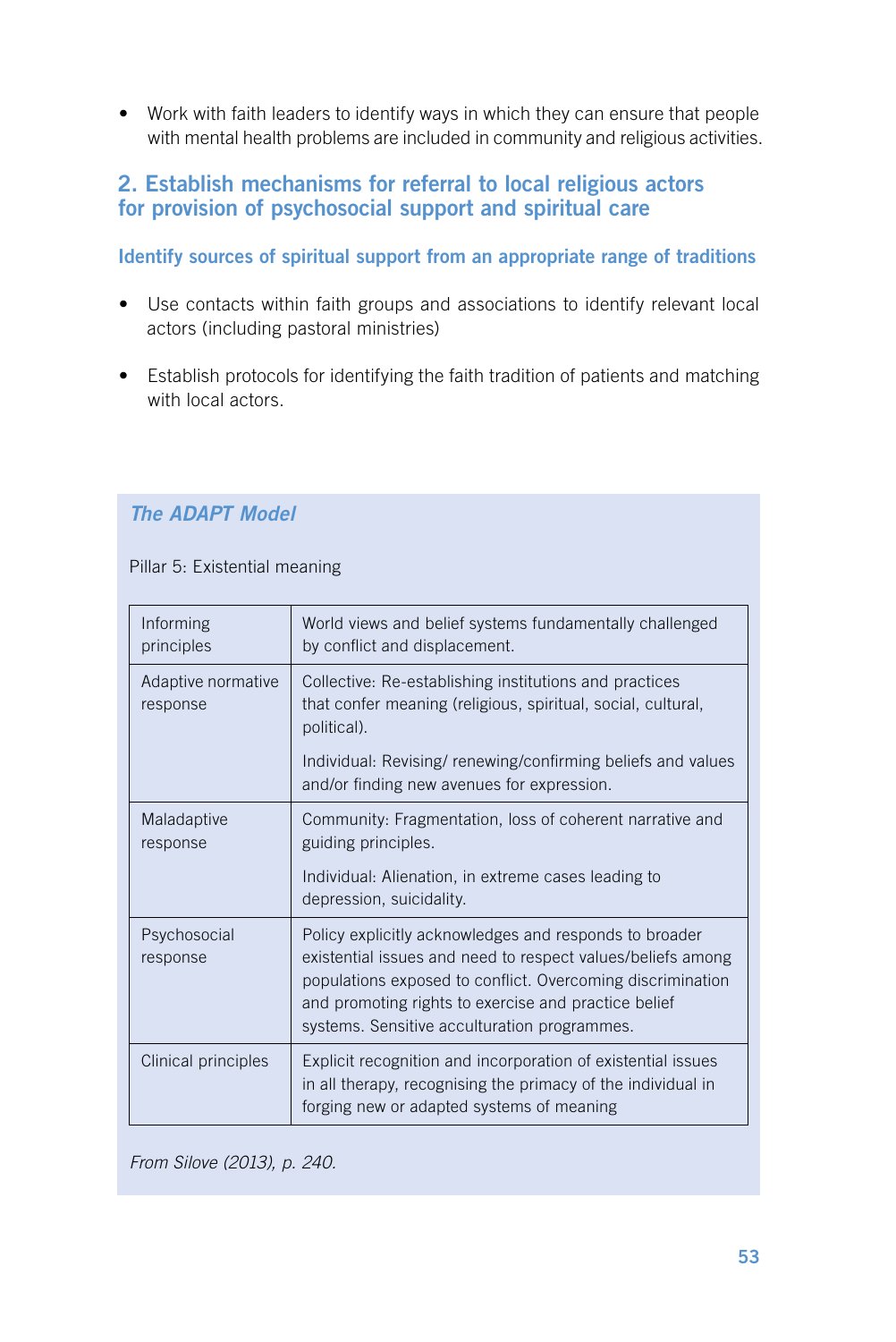- Work with faith leaders to identify ways in which they can ensure that people with mental health problems are included in community and religious activities.

## 2. Establish mechanisms for referral to local religious actors for provision of psychosocial support and spiritual care

### Identify sources of spiritual support from an appropriate range of traditions

- Use contacts within faith groups and associations to identify relevant local actors (including pastoral ministries)

- Establish protocols for identifying the faith tradition of patients and matching with local actors.

### *The ADAPT Model*

Pillar 5: Existential meaning

| | |
|---|---|
| Informing principles | World views and belief systems fundamentally challenged by conflict and displacement. |
| Adaptive normative response | Collective: Re-establishing institutions and practices that confer meaning (religious, spiritual, social, cultural, political).<br><br>Individual: Revising/ renewing/confirming beliefs and values and/or finding new avenues for expression. |
| Maladaptive response | Community: Fragmentation, loss of coherent narrative and guiding principles.<br><br>Individual: Alienation, in extreme cases leading to depression, suicidality. |
| Psychosocial response | Policy explicitly acknowledges and responds to broader existential issues and need to respect values/beliefs among populations exposed to conflict. Overcoming discrimination and promoting rights to exercise and practice belief systems. Sensitive acculturation programmes. |
| Clinical principles | Explicit recognition and incorporation of existential issues in all therapy, recognising the primacy of the individual in forging new or adapted systems of meaning |

*From Silove (2013), p. 240.*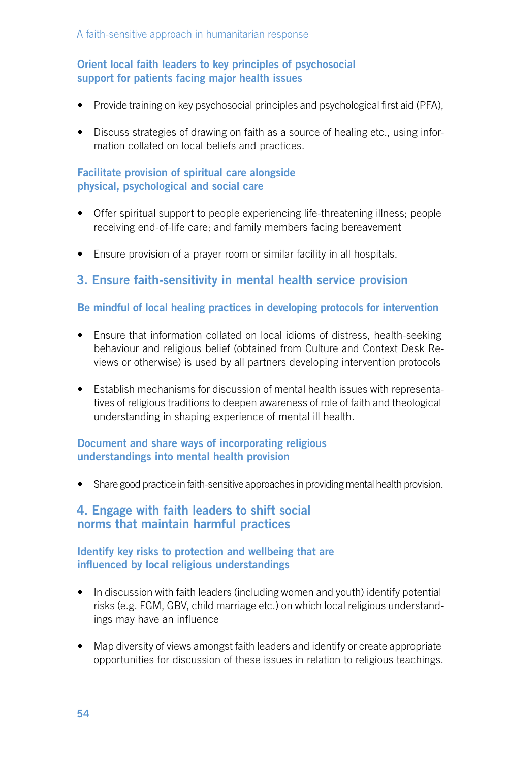#### Orient local faith leaders to key principles of psychosocial support for patients facing major health issues

- Provide training on key psychosocial principles and psychological first aid (PFA),
- Discuss strategies of drawing on faith as a source of healing etc., using information collated on local beliefs and practices.

#### Facilitate provision of spiritual care alongside physical, psychological and social care

- Offer spiritual support to people experiencing life-threatening illness; people receiving end-of-life care; and family members facing bereavement
- Ensure provision of a prayer room or similar facility in all hospitals.

### 3. Ensure faith-sensitivity in mental health service provision

#### Be mindful of local healing practices in developing protocols for intervention

- Ensure that information collated on local idioms of distress, health-seeking behaviour and religious belief (obtained from Culture and Context Desk Reviews or otherwise) is used by all partners developing intervention protocols
- Establish mechanisms for discussion of mental health issues with representatives of religious traditions to deepen awareness of role of faith and theological understanding in shaping experience of mental ill health.

#### Document and share ways of incorporating religious understandings into mental health provision

- Share good practice in faith-sensitive approaches in providing mental health provision.

### 4. Engage with faith leaders to shift social norms that maintain harmful practices

#### Identify key risks to protection and wellbeing that are influenced by local religious understandings

- In discussion with faith leaders (including women and youth) identify potential risks (e.g. FGM, GBV, child marriage etc.) on which local religious understandings may have an influence
- Map diversity of views amongst faith leaders and identify or create appropriate opportunities for discussion of these issues in relation to religious teachings.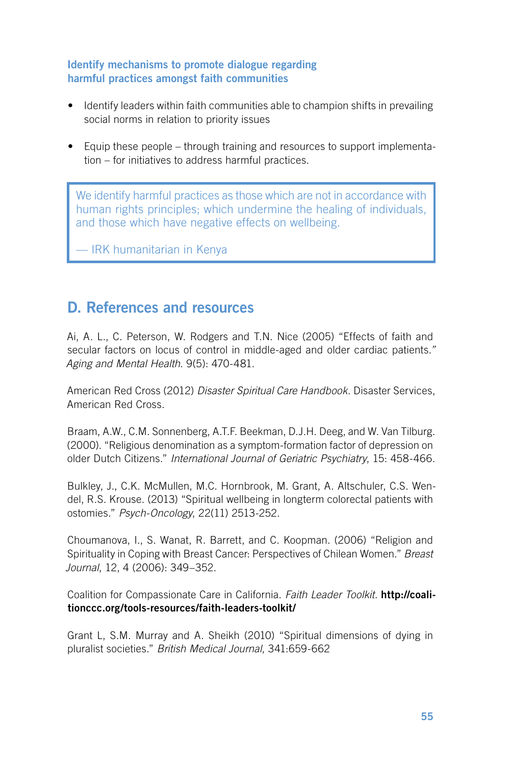### Identify mechanisms to promote dialogue regarding harmful practices amongst faith communities

- Identify leaders within faith communities able to champion shifts in prevailing social norms in relation to priority issues
- Equip these people – through training and resources to support implementation – for initiatives to address harmful practices.

> We identify harmful practices as those which are not in accordance with human rights principles; which undermine the healing of individuals, and those which have negative effects on wellbeing.
>
> — IRK humanitarian in Kenya

## D. References and resources

Ai, A. L., C. Peterson, W. Rodgers and T.N. Nice (2005) "Effects of faith and secular factors on locus of control in middle-aged and older cardiac patients." *Aging and Mental Health*. 9(5): 470-481.

American Red Cross (2012) *Disaster Spiritual Care Handbook*. Disaster Services, American Red Cross.

Braam, A.W., C.M. Sonnenberg, A.T.F. Beekman, D.J.H. Deeg, and W. Van Tilburg. (2000). "Religious denomination as a symptom-formation factor of depression on older Dutch Citizens." *International Journal of Geriatric Psychiatry*, 15: 458-466.

Bulkley, J., C.K. McMullen, M.C. Hornbrook, M. Grant, A. Altschuler, C.S. Wendel, R.S. Krouse. (2013) "Spiritual wellbeing in longterm colorectal patients with ostomies." *Psych-Oncology*, 22(11) 2513-252.

Choumanova, I., S. Wanat, R. Barrett, and C. Koopman. (2006) "Religion and Spirituality in Coping with Breast Cancer: Perspectives of Chilean Women." *Breast Journal*, 12, 4 (2006): 349–352.

Coalition for Compassionate Care in California. *Faith Leader Toolkit*. **http://coalitionccc.org/tools-resources/faith-leaders-toolkit/**

Grant L, S.M. Murray and A. Sheikh (2010) "Spiritual dimensions of dying in pluralist societies." *British Medical Journal*, 341:659-662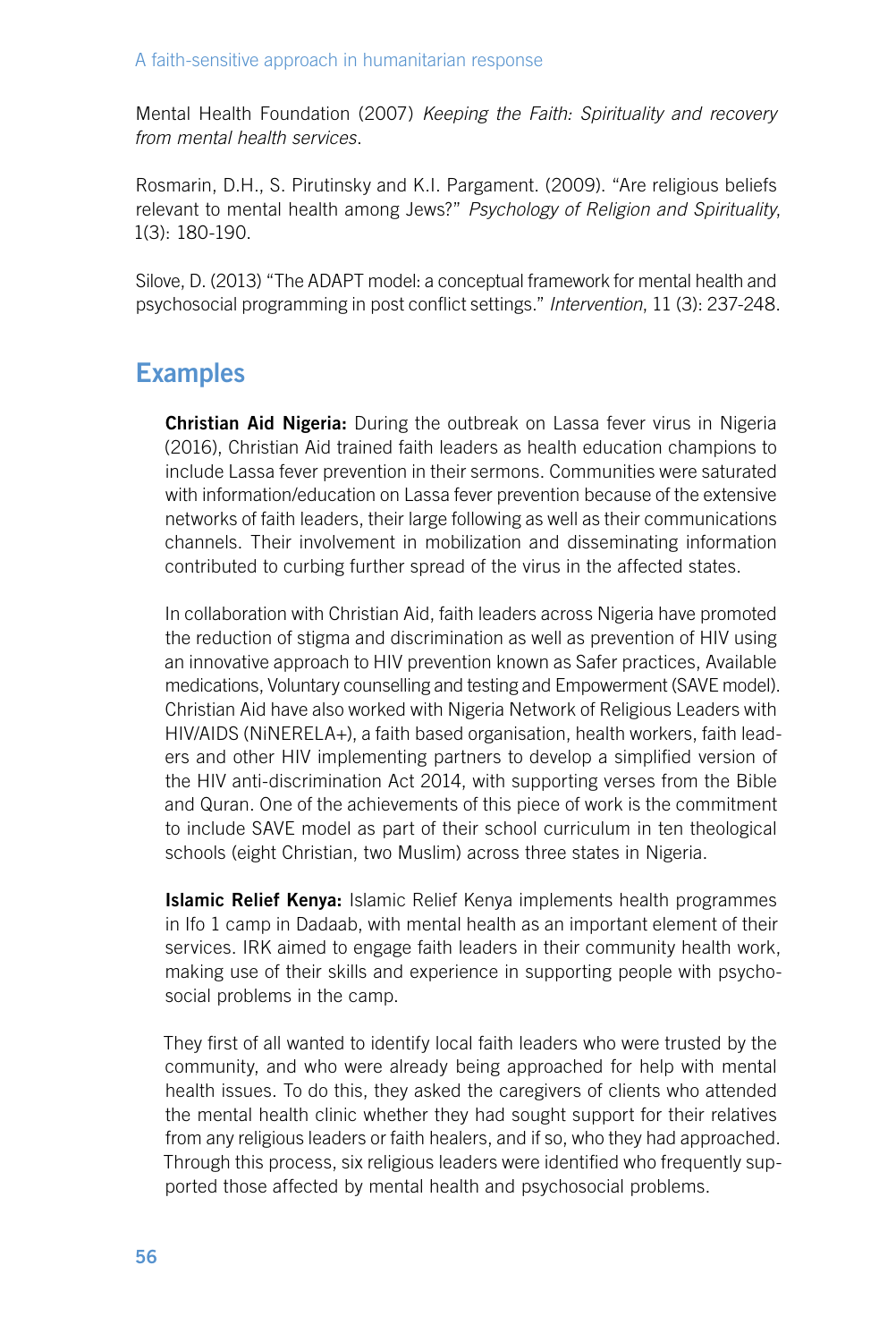Mental Health Foundation (2007) *Keeping the Faith: Spirituality and recovery from mental health services*.

Rosmarin, D.H., S. Pirutinsky and K.I. Pargament. (2009). "Are religious beliefs relevant to mental health among Jews?" *Psychology of Religion and Spirituality*, 1(3): 180-190.

Silove, D. (2013) "The ADAPT model: a conceptual framework for mental health and psychosocial programming in post conflict settings." *Intervention*, 11 (3): 237-248.

## Examples

**Christian Aid Nigeria:** During the outbreak on Lassa fever virus in Nigeria (2016), Christian Aid trained faith leaders as health education champions to include Lassa fever prevention in their sermons. Communities were saturated with information/education on Lassa fever prevention because of the extensive networks of faith leaders, their large following as well as their communications channels. Their involvement in mobilization and disseminating information contributed to curbing further spread of the virus in the affected states.

In collaboration with Christian Aid, faith leaders across Nigeria have promoted the reduction of stigma and discrimination as well as prevention of HIV using an innovative approach to HIV prevention known as Safer practices, Available medications, Voluntary counselling and testing and Empowerment (SAVE model). Christian Aid have also worked with Nigeria Network of Religious Leaders with HIV/AIDS (NiNERELA+), a faith based organisation, health workers, faith leaders and other HIV implementing partners to develop a simplified version of the HIV anti-discrimination Act 2014, with supporting verses from the Bible and Quran. One of the achievements of this piece of work is the commitment to include SAVE model as part of their school curriculum in ten theological schools (eight Christian, two Muslim) across three states in Nigeria.

**Islamic Relief Kenya:** Islamic Relief Kenya implements health programmes in Ifo 1 camp in Dadaab, with mental health as an important element of their services. IRK aimed to engage faith leaders in their community health work, making use of their skills and experience in supporting people with psychosocial problems in the camp.

They first of all wanted to identify local faith leaders who were trusted by the community, and who were already being approached for help with mental health issues. To do this, they asked the caregivers of clients who attended the mental health clinic whether they had sought support for their relatives from any religious leaders or faith healers, and if so, who they had approached. Through this process, six religious leaders were identified who frequently supported those affected by mental health and psychosocial problems.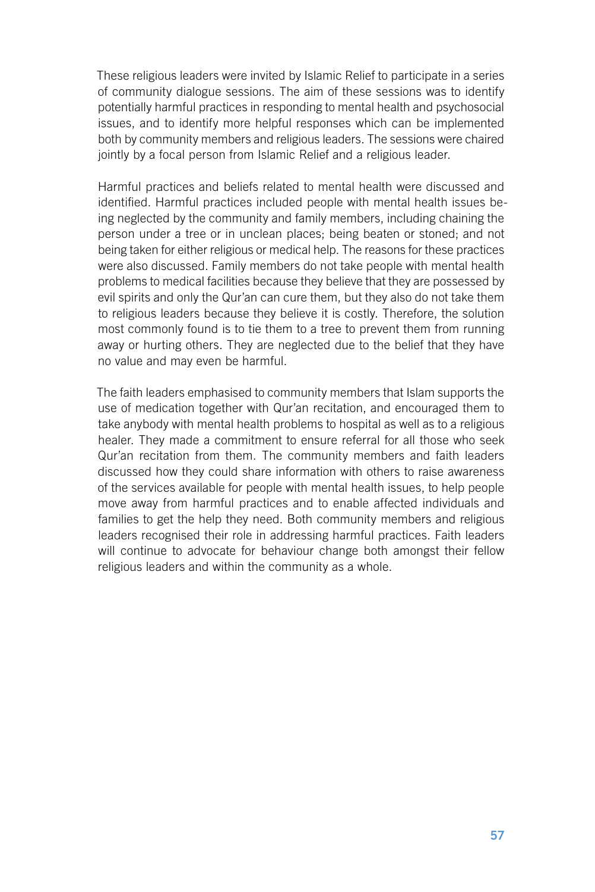These religious leaders were invited by Islamic Relief to participate in a series of community dialogue sessions. The aim of these sessions was to identify potentially harmful practices in responding to mental health and psychosocial issues, and to identify more helpful responses which can be implemented both by community members and religious leaders. The sessions were chaired jointly by a focal person from Islamic Relief and a religious leader.

Harmful practices and beliefs related to mental health were discussed and identified. Harmful practices included people with mental health issues being neglected by the community and family members, including chaining the person under a tree or in unclean places; being beaten or stoned; and not being taken for either religious or medical help. The reasons for these practices were also discussed. Family members do not take people with mental health problems to medical facilities because they believe that they are possessed by evil spirits and only the Qur'an can cure them, but they also do not take them to religious leaders because they believe it is costly. Therefore, the solution most commonly found is to tie them to a tree to prevent them from running away or hurting others. They are neglected due to the belief that they have no value and may even be harmful.

The faith leaders emphasised to community members that Islam supports the use of medication together with Qur'an recitation, and encouraged them to take anybody with mental health problems to hospital as well as to a religious healer. They made a commitment to ensure referral for all those who seek Qur'an recitation from them. The community members and faith leaders discussed how they could share information with others to raise awareness of the services available for people with mental health issues, to help people move away from harmful practices and to enable affected individuals and families to get the help they need. Both community members and religious leaders recognised their role in addressing harmful practices. Faith leaders will continue to advocate for behaviour change both amongst their fellow religious leaders and within the community as a whole.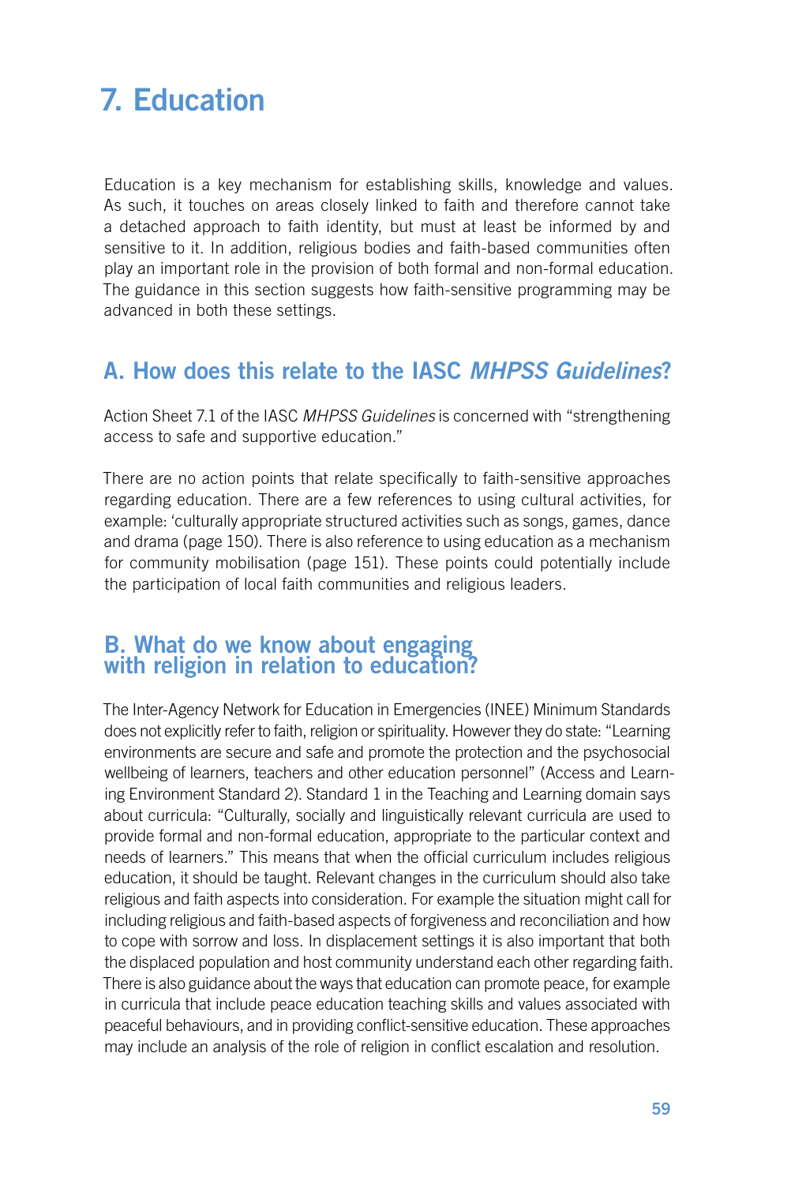# 7. Education

Education is a key mechanism for establishing skills, knowledge and values. As such, it touches on areas closely linked to faith and therefore cannot take a detached approach to faith identity, but must at least be informed by and sensitive to it. In addition, religious bodies and faith-based communities often play an important role in the provision of both formal and non-formal education. The guidance in this section suggests how faith-sensitive programming may be advanced in both these settings.

## A. How does this relate to the IASC *MHPSS Guidelines*?

Action Sheet 7.1 of the IASC *MHPSS Guidelines* is concerned with "strengthening access to safe and supportive education."

There are no action points that relate specifically to faith-sensitive approaches regarding education. There are a few references to using cultural activities, for example: 'culturally appropriate structured activities such as songs, games, dance and drama (page 150). There is also reference to using education as a mechanism for community mobilisation (page 151). These points could potentially include the participation of local faith communities and religious leaders.

## B. What do we know about engaging with religion in relation to education?

The Inter-Agency Network for Education in Emergencies (INEE) Minimum Standards does not explicitly refer to faith, religion or spirituality. However they do state: "Learning environments are secure and safe and promote the protection and the psychosocial wellbeing of learners, teachers and other education personnel" (Access and Learning Environment Standard 2). Standard 1 in the Teaching and Learning domain says about curricula: "Culturally, socially and linguistically relevant curricula are used to provide formal and non-formal education, appropriate to the particular context and needs of learners." This means that when the official curriculum includes religious education, it should be taught. Relevant changes in the curriculum should also take religious and faith aspects into consideration. For example the situation might call for including religious and faith-based aspects of forgiveness and reconciliation and how to cope with sorrow and loss. In displacement settings it is also important that both the displaced population and host community understand each other regarding faith. There is also guidance about the ways that education can promote peace, for example in curricula that include peace education teaching skills and values associated with peaceful behaviours, and in providing conflict-sensitive education. These approaches may include an analysis of the role of religion in conflict escalation and resolution.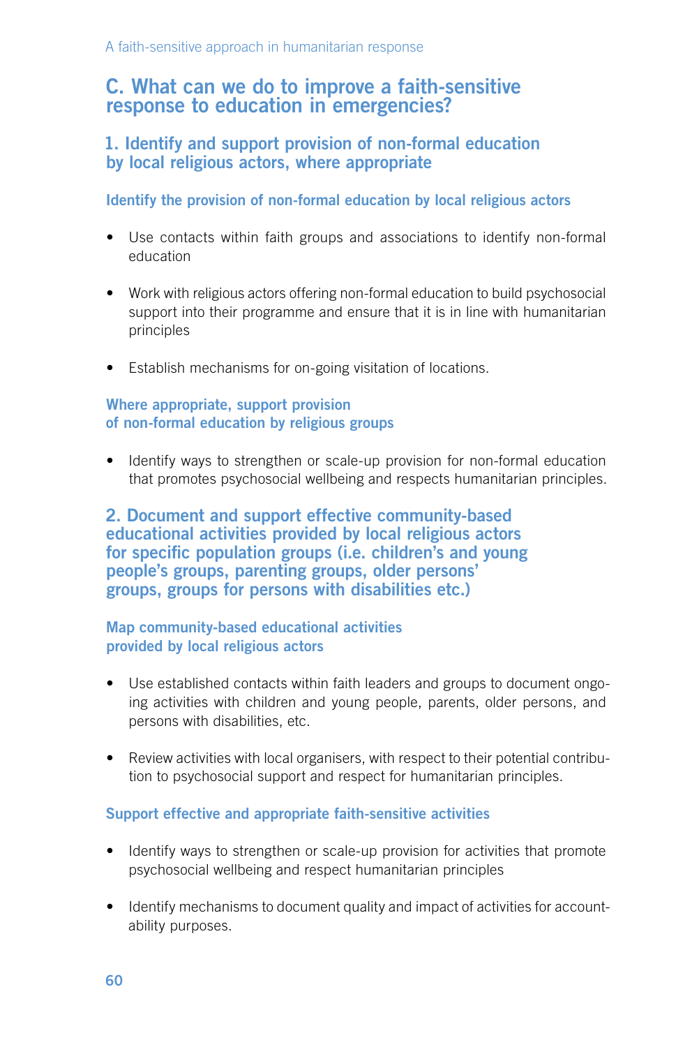## C. What can we do to improve a faith-sensitive response to education in emergencies?

### 1. Identify and support provision of non-formal education by local religious actors, where appropriate

#### Identify the provision of non-formal education by local religious actors

- Use contacts within faith groups and associations to identify non-formal education
- Work with religious actors offering non-formal education to build psychosocial support into their programme and ensure that it is in line with humanitarian principles
- Establish mechanisms for on-going visitation of locations.

#### Where appropriate, support provision of non-formal education by religious groups

- Identify ways to strengthen or scale-up provision for non-formal education that promotes psychosocial wellbeing and respects humanitarian principles.

### 2. Document and support effective community-based educational activities provided by local religious actors for specific population groups (i.e. children's and young people's groups, parenting groups, older persons' groups, groups for persons with disabilities etc.)

#### Map community-based educational activities provided by local religious actors

- Use established contacts within faith leaders and groups to document ongoing activities with children and young people, parents, older persons, and persons with disabilities, etc.
- Review activities with local organisers, with respect to their potential contribution to psychosocial support and respect for humanitarian principles.

#### Support effective and appropriate faith-sensitive activities

- Identify ways to strengthen or scale-up provision for activities that promote psychosocial wellbeing and respect humanitarian principles
- Identify mechanisms to document quality and impact of activities for accountability purposes.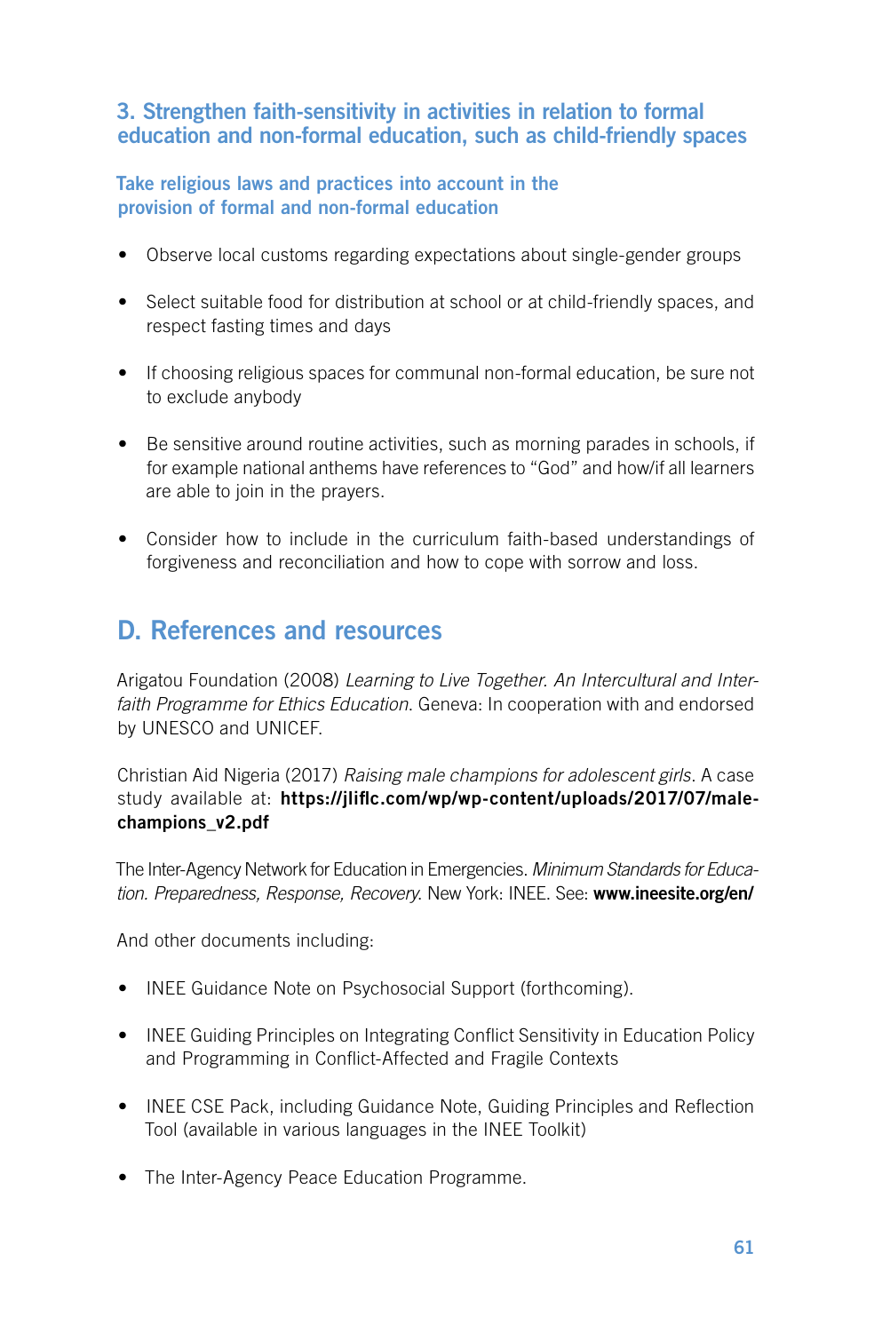### 3. Strengthen faith-sensitivity in activities in relation to formal education and non-formal education, such as child-friendly spaces

#### Take religious laws and practices into account in the provision of formal and non-formal education

- Observe local customs regarding expectations about single-gender groups
- Select suitable food for distribution at school or at child-friendly spaces, and respect fasting times and days
- If choosing religious spaces for communal non-formal education, be sure not to exclude anybody
- Be sensitive around routine activities, such as morning parades in schools, if for example national anthems have references to "God" and how/if all learners are able to join in the prayers.
- Consider how to include in the curriculum faith-based understandings of forgiveness and reconciliation and how to cope with sorrow and loss.

## D. References and resources

Arigatou Foundation (2008) *Learning to Live Together. An Intercultural and Inter-faith Programme for Ethics Education.* Geneva: In cooperation with and endorsed by UNESCO and UNICEF.

Christian Aid Nigeria (2017) *Raising male champions for adolescent girls*. A case study available at: **https://jliflc.com/wp/wp-content/uploads/2017/07/male-champions_v2.pdf**

The Inter-Agency Network for Education in Emergencies. *Minimum Standards for Education. Preparedness, Response, Recovery.* New York: INEE. See: **www.ineesite.org/en/**

And other documents including:

- INEE Guidance Note on Psychosocial Support (forthcoming).
- INEE Guiding Principles on Integrating Conflict Sensitivity in Education Policy and Programming in Conflict-Affected and Fragile Contexts
- INEE CSE Pack, including Guidance Note, Guiding Principles and Reflection Tool (available in various languages in the INEE Toolkit)
- The Inter-Agency Peace Education Programme.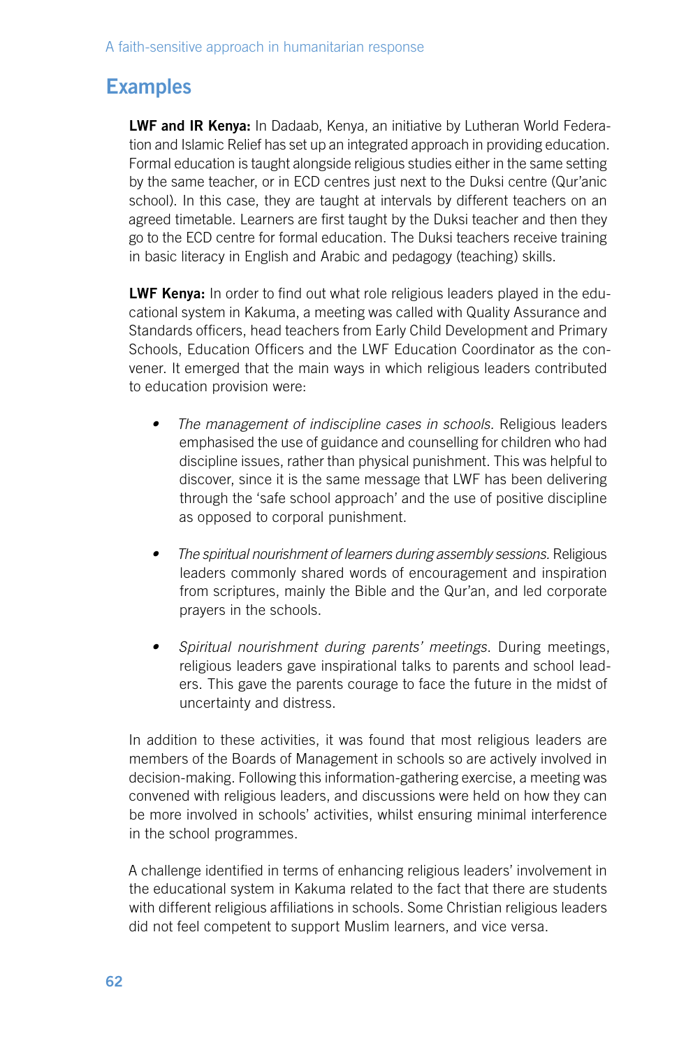## Examples

**LWF and IR Kenya:** In Dadaab, Kenya, an initiative by Lutheran World Federation and Islamic Relief has set up an integrated approach in providing education. Formal education is taught alongside religious studies either in the same setting by the same teacher, or in ECD centres just next to the Duksi centre (Qur'anic school). In this case, they are taught at intervals by different teachers on an agreed timetable. Learners are first taught by the Duksi teacher and then they go to the ECD centre for formal education. The Duksi teachers receive training in basic literacy in English and Arabic and pedagogy (teaching) skills.

**LWF Kenya:** In order to find out what role religious leaders played in the educational system in Kakuma, a meeting was called with Quality Assurance and Standards officers, head teachers from Early Child Development and Primary Schools, Education Officers and the LWF Education Coordinator as the convener. It emerged that the main ways in which religious leaders contributed to education provision were:

- *The management of indiscipline cases in schools.* Religious leaders emphasised the use of guidance and counselling for children who had discipline issues, rather than physical punishment. This was helpful to discover, since it is the same message that LWF has been delivering through the 'safe school approach' and the use of positive discipline as opposed to corporal punishment.

- *The spiritual nourishment of learners during assembly sessions.* Religious leaders commonly shared words of encouragement and inspiration from scriptures, mainly the Bible and the Qur'an, and led corporate prayers in the schools.

- *Spiritual nourishment during parents' meetings*. During meetings, religious leaders gave inspirational talks to parents and school leaders. This gave the parents courage to face the future in the midst of uncertainty and distress.

In addition to these activities, it was found that most religious leaders are members of the Boards of Management in schools so are actively involved in decision-making. Following this information-gathering exercise, a meeting was convened with religious leaders, and discussions were held on how they can be more involved in schools' activities, whilst ensuring minimal interference in the school programmes.

A challenge identified in terms of enhancing religious leaders' involvement in the educational system in Kakuma related to the fact that there are students with different religious affiliations in schools. Some Christian religious leaders did not feel competent to support Muslim learners, and vice versa.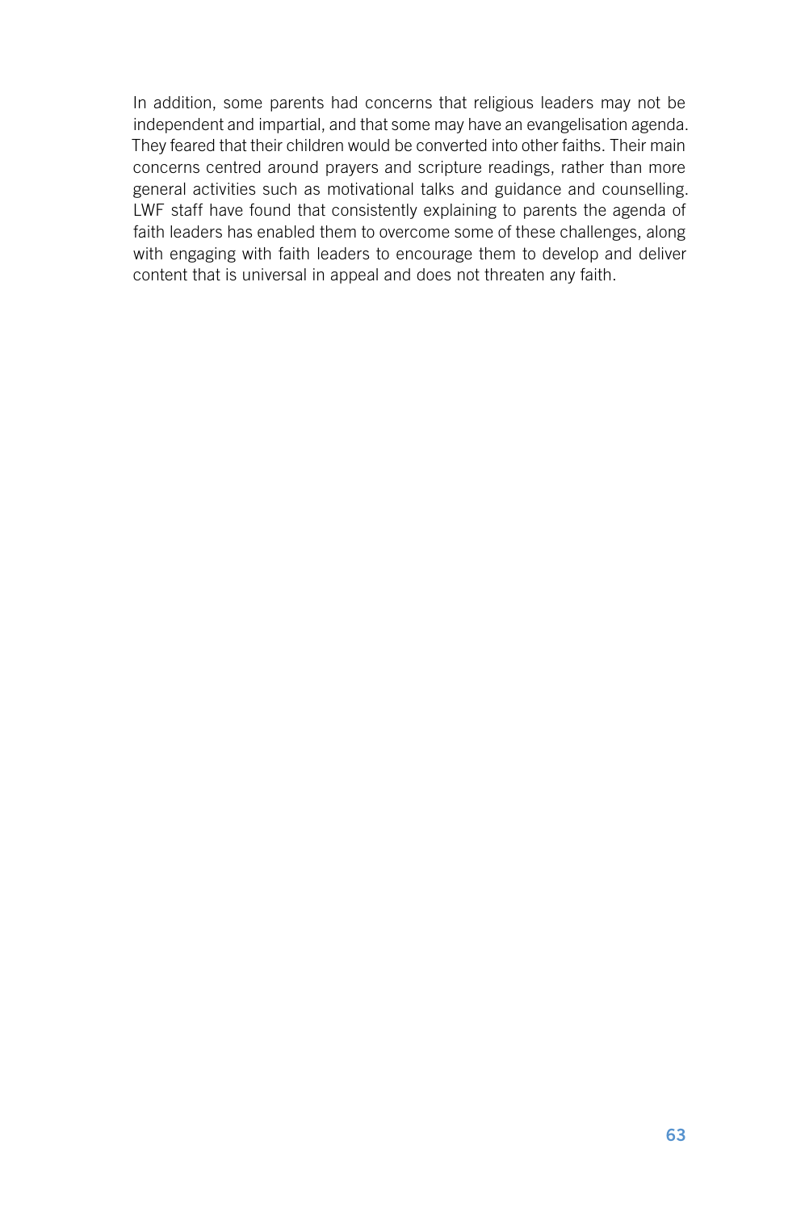In addition, some parents had concerns that religious leaders may not be independent and impartial, and that some may have an evangelisation agenda. They feared that their children would be converted into other faiths. Their main concerns centred around prayers and scripture readings, rather than more general activities such as motivational talks and guidance and counselling. LWF staff have found that consistently explaining to parents the agenda of faith leaders has enabled them to overcome some of these challenges, along with engaging with faith leaders to encourage them to develop and deliver content that is universal in appeal and does not threaten any faith.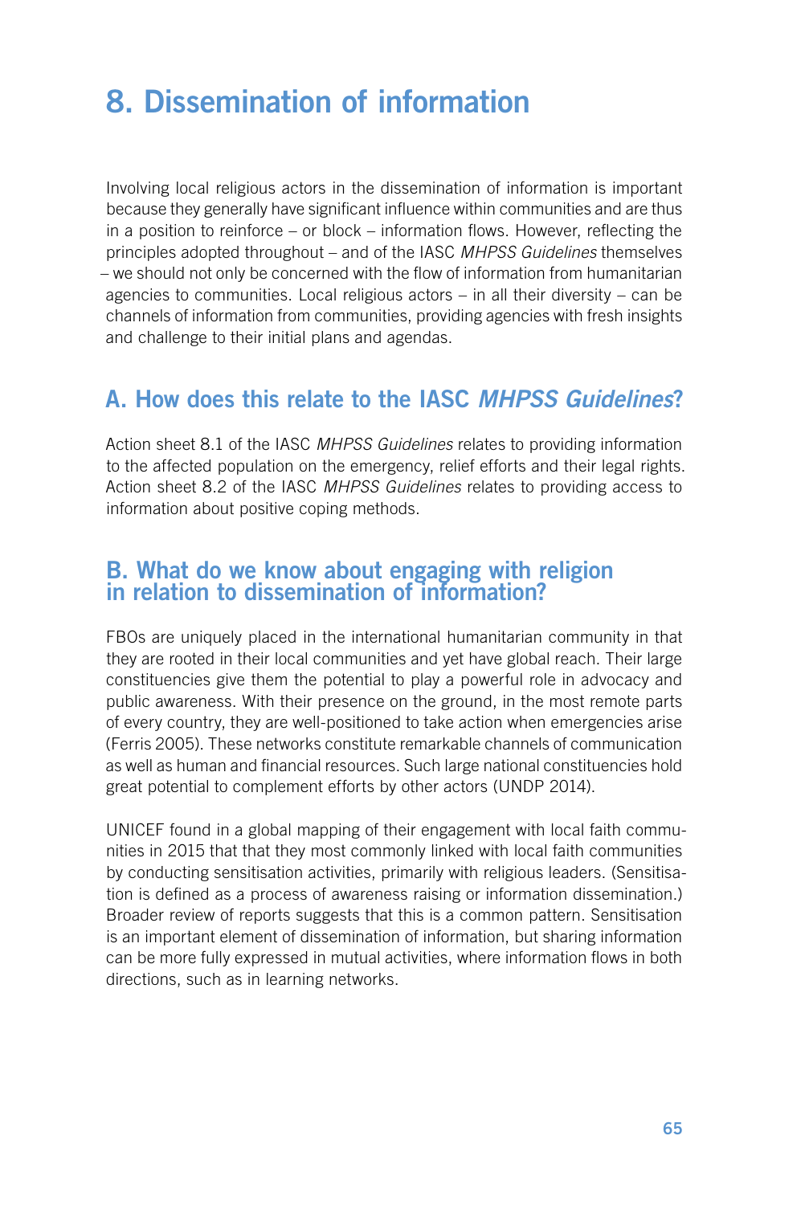# 8. Dissemination of information

Involving local religious actors in the dissemination of information is important because they generally have significant influence within communities and are thus in a position to reinforce – or block – information flows. However, reflecting the principles adopted throughout – and of the IASC *MHPSS Guidelines* themselves – we should not only be concerned with the flow of information from humanitarian agencies to communities. Local religious actors – in all their diversity – can be channels of information from communities, providing agencies with fresh insights and challenge to their initial plans and agendas.

## A. How does this relate to the IASC *MHPSS Guidelines*?

Action sheet 8.1 of the IASC *MHPSS Guidelines* relates to providing information to the affected population on the emergency, relief efforts and their legal rights. Action sheet 8.2 of the IASC *MHPSS Guidelines* relates to providing access to information about positive coping methods.

## B. What do we know about engaging with religion in relation to dissemination of information?

FBOs are uniquely placed in the international humanitarian community in that they are rooted in their local communities and yet have global reach. Their large constituencies give them the potential to play a powerful role in advocacy and public awareness. With their presence on the ground, in the most remote parts of every country, they are well-positioned to take action when emergencies arise (Ferris 2005). These networks constitute remarkable channels of communication as well as human and financial resources. Such large national constituencies hold great potential to complement efforts by other actors (UNDP 2014).

UNICEF found in a global mapping of their engagement with local faith communities in 2015 that that they most commonly linked with local faith communities by conducting sensitisation activities, primarily with religious leaders. (Sensitisation is defined as a process of awareness raising or information dissemination.) Broader review of reports suggests that this is a common pattern. Sensitisation is an important element of dissemination of information, but sharing information can be more fully expressed in mutual activities, where information flows in both directions, such as in learning networks.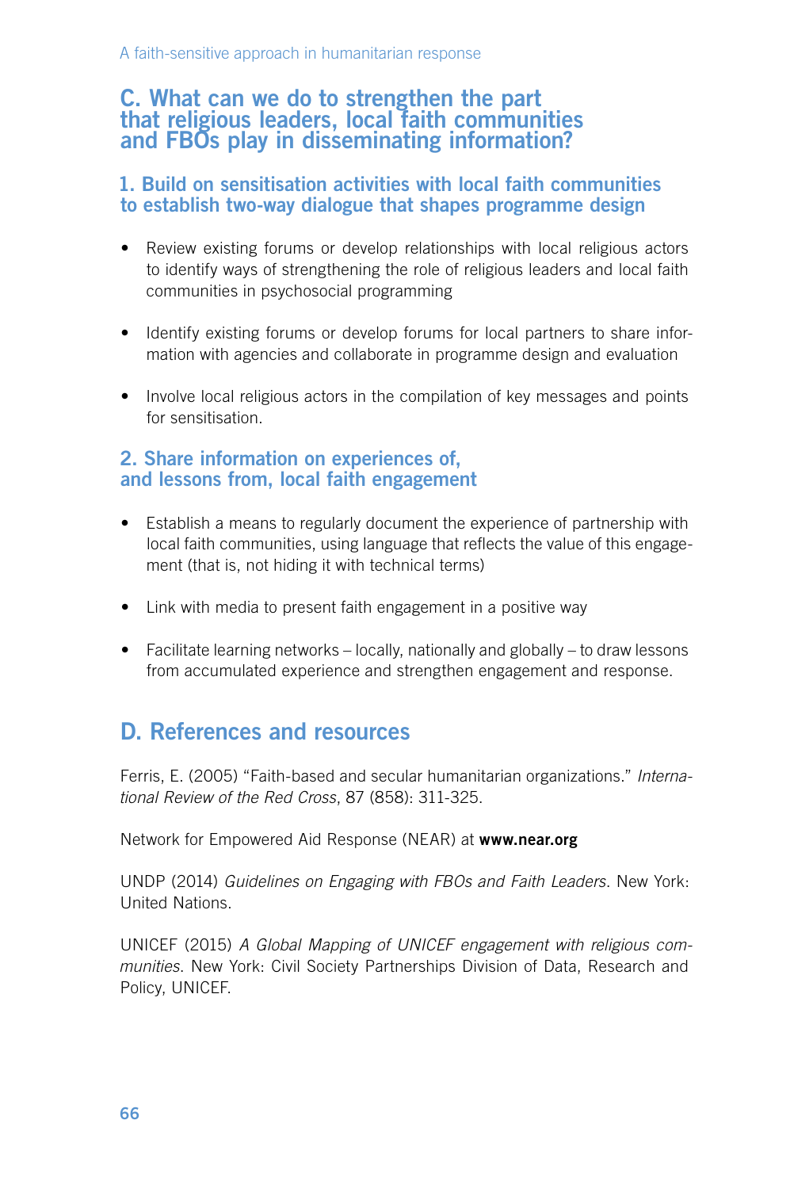## C. What can we do to strengthen the part that religious leaders, local faith communities and FBOs play in disseminating information?

### 1. Build on sensitisation activities with local faith communities to establish two-way dialogue that shapes programme design

- Review existing forums or develop relationships with local religious actors to identify ways of strengthening the role of religious leaders and local faith communities in psychosocial programming
- Identify existing forums or develop forums for local partners to share information with agencies and collaborate in programme design and evaluation
- Involve local religious actors in the compilation of key messages and points for sensitisation.

### 2. Share information on experiences of, and lessons from, local faith engagement

- Establish a means to regularly document the experience of partnership with local faith communities, using language that reflects the value of this engagement (that is, not hiding it with technical terms)
- Link with media to present faith engagement in a positive way
- Facilitate learning networks – locally, nationally and globally – to draw lessons from accumulated experience and strengthen engagement and response.

## D. References and resources

Ferris, E. (2005) "Faith-based and secular humanitarian organizations." *International Review of the Red Cross*, 87 (858): 311-325.

Network for Empowered Aid Response (NEAR) at **www.near.org**

UNDP (2014) *Guidelines on Engaging with FBOs and Faith Leaders*. New York: United Nations.

UNICEF (2015) *A Global Mapping of UNICEF engagement with religious communities*. New York: Civil Society Partnerships Division of Data, Research and Policy, UNICEF.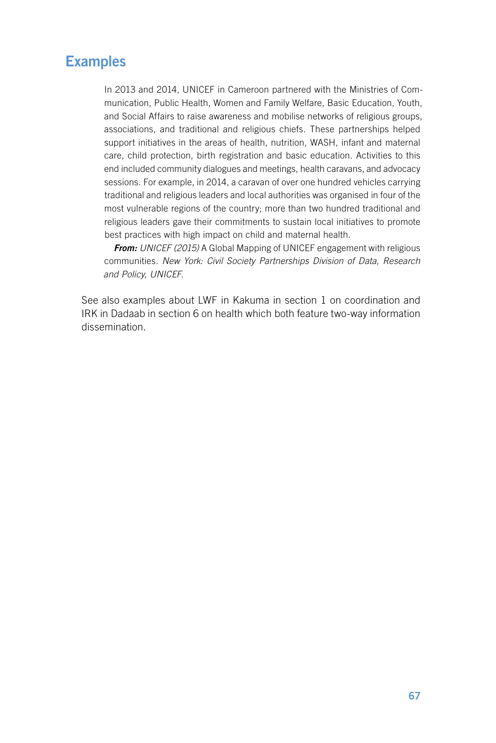## Examples

In 2013 and 2014, UNICEF in Cameroon partnered with the Ministries of Communication, Public Health, Women and Family Welfare, Basic Education, Youth, and Social Affairs to raise awareness and mobilise networks of religious groups, associations, and traditional and religious chiefs. These partnerships helped support initiatives in the areas of health, nutrition, WASH, infant and maternal care, child protection, birth registration and basic education. Activities to this end included community dialogues and meetings, health caravans, and advocacy sessions. For example, in 2014, a caravan of over one hundred vehicles carrying traditional and religious leaders and local authorities was organised in four of the most vulnerable regions of the country; more than two hundred traditional and religious leaders gave their commitments to sustain local initiatives to promote best practices with high impact on child and maternal health.

***From:*** *UNICEF (2015)* A Global Mapping of UNICEF engagement with religious communities. *New York: Civil Society Partnerships Division of Data, Research and Policy, UNICEF.*

See also examples about LWF in Kakuma in section 1 on coordination and IRK in Dadaab in section 6 on health which both feature two-way information dissemination.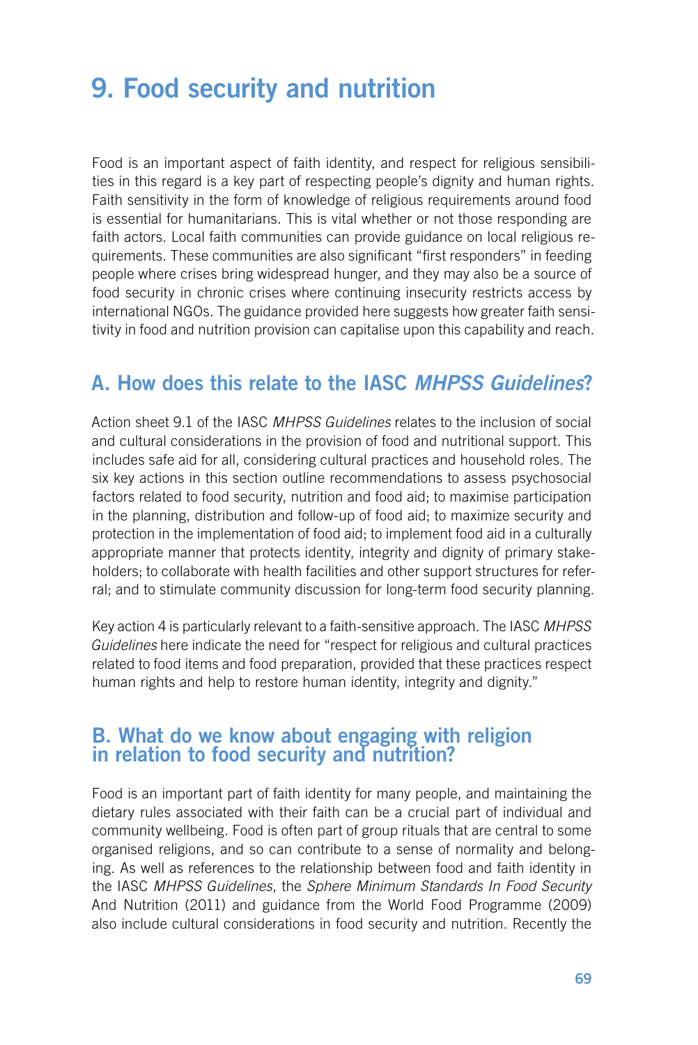# 9. Food security and nutrition

Food is an important aspect of faith identity, and respect for religious sensibilities in this regard is a key part of respecting people's dignity and human rights. Faith sensitivity in the form of knowledge of religious requirements around food is essential for humanitarians. This is vital whether or not those responding are faith actors. Local faith communities can provide guidance on local religious requirements. These communities are also significant "first responders" in feeding people where crises bring widespread hunger, and they may also be a source of food security in chronic crises where continuing insecurity restricts access by international NGOs. The guidance provided here suggests how greater faith sensitivity in food and nutrition provision can capitalise upon this capability and reach.

## A. How does this relate to the IASC *MHPSS Guidelines*?

Action sheet 9.1 of the IASC *MHPSS Guidelines* relates to the inclusion of social and cultural considerations in the provision of food and nutritional support. This includes safe aid for all, considering cultural practices and household roles. The six key actions in this section outline recommendations to assess psychosocial factors related to food security, nutrition and food aid; to maximise participation in the planning, distribution and follow-up of food aid; to maximize security and protection in the implementation of food aid; to implement food aid in a culturally appropriate manner that protects identity, integrity and dignity of primary stakeholders; to collaborate with health facilities and other support structures for referral; and to stimulate community discussion for long-term food security planning.

Key action 4 is particularly relevant to a faith-sensitive approach. The IASC *MHPSS Guidelines* here indicate the need for "respect for religious and cultural practices related to food items and food preparation, provided that these practices respect human rights and help to restore human identity, integrity and dignity."

## B. What do we know about engaging with religion in relation to food security and nutrition?

Food is an important part of faith identity for many people, and maintaining the dietary rules associated with their faith can be a crucial part of individual and community wellbeing. Food is often part of group rituals that are central to some organised religions, and so can contribute to a sense of normality and belonging. As well as references to the relationship between food and faith identity in the IASC *MHPSS Guidelines*, the *Sphere Minimum Standards In Food Security* And Nutrition (2011) and guidance from the World Food Programme (2009) also include cultural considerations in food security and nutrition. Recently the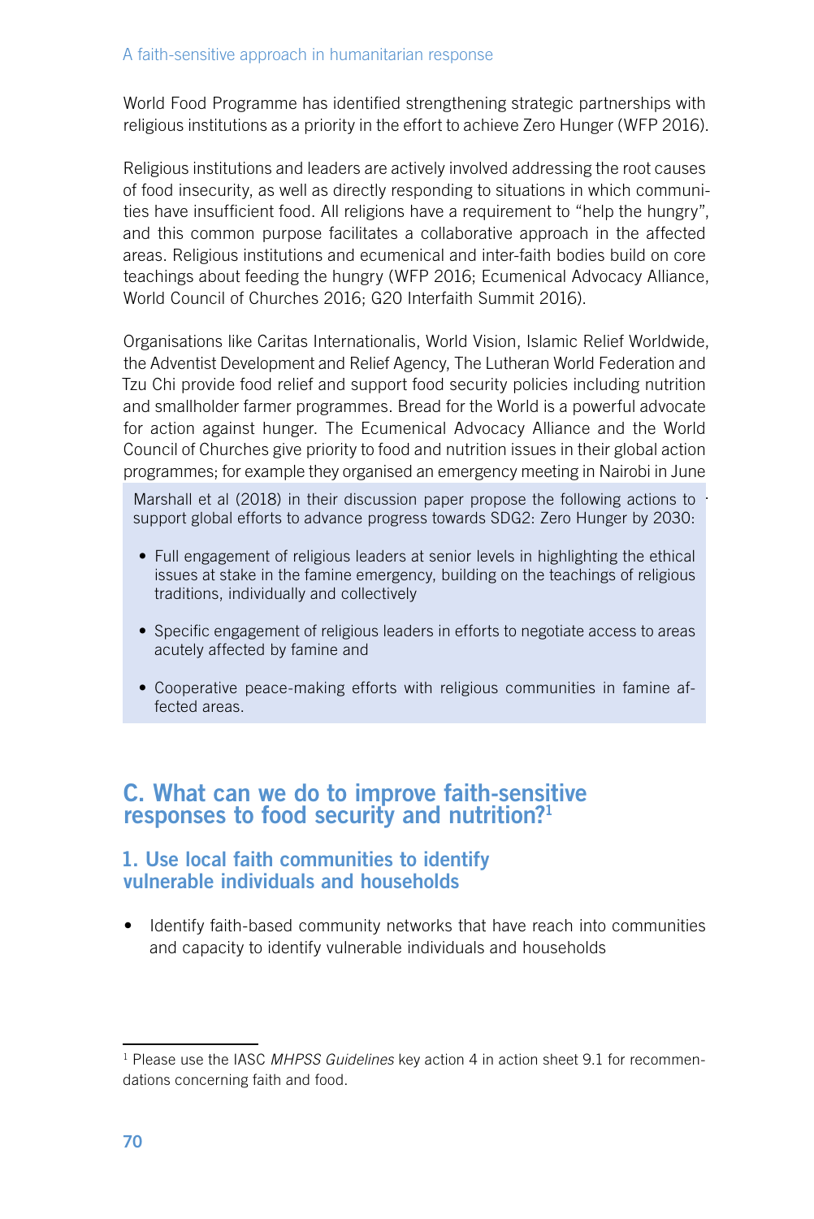World Food Programme has identified strengthening strategic partnerships with religious institutions as a priority in the effort to achieve Zero Hunger (WFP 2016).

Religious institutions and leaders are actively involved addressing the root causes of food insecurity, as well as directly responding to situations in which communities have insufficient food. All religions have a requirement to "help the hungry", and this common purpose facilitates a collaborative approach in the affected areas. Religious institutions and ecumenical and inter-faith bodies build on core teachings about feeding the hungry (WFP 2016; Ecumenical Advocacy Alliance, World Council of Churches 2016; G20 Interfaith Summit 2016).

Organisations like Caritas Internationalis, World Vision, Islamic Relief Worldwide, the Adventist Development and Relief Agency, The Lutheran World Federation and Tzu Chi provide food relief and support food security policies including nutrition and smallholder farmer programmes. Bread for the World is a powerful advocate for action against hunger. The Ecumenical Advocacy Alliance and the World Council of Churches give priority to food and nutrition issues in their global action programmes; for example they organised an emergency meeting in Nairobi in June

> Marshall et al (2018) in their discussion paper propose the following actions to support global efforts to advance progress towards SDG2: Zero Hunger by 2030:
>
> - Full engagement of religious leaders at senior levels in highlighting the ethical issues at stake in the famine emergency, building on the teachings of religious traditions, individually and collectively
> - Specific engagement of religious leaders in efforts to negotiate access to areas acutely affected by famine and
> - Cooperative peace-making efforts with religious communities in famine affected areas.

## C. What can we do to improve faith-sensitive responses to food security and nutrition?[1]

### 1. Use local faith communities to identify vulnerable individuals and households

- Identify faith-based community networks that have reach into communities and capacity to identify vulnerable individuals and households

[1] Please use the IASC *MHPSS Guidelines* key action 4 in action sheet 9.1 for recommendations concerning faith and food.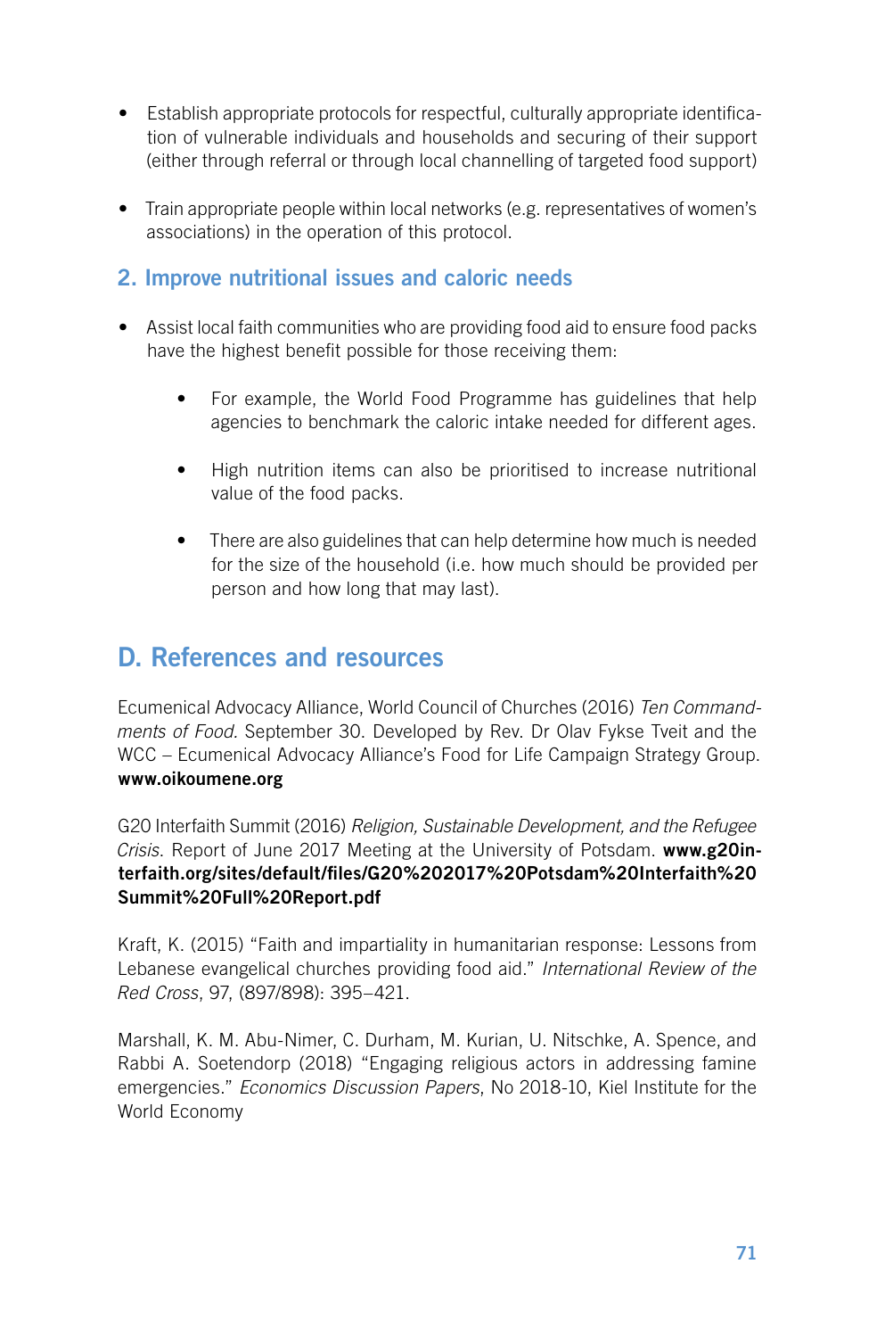- Establish appropriate protocols for respectful, culturally appropriate identification of vulnerable individuals and households and securing of their support (either through referral or through local channelling of targeted food support)
- Train appropriate people within local networks (e.g. representatives of women's associations) in the operation of this protocol.

### 2. Improve nutritional issues and caloric needs

- Assist local faith communities who are providing food aid to ensure food packs have the highest benefit possible for those receiving them:
    - For example, the World Food Programme has guidelines that help agencies to benchmark the caloric intake needed for different ages.
    - High nutrition items can also be prioritised to increase nutritional value of the food packs.
    - There are also guidelines that can help determine how much is needed for the size of the household (i.e. how much should be provided per person and how long that may last).

## D. References and resources

Ecumenical Advocacy Alliance, World Council of Churches (2016) *Ten Commandments of Food.* September 30. Developed by Rev. Dr Olav Fykse Tveit and the WCC – Ecumenical Advocacy Alliance's Food for Life Campaign Strategy Group. **www.oikoumene.org**

G20 Interfaith Summit (2016) *Religion, Sustainable Development, and the Refugee Crisis.* Report of June 2017 Meeting at the University of Potsdam. **www.g20interfaith.org/sites/default/files/G20%202017%20Potsdam%20Interfaith%20Summit%20Full%20Report.pdf**

Kraft, K. (2015) "Faith and impartiality in humanitarian response: Lessons from Lebanese evangelical churches providing food aid." *International Review of the Red Cross*, 97, (897/898): 395–421.

Marshall, K. M. Abu-Nimer, C. Durham, M. Kurian, U. Nitschke, A. Spence, and Rabbi A. Soetendorp (2018) "Engaging religious actors in addressing famine emergencies." *Economics Discussion Papers*, No 2018-10, Kiel Institute for the World Economy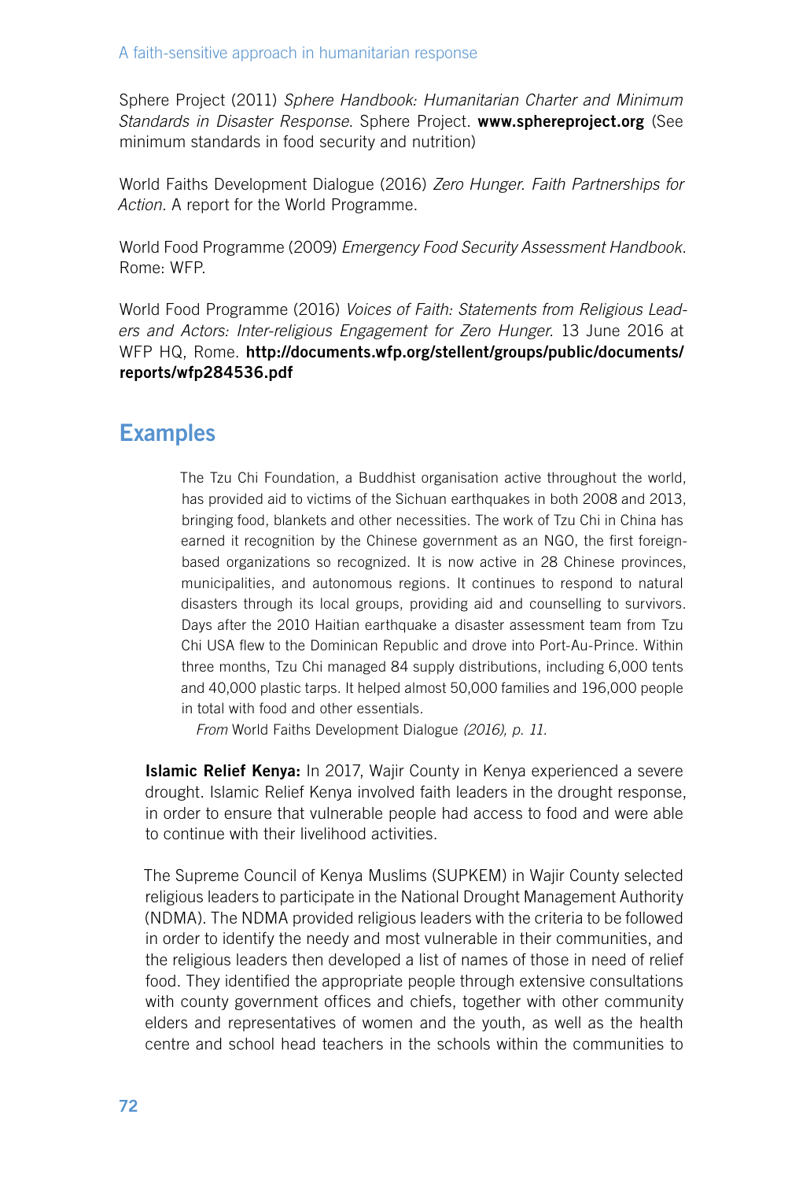Sphere Project (2011) *Sphere Handbook: Humanitarian Charter and Minimum Standards in Disaster Response.* Sphere Project. **www.sphereproject.org** (See minimum standards in food security and nutrition)

World Faiths Development Dialogue (2016) *Zero Hunger. Faith Partnerships for Action*. A report for the World Programme.

World Food Programme (2009) *Emergency Food Security Assessment Handbook*. Rome: WFP.

World Food Programme (2016) *Voices of Faith: Statements from Religious Leaders and Actors: Inter-religious Engagement for Zero Hunger*. 13 June 2016 at WFP HQ, Rome. **http://documents.wfp.org/stellent/groups/public/documents/reports/wfp284536.pdf**

## Examples

> The Tzu Chi Foundation, a Buddhist organisation active throughout the world, has provided aid to victims of the Sichuan earthquakes in both 2008 and 2013, bringing food, blankets and other necessities. The work of Tzu Chi in China has earned it recognition by the Chinese government as an NGO, the first foreign-based organizations so recognized. It is now active in 28 Chinese provinces, municipalities, and autonomous regions. It continues to respond to natural disasters through its local groups, providing aid and counselling to survivors. Days after the 2010 Haitian earthquake a disaster assessment team from Tzu Chi USA flew to the Dominican Republic and drove into Port-Au-Prince. Within three months, Tzu Chi managed 84 supply distributions, including 6,000 tents and 40,000 plastic tarps. It helped almost 50,000 families and 196,000 people in total with food and other essentials.
>
> *From* World Faiths Development Dialogue *(2016), p. 11.*

**Islamic Relief Kenya:** In 2017, Wajir County in Kenya experienced a severe drought. Islamic Relief Kenya involved faith leaders in the drought response, in order to ensure that vulnerable people had access to food and were able to continue with their livelihood activities.

The Supreme Council of Kenya Muslims (SUPKEM) in Wajir County selected religious leaders to participate in the National Drought Management Authority (NDMA). The NDMA provided religious leaders with the criteria to be followed in order to identify the needy and most vulnerable in their communities, and the religious leaders then developed a list of names of those in need of relief food. They identified the appropriate people through extensive consultations with county government offices and chiefs, together with other community elders and representatives of women and the youth, as well as the health centre and school head teachers in the schools within the communities to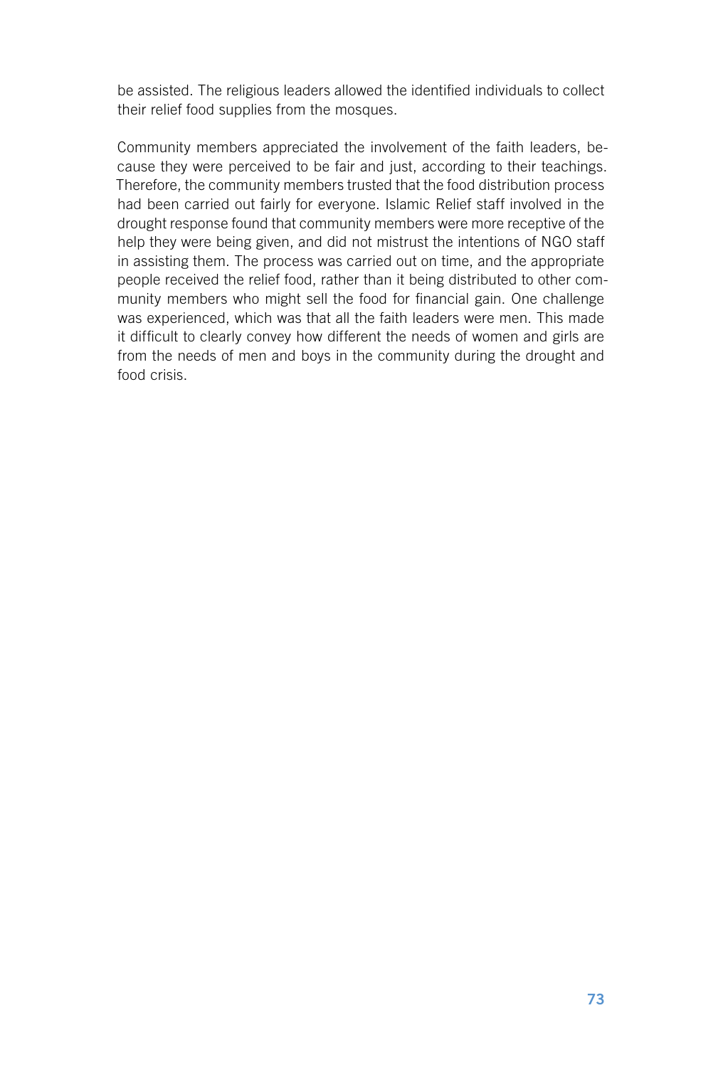be assisted. The religious leaders allowed the identified individuals to collect their relief food supplies from the mosques.

Community members appreciated the involvement of the faith leaders, because they were perceived to be fair and just, according to their teachings. Therefore, the community members trusted that the food distribution process had been carried out fairly for everyone. Islamic Relief staff involved in the drought response found that community members were more receptive of the help they were being given, and did not mistrust the intentions of NGO staff in assisting them. The process was carried out on time, and the appropriate people received the relief food, rather than it being distributed to other community members who might sell the food for financial gain. One challenge was experienced, which was that all the faith leaders were men. This made it difficult to clearly convey how different the needs of women and girls are from the needs of men and boys in the community during the drought and food crisis.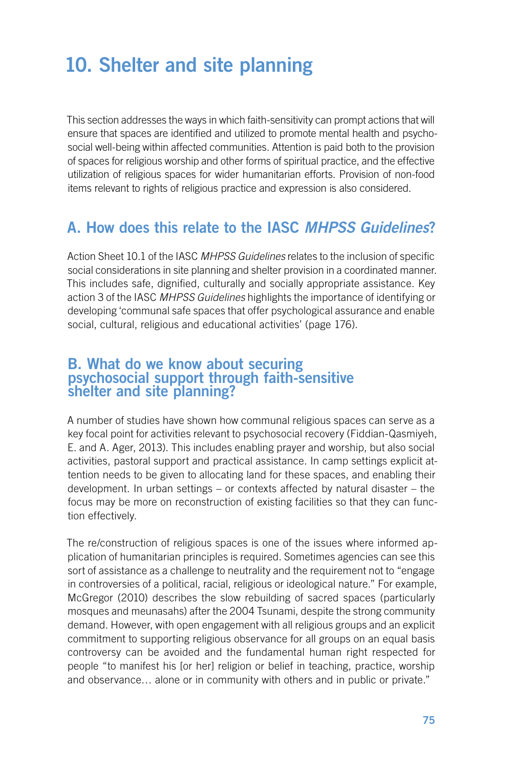# 10. Shelter and site planning

This section addresses the ways in which faith-sensitivity can prompt actions that will ensure that spaces are identified and utilized to promote mental health and psychosocial well-being within affected communities. Attention is paid both to the provision of spaces for religious worship and other forms of spiritual practice, and the effective utilization of religious spaces for wider humanitarian efforts. Provision of non-food items relevant to rights of religious practice and expression is also considered.

## A. How does this relate to the IASC *MHPSS Guidelines*?

Action Sheet 10.1 of the IASC *MHPSS Guidelines* relates to the inclusion of specific social considerations in site planning and shelter provision in a coordinated manner. This includes safe, dignified, culturally and socially appropriate assistance. Key action 3 of the IASC *MHPSS Guidelines* highlights the importance of identifying or developing 'communal safe spaces that offer psychological assurance and enable social, cultural, religious and educational activities' (page 176).

## B. What do we know about securing psychosocial support through faith-sensitive shelter and site planning?

A number of studies have shown how communal religious spaces can serve as a key focal point for activities relevant to psychosocial recovery (Fiddian-Qasmiyeh, E. and A. Ager, 2013). This includes enabling prayer and worship, but also social activities, pastoral support and practical assistance. In camp settings explicit attention needs to be given to allocating land for these spaces, and enabling their development. In urban settings – or contexts affected by natural disaster – the focus may be more on reconstruction of existing facilities so that they can function effectively.

The re/construction of religious spaces is one of the issues where informed application of humanitarian principles is required. Sometimes agencies can see this sort of assistance as a challenge to neutrality and the requirement not to "engage in controversies of a political, racial, religious or ideological nature." For example, McGregor (2010) describes the slow rebuilding of sacred spaces (particularly mosques and meunasahs) after the 2004 Tsunami, despite the strong community demand. However, with open engagement with all religious groups and an explicit commitment to supporting religious observance for all groups on an equal basis controversy can be avoided and the fundamental human right respected for people "to manifest his [or her] religion or belief in teaching, practice, worship and observance… alone or in community with others and in public or private."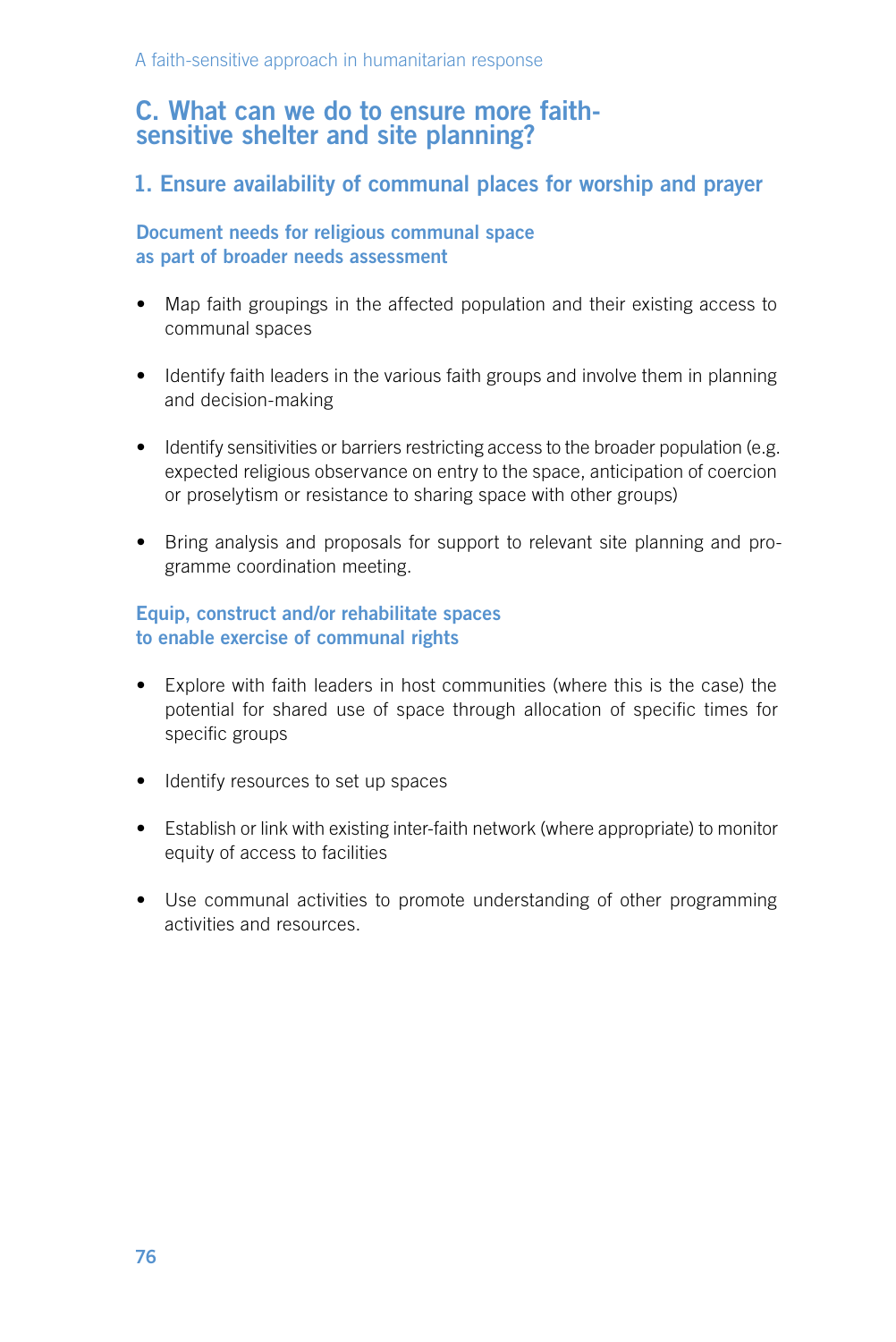## C. What can we do to ensure more faith-sensitive shelter and site planning?

### 1. Ensure availability of communal places for worship and prayer

#### Document needs for religious communal space as part of broader needs assessment

- Map faith groupings in the affected population and their existing access to communal spaces
- Identify faith leaders in the various faith groups and involve them in planning and decision-making
- Identify sensitivities or barriers restricting access to the broader population (e.g. expected religious observance on entry to the space, anticipation of coercion or proselytism or resistance to sharing space with other groups)
- Bring analysis and proposals for support to relevant site planning and programme coordination meeting.

#### Equip, construct and/or rehabilitate spaces to enable exercise of communal rights

- Explore with faith leaders in host communities (where this is the case) the potential for shared use of space through allocation of specific times for specific groups
- Identify resources to set up spaces
- Establish or link with existing inter-faith network (where appropriate) to monitor equity of access to facilities
- Use communal activities to promote understanding of other programming activities and resources.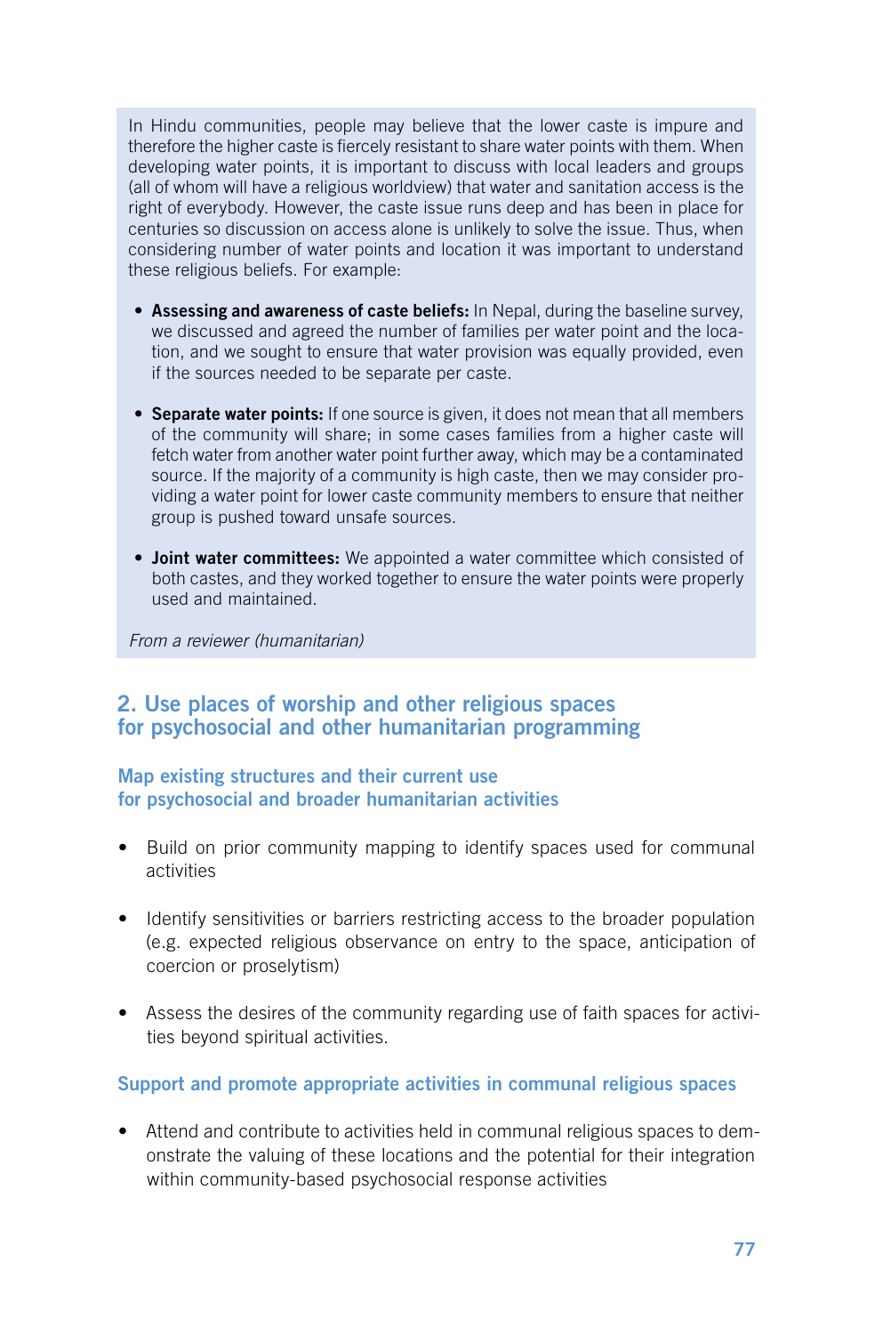In Hindu communities, people may believe that the lower caste is impure and therefore the higher caste is fiercely resistant to share water points with them. When developing water points, it is important to discuss with local leaders and groups (all of whom will have a religious worldview) that water and sanitation access is the right of everybody. However, the caste issue runs deep and has been in place for centuries so discussion on access alone is unlikely to solve the issue. Thus, when considering number of water points and location it was important to understand these religious beliefs. For example:

- **Assessing and awareness of caste beliefs:** In Nepal, during the baseline survey, we discussed and agreed the number of families per water point and the location, and we sought to ensure that water provision was equally provided, even if the sources needed to be separate per caste.
- **Separate water points:** If one source is given, it does not mean that all members of the community will share; in some cases families from a higher caste will fetch water from another water point further away, which may be a contaminated source. If the majority of a community is high caste, then we may consider providing a water point for lower caste community members to ensure that neither group is pushed toward unsafe sources.
- **Joint water committees:** We appointed a water committee which consisted of both castes, and they worked together to ensure the water points were properly used and maintained.

*From a reviewer (humanitarian)*

## 2. Use places of worship and other religious spaces for psychosocial and other humanitarian programming

### Map existing structures and their current use for psychosocial and broader humanitarian activities

- Build on prior community mapping to identify spaces used for communal activities
- Identify sensitivities or barriers restricting access to the broader population (e.g. expected religious observance on entry to the space, anticipation of coercion or proselytism)
- Assess the desires of the community regarding use of faith spaces for activities beyond spiritual activities.

### Support and promote appropriate activities in communal religious spaces

- Attend and contribute to activities held in communal religious spaces to demonstrate the valuing of these locations and the potential for their integration within community-based psychosocial response activities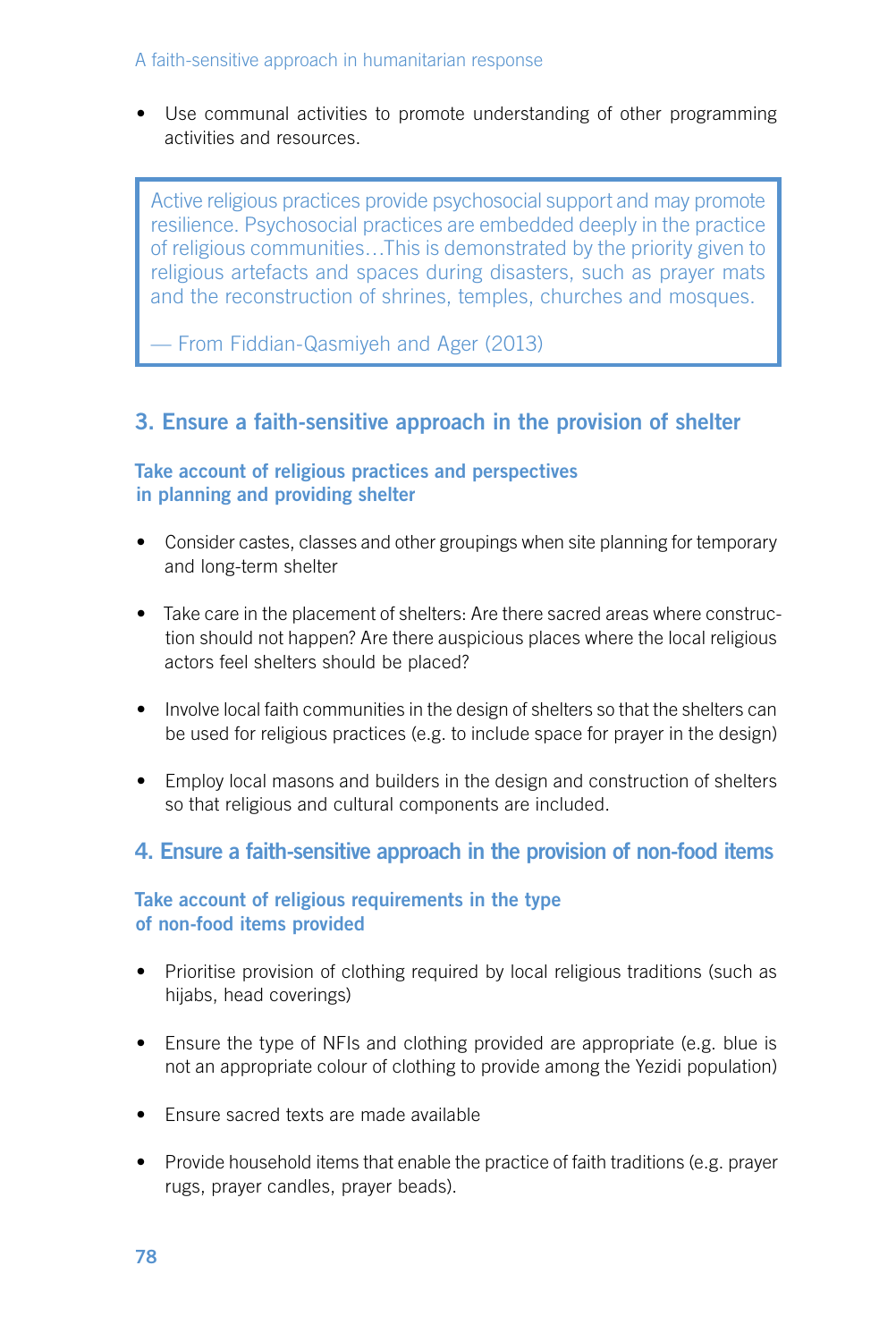- Use communal activities to promote understanding of other programming activities and resources.

> Active religious practices provide psychosocial support and may promote resilience. Psychosocial practices are embedded deeply in the practice of religious communities…This is demonstrated by the priority given to religious artefacts and spaces during disasters, such as prayer mats and the reconstruction of shrines, temples, churches and mosques.
>
> — From Fiddian-Qasmiyeh and Ager (2013)

## 3. Ensure a faith-sensitive approach in the provision of shelter

### Take account of religious practices and perspectives in planning and providing shelter

- Consider castes, classes and other groupings when site planning for temporary and long-term shelter
- Take care in the placement of shelters: Are there sacred areas where construction should not happen? Are there auspicious places where the local religious actors feel shelters should be placed?
- Involve local faith communities in the design of shelters so that the shelters can be used for religious practices (e.g. to include space for prayer in the design)
- Employ local masons and builders in the design and construction of shelters so that religious and cultural components are included.

## 4. Ensure a faith-sensitive approach in the provision of non-food items

### Take account of religious requirements in the type of non-food items provided

- Prioritise provision of clothing required by local religious traditions (such as hijabs, head coverings)
- Ensure the type of NFIs and clothing provided are appropriate (e.g. blue is not an appropriate colour of clothing to provide among the Yezidi population)
- Ensure sacred texts are made available
- Provide household items that enable the practice of faith traditions (e.g. prayer rugs, prayer candles, prayer beads).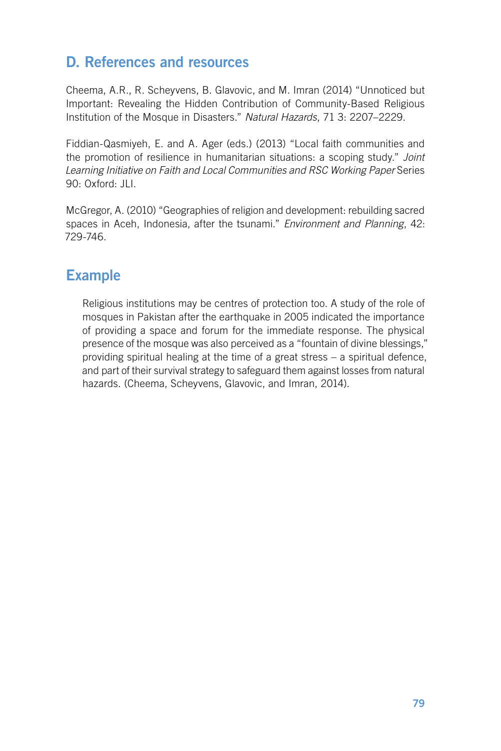## D. References and resources

Cheema, A.R., R. Scheyvens, B. Glavovic, and M. Imran (2014) “Unnoticed but Important: Revealing the Hidden Contribution of Community-Based Religious Institution of the Mosque in Disasters.” *Natural Hazards*, 71 3: 2207–2229.

Fiddian-Qasmiyeh, E. and A. Ager (eds.) (2013) “Local faith communities and the promotion of resilience in humanitarian situations: a scoping study.” *Joint Learning Initiative on Faith and Local Communities and RSC Working Paper* Series 90: Oxford: JLI.

McGregor, A. (2010) “Geographies of religion and development: rebuilding sacred spaces in Aceh, Indonesia, after the tsunami.” *Environment and Planning*, 42: 729-746.

## Example

Religious institutions may be centres of protection too. A study of the role of mosques in Pakistan after the earthquake in 2005 indicated the importance of providing a space and forum for the immediate response. The physical presence of the mosque was also perceived as a “fountain of divine blessings,” providing spiritual healing at the time of a great stress – a spiritual defence, and part of their survival strategy to safeguard them against losses from natural hazards. (Cheema, Scheyvens, Glavovic, and Imran, 2014).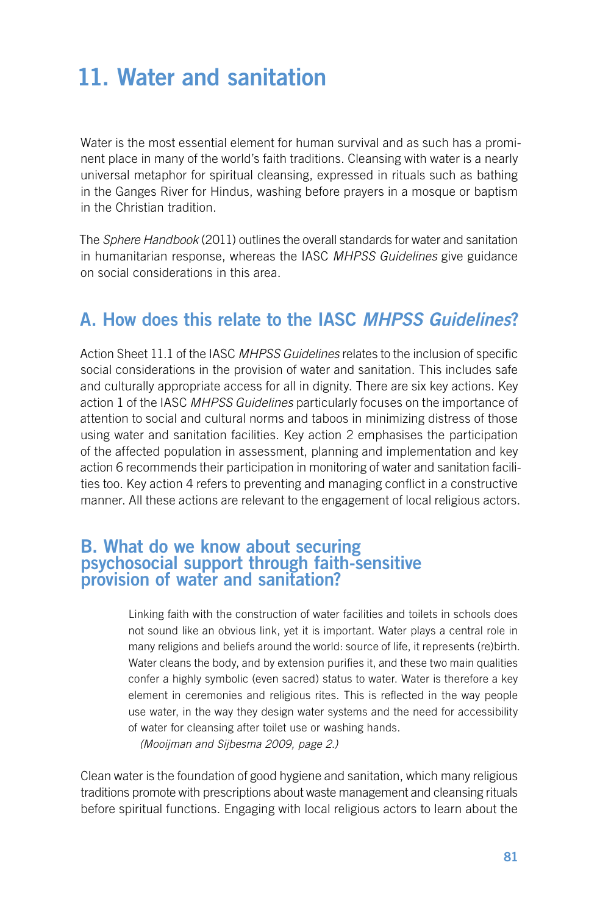# 11. Water and sanitation

Water is the most essential element for human survival and as such has a prominent place in many of the world's faith traditions. Cleansing with water is a nearly universal metaphor for spiritual cleansing, expressed in rituals such as bathing in the Ganges River for Hindus, washing before prayers in a mosque or baptism in the Christian tradition.

The *Sphere Handbook* (2011) outlines the overall standards for water and sanitation in humanitarian response, whereas the IASC *MHPSS Guidelines* give guidance on social considerations in this area.

## A. How does this relate to the IASC *MHPSS Guidelines*?

Action Sheet 11.1 of the IASC *MHPSS Guidelines* relates to the inclusion of specific social considerations in the provision of water and sanitation. This includes safe and culturally appropriate access for all in dignity. There are six key actions. Key action 1 of the IASC *MHPSS Guidelines* particularly focuses on the importance of attention to social and cultural norms and taboos in minimizing distress of those using water and sanitation facilities. Key action 2 emphasises the participation of the affected population in assessment, planning and implementation and key action 6 recommends their participation in monitoring of water and sanitation facilities too. Key action 4 refers to preventing and managing conflict in a constructive manner. All these actions are relevant to the engagement of local religious actors.

## B. What do we know about securing psychosocial support through faith-sensitive provision of water and sanitation?

> Linking faith with the construction of water facilities and toilets in schools does not sound like an obvious link, yet it is important. Water plays a central role in many religions and beliefs around the world: source of life, it represents (re)birth. Water cleans the body, and by extension purifies it, and these two main qualities confer a highly symbolic (even sacred) status to water. Water is therefore a key element in ceremonies and religious rites. This is reflected in the way people use water, in the way they design water systems and the need for accessibility of water for cleansing after toilet use or washing hands.
>
> *(Mooijman and Sijbesma 2009, page 2.)*

Clean water is the foundation of good hygiene and sanitation, which many religious traditions promote with prescriptions about waste management and cleansing rituals before spiritual functions. Engaging with local religious actors to learn about the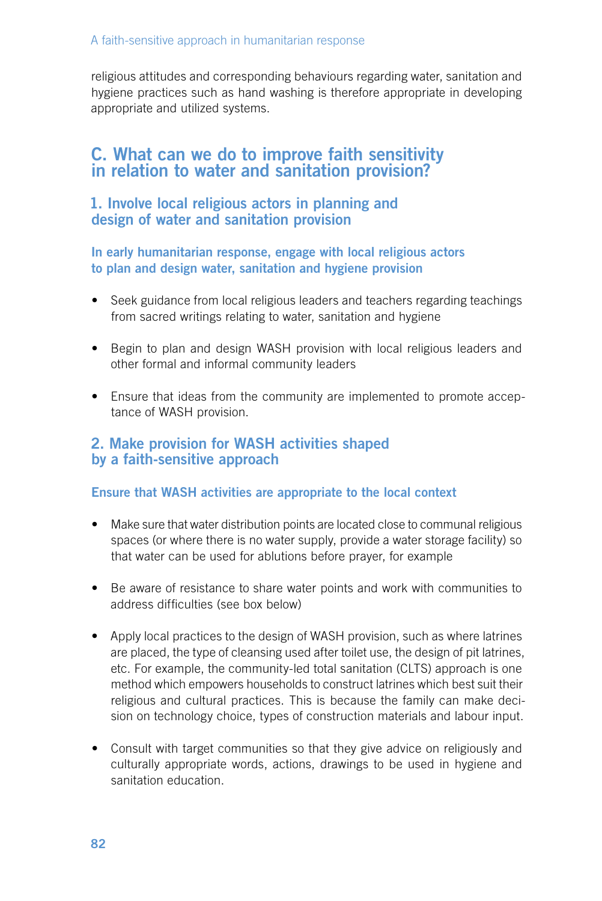religious attitudes and corresponding behaviours regarding water, sanitation and hygiene practices such as hand washing is therefore appropriate in developing appropriate and utilized systems.

## C. What can we do to improve faith sensitivity in relation to water and sanitation provision?

### 1. Involve local religious actors in planning and design of water and sanitation provision

#### In early humanitarian response, engage with local religious actors to plan and design water, sanitation and hygiene provision

- Seek guidance from local religious leaders and teachers regarding teachings from sacred writings relating to water, sanitation and hygiene
- Begin to plan and design WASH provision with local religious leaders and other formal and informal community leaders
- Ensure that ideas from the community are implemented to promote acceptance of WASH provision.

### 2. Make provision for WASH activities shaped by a faith-sensitive approach

#### Ensure that WASH activities are appropriate to the local context

- Make sure that water distribution points are located close to communal religious spaces (or where there is no water supply, provide a water storage facility) so that water can be used for ablutions before prayer, for example
- Be aware of resistance to share water points and work with communities to address difficulties (see box below)
- Apply local practices to the design of WASH provision, such as where latrines are placed, the type of cleansing used after toilet use, the design of pit latrines, etc. For example, the community-led total sanitation (CLTS) approach is one method which empowers households to construct latrines which best suit their religious and cultural practices. This is because the family can make decision on technology choice, types of construction materials and labour input.
- Consult with target communities so that they give advice on religiously and culturally appropriate words, actions, drawings to be used in hygiene and sanitation education.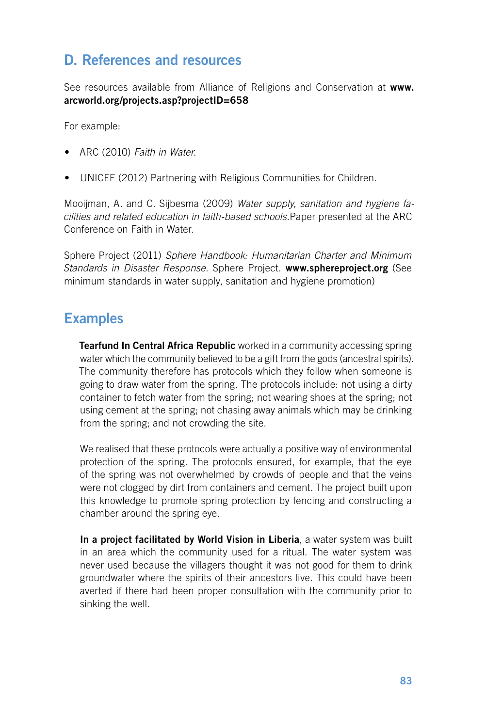## D. References and resources

See resources available from Alliance of Religions and Conservation at **www.arcworld.org/projects.asp?projectID=658**

For example:

- ARC (2010) *Faith in Water*.
- UNICEF (2012) Partnering with Religious Communities for Children.

Mooijman, A. and C. Sijbesma (2009) *Water supply, sanitation and hygiene facilities and related education in faith-based schools*.Paper presented at the ARC Conference on Faith in Water.

Sphere Project (2011) *Sphere Handbook: Humanitarian Charter and Minimum Standards in Disaster Response*. Sphere Project. **www.sphereproject.org** (See minimum standards in water supply, sanitation and hygiene promotion)

## Examples

**Tearfund In Central Africa Republic** worked in a community accessing spring water which the community believed to be a gift from the gods (ancestral spirits). The community therefore has protocols which they follow when someone is going to draw water from the spring. The protocols include: not using a dirty container to fetch water from the spring; not wearing shoes at the spring; not using cement at the spring; not chasing away animals which may be drinking from the spring; and not crowding the site.

We realised that these protocols were actually a positive way of environmental protection of the spring. The protocols ensured, for example, that the eye of the spring was not overwhelmed by crowds of people and that the veins were not clogged by dirt from containers and cement. The project built upon this knowledge to promote spring protection by fencing and constructing a chamber around the spring eye.

**In a project facilitated by World Vision in Liberia**, a water system was built in an area which the community used for a ritual. The water system was never used because the villagers thought it was not good for them to drink groundwater where the spirits of their ancestors live. This could have been averted if there had been proper consultation with the community prior to sinking the well.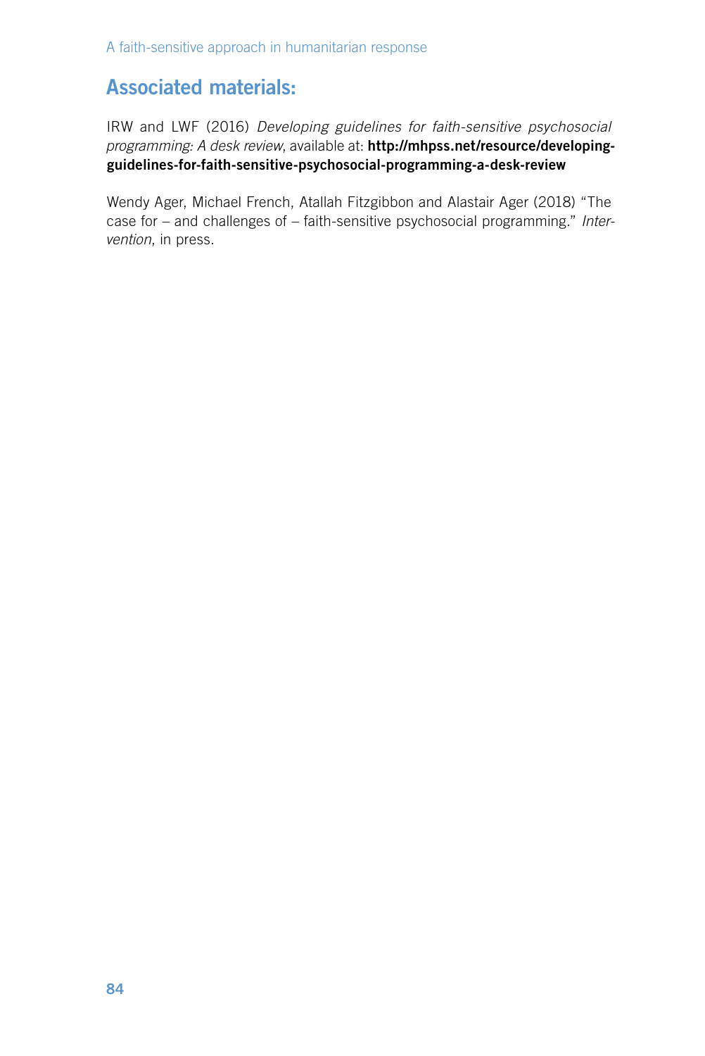## Associated materials:

IRW and LWF (2016) *Developing guidelines for faith-sensitive psychosocial programming: A desk review*, available at: **http://mhpss.net/resource/developing-guidelines-for-faith-sensitive-psychosocial-programming-a-desk-review**

Wendy Ager, Michael French, Atallah Fitzgibbon and Alastair Ager (2018) "The case for – and challenges of – faith-sensitive psychosocial programming." *Intervention*, in press.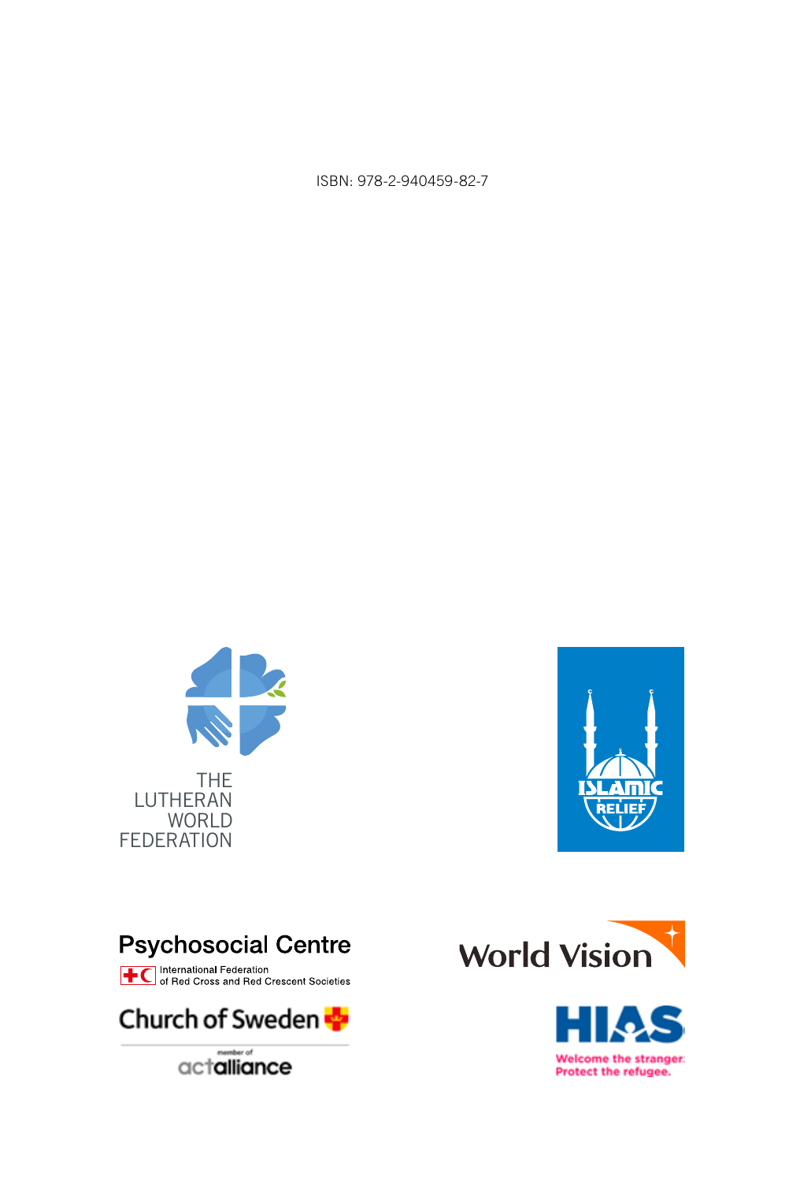ISBN: 978-2-940459-82-7

THE LUTHERAN WORLD FEDERATION

ISLAMIC RELIEF

Psychosocial Centre

International Federation of Red Cross and Red Crescent Societies

World Vision

Church of Sweden

member of actalliance

HIAS

Welcome the stranger. Protect the refugee.